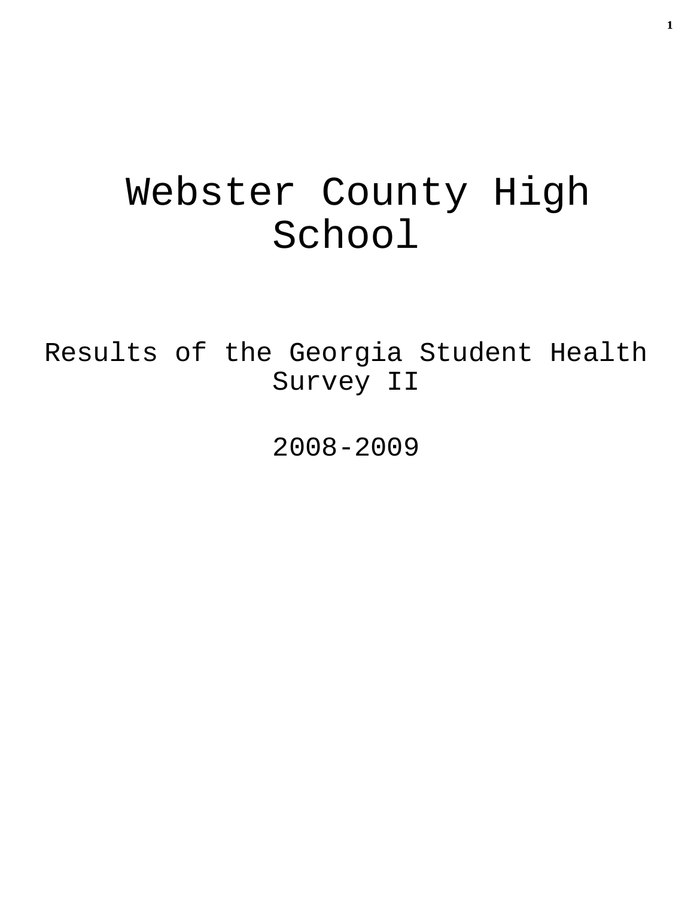# Webster County High School

## Results of the Georgia Student Health Survey II

## 2008-2009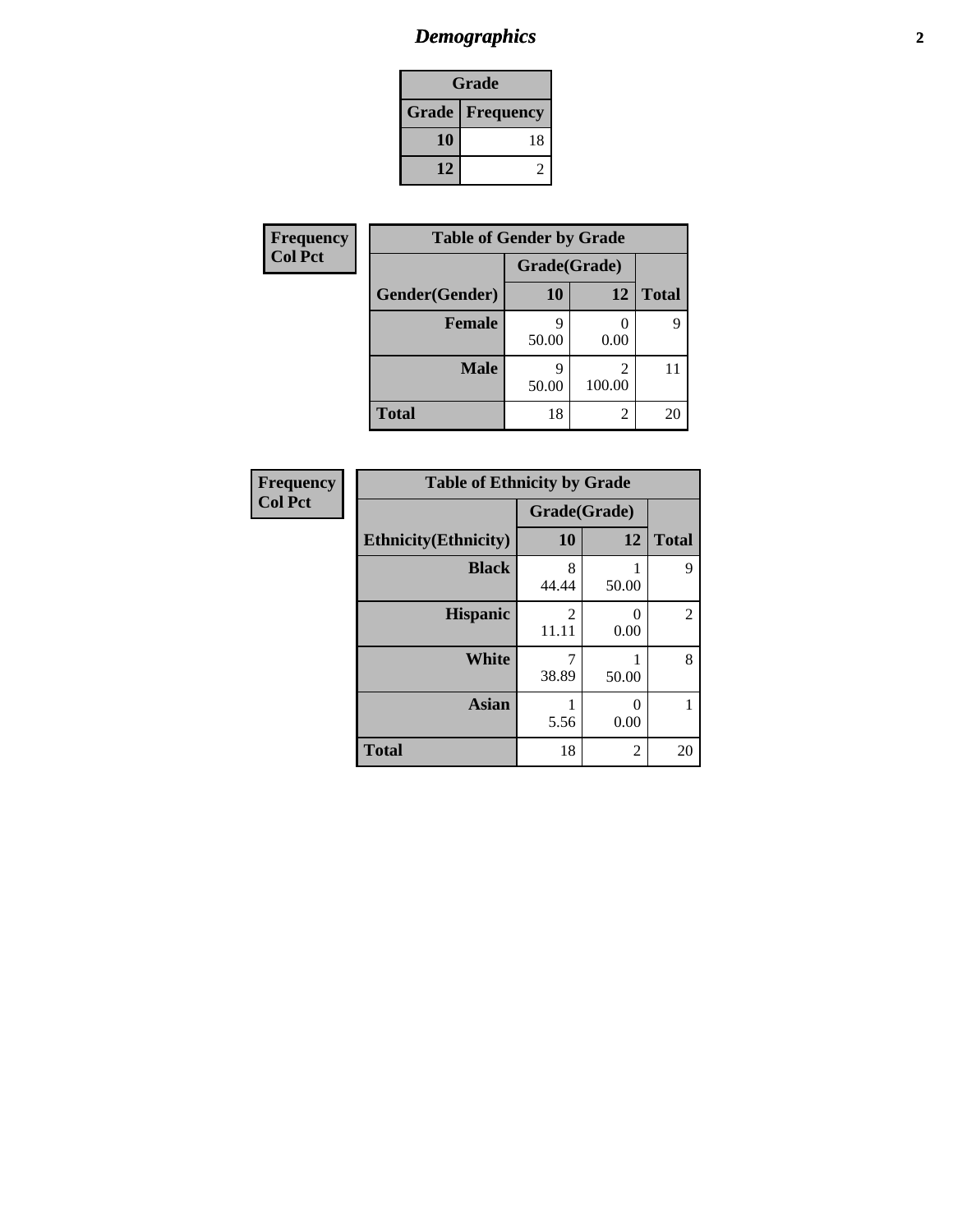# Demographics

| Grade | |
|---|---|
| **Grade** | **Frequency** |
| **10** | 18 |
| **12** | 2 |

**Frequency**
**Col Pct**

| Table of Gender by Grade | | | |
|---|---|---|---|
| | Grade(Grade) | | |
| **Gender(Gender)** | **10** | **12** | **Total** |
| **Female** | 9<br>50.00 | 0<br>0.00 | 9 |
| **Male** | 9<br>50.00 | 2<br>100.00 | 11 |
| **Total** | 18 | 2 | 20 |

**Frequency**
**Col Pct**

| Table of Ethnicity by Grade | | | |
|---|---|---|---|
| | Grade(Grade) | | |
| **Ethnicity(Ethnicity)** | **10** | **12** | **Total** |
| **Black** | 8<br>44.44 | 1<br>50.00 | 9 |
| **Hispanic** | 2<br>11.11 | 0<br>0.00 | 2 |
| **White** | 7<br>38.89 | 1<br>50.00 | 8 |
| **Asian** | 1<br>5.56 | 0<br>0.00 | 1 |
| **Total** | 18 | 2 | 20 |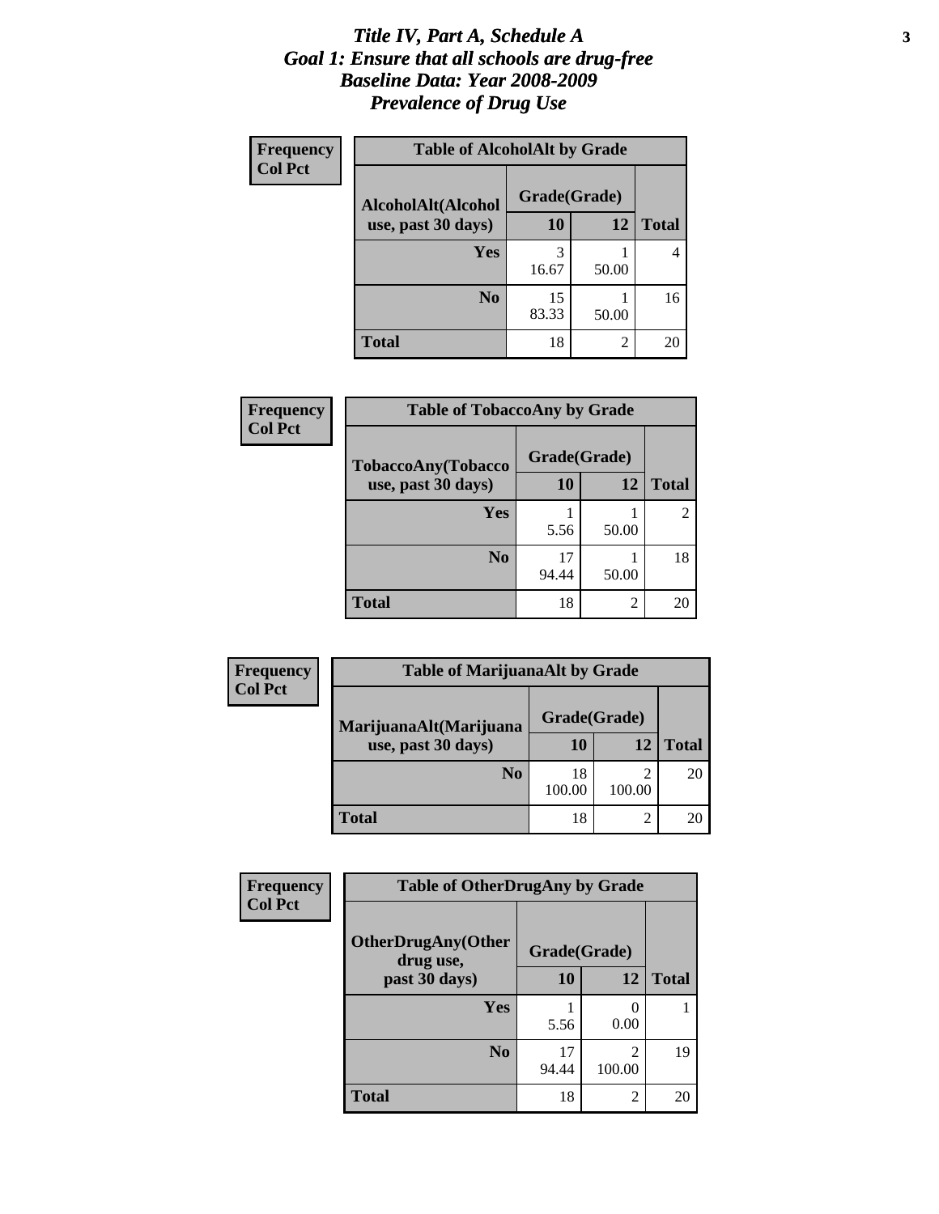# *Title IV, Part A, Schedule A*
# *Goal 1: Ensure that all schools are drug-free*
# *Baseline Data: Year 2008-2009*
# *Prevalence of Drug Use*

**Frequency**
**Col Pct**

| Table of AlcoholAlt by Grade | | | |
|---|---|---|---|
| AlcoholAlt(Alcohol use, past 30 days) | Grade(Grade) | | |
| | 10 | 12 | Total |
| Yes | 3<br>16.67 | 1<br>50.00 | 4 |
| No | 15<br>83.33 | 1<br>50.00 | 16 |
| Total | 18 | 2 | 20 |

**Frequency**
**Col Pct**

| Table of TobaccoAny by Grade | | | |
|---|---|---|---|
| TobaccoAny(Tobacco use, past 30 days) | Grade(Grade) | | |
| | 10 | 12 | Total |
| Yes | 1<br>5.56 | 1<br>50.00 | 2 |
| No | 17<br>94.44 | 1<br>50.00 | 18 |
| Total | 18 | 2 | 20 |

**Frequency**
**Col Pct**

| Table of MarijuanaAlt by Grade | | | |
|---|---|---|---|
| MarijuanaAlt(Marijuana use, past 30 days) | Grade(Grade) | | |
| | 10 | 12 | Total |
| No | 18<br>100.00 | 2<br>100.00 | 20 |
| Total | 18 | 2 | 20 |

**Frequency**
**Col Pct**

| Table of OtherDrugAny by Grade | | | |
|---|---|---|---|
| OtherDrugAny(Other drug use, past 30 days) | Grade(Grade) | | |
| | 10 | 12 | Total |
| Yes | 1<br>5.56 | 0<br>0.00 | 1 |
| No | 17<br>94.44 | 2<br>100.00 | 19 |
| Total | 18 | 2 | 20 |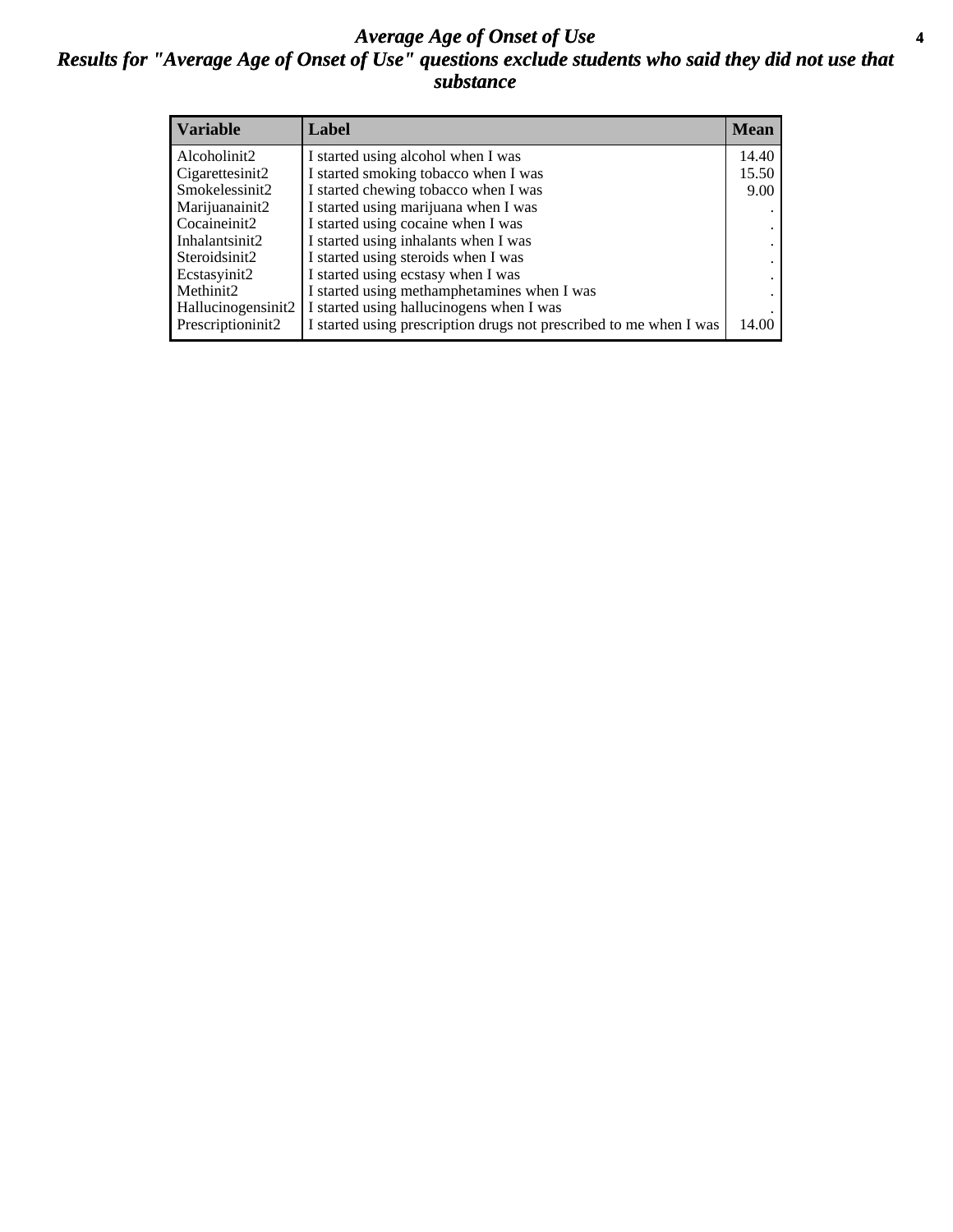# *Average Age of Onset of Use*

## *Results for "Average Age of Onset of Use" questions exclude students who said they did not use that substance*

| Variable | Label | Mean |
|---|---|---|
| Alcoholinit2 | I started using alcohol when I was | 14.40 |
| Cigarettesinit2 | I started smoking tobacco when I was | 15.50 |
| Smokelessinit2 | I started chewing tobacco when I was | 9.00 |
| Marijuanainit2 | I started using marijuana when I was | . |
| Cocaineinit2 | I started using cocaine when I was | . |
| Inhalantsinit2 | I started using inhalants when I was | . |
| Steroidsinit2 | I started using steroids when I was | . |
| Ecstasyinit2 | I started using ecstasy when I was | . |
| Methinit2 | I started using methamphetamines when I was | . |
| Hallucinogensinit2 | I started using hallucinogens when I was | . |
| Prescriptioninit2 | I started using prescription drugs not prescribed to me when I was | 14.00 |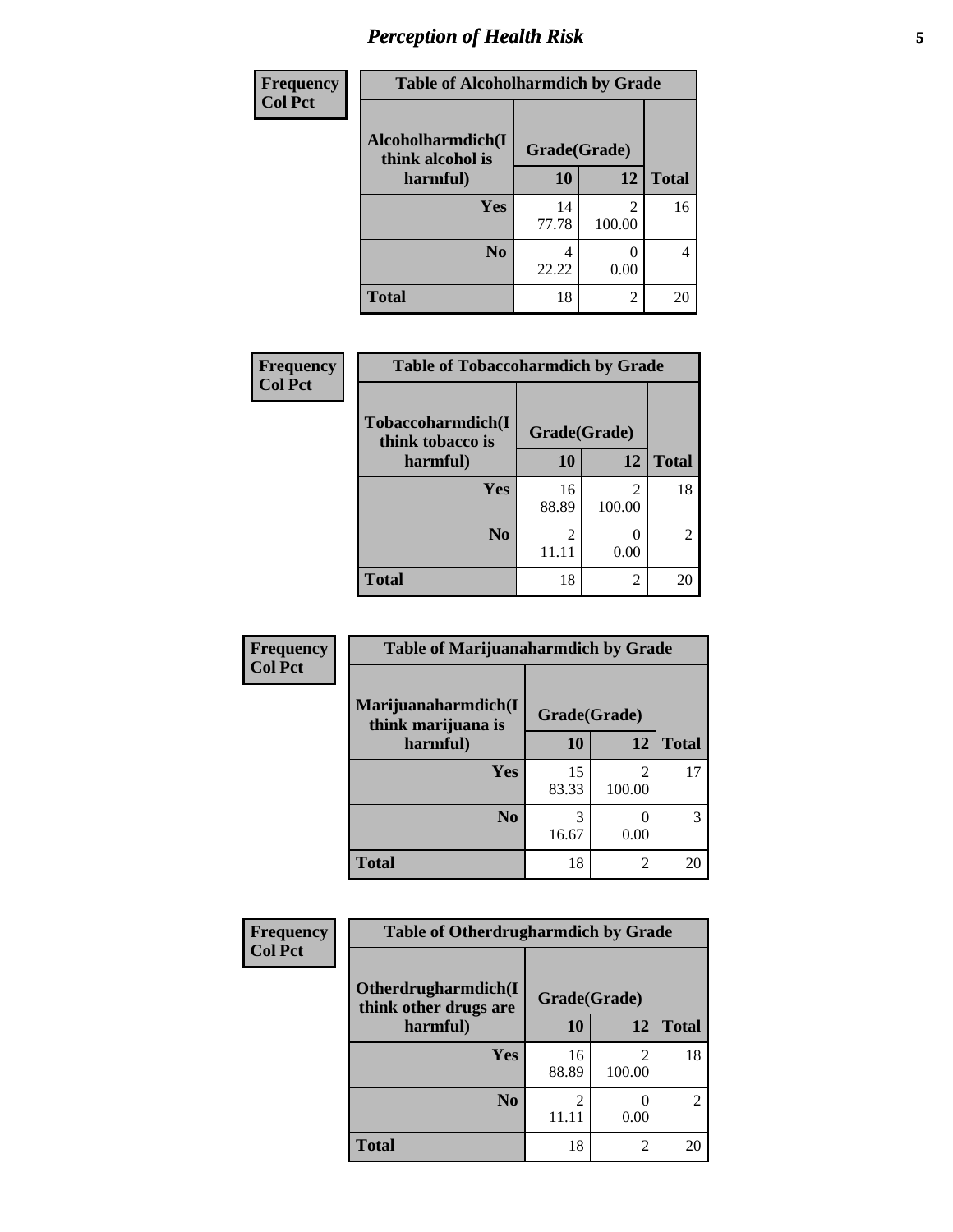# Perception of Health Risk

Frequency
Col Pct

| Table of Alcoholharmdich by Grade | | | |
|---|---|---|---|
| Alcoholharmdich(I think alcohol is harmful) | Grade(Grade) | | Total |
| | 10 | 12 | |
| Yes | 14<br>77.78 | 2<br>100.00 | 16 |
| No | 4<br>22.22 | 0<br>0.00 | 4 |
| Total | 18 | 2 | 20 |

Frequency
Col Pct

| Table of Tobaccoharmdich by Grade | | | |
|---|---|---|---|
| Tobaccoharmdich(I think tobacco is harmful) | Grade(Grade) | | Total |
| | 10 | 12 | |
| Yes | 16<br>88.89 | 2<br>100.00 | 18 |
| No | 2<br>11.11 | 0<br>0.00 | 2 |
| Total | 18 | 2 | 20 |

Frequency
Col Pct

| Table of Marijuanaharmdich by Grade | | | |
|---|---|---|---|
| Marijuanaharmdich(I think marijuana is harmful) | Grade(Grade) | | Total |
| | 10 | 12 | |
| Yes | 15<br>83.33 | 2<br>100.00 | 17 |
| No | 3<br>16.67 | 0<br>0.00 | 3 |
| Total | 18 | 2 | 20 |

Frequency
Col Pct

| Table of Otherdrugharmdich by Grade | | | |
|---|---|---|---|
| Otherdrugharmdich(I think other drugs are harmful) | Grade(Grade) | | Total |
| | 10 | 12 | |
| Yes | 16<br>88.89 | 2<br>100.00 | 18 |
| No | 2<br>11.11 | 0<br>0.00 | 2 |
| Total | 18 | 2 | 20 |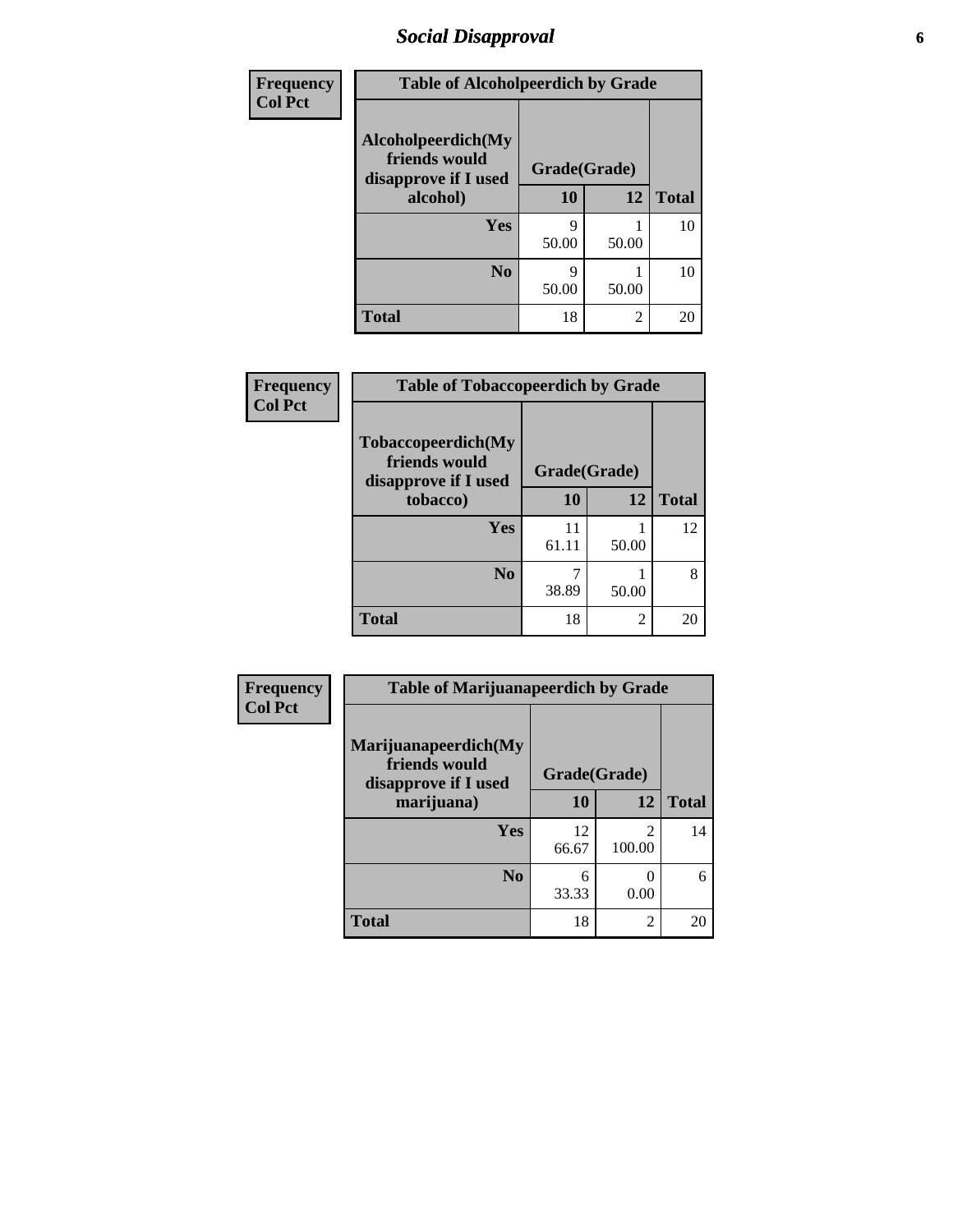# *Social Disapproval*

| Frequency<br>Col Pct | Table of Alcoholpeerdich by Grade | | |
|---|---|---|---|
| Alcoholpeerdich(My friends would disapprove if I used alcohol) | Grade(Grade) | | |
| | 10 | 12 | Total |
| Yes | 9<br>50.00 | 1<br>50.00 | 10 |
| No | 9<br>50.00 | 1<br>50.00 | 10 |
| Total | 18 | 2 | 20 |

| Frequency<br>Col Pct | Table of Tobaccopeerdich by Grade | | |
|---|---|---|---|
| Tobaccopeerdich(My friends would disapprove if I used tobacco) | Grade(Grade) | | |
| | 10 | 12 | Total |
| Yes | 11<br>61.11 | 1<br>50.00 | 12 |
| No | 7<br>38.89 | 1<br>50.00 | 8 |
| Total | 18 | 2 | 20 |

| Frequency<br>Col Pct | Table of Marijuanapeerdich by Grade | | |
|---|---|---|---|
| Marijuanapeerdich(My friends would disapprove if I used marijuana) | Grade(Grade) | | |
| | 10 | 12 | Total |
| Yes | 12<br>66.67 | 2<br>100.00 | 14 |
| No | 6<br>33.33 | 0<br>0.00 | 6 |
| Total | 18 | 2 | 20 |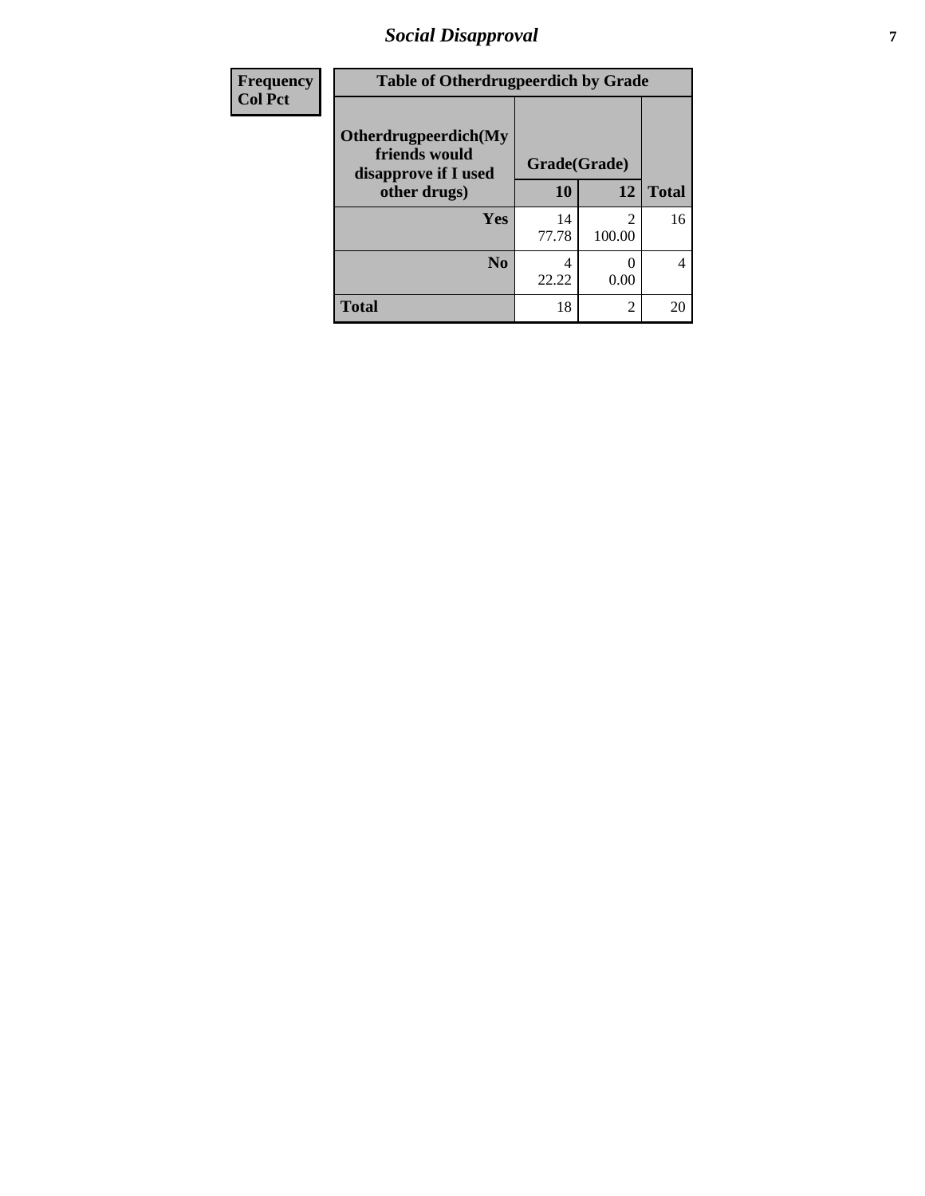| Frequency<br>Col Pct | Table of Otherdrugpeerdich by Grade | | |
|---|---|---|---|
| Otherdrugpeerdich(My friends would disapprove if I used other drugs) | Grade(Grade) | | |
| | 10 | 12 | Total |
| Yes | 14<br>77.78 | 2<br>100.00 | 16 |
| No | 4<br>22.22 | 0<br>0.00 | 4 |
| Total | 18 | 2 | 20 |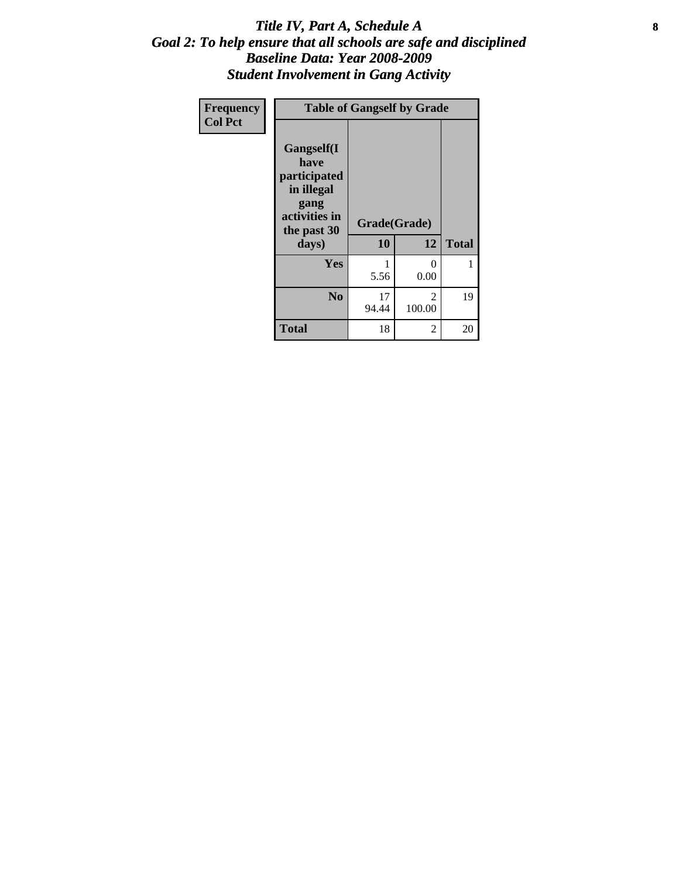# *Title IV, Part A, Schedule A*
## *Goal 2: To help ensure that all schools are safe and disciplined*
## *Baseline Data: Year 2008-2009*
## *Student Involvement in Gang Activity*

**Frequency**
**Col Pct**

**Table of Gangself by Grade**

| Gangself(I have participated in illegal gang activities in the past 30 days) | Grade(Grade) | | |
|---|---|---|---|
| | **10** | **12** | **Total** |
| **Yes** | 1<br>5.56 | 0<br>0.00 | 1 |
| **No** | 17<br>94.44 | 2<br>100.00 | 19 |
| **Total** | 18 | 2 | 20 |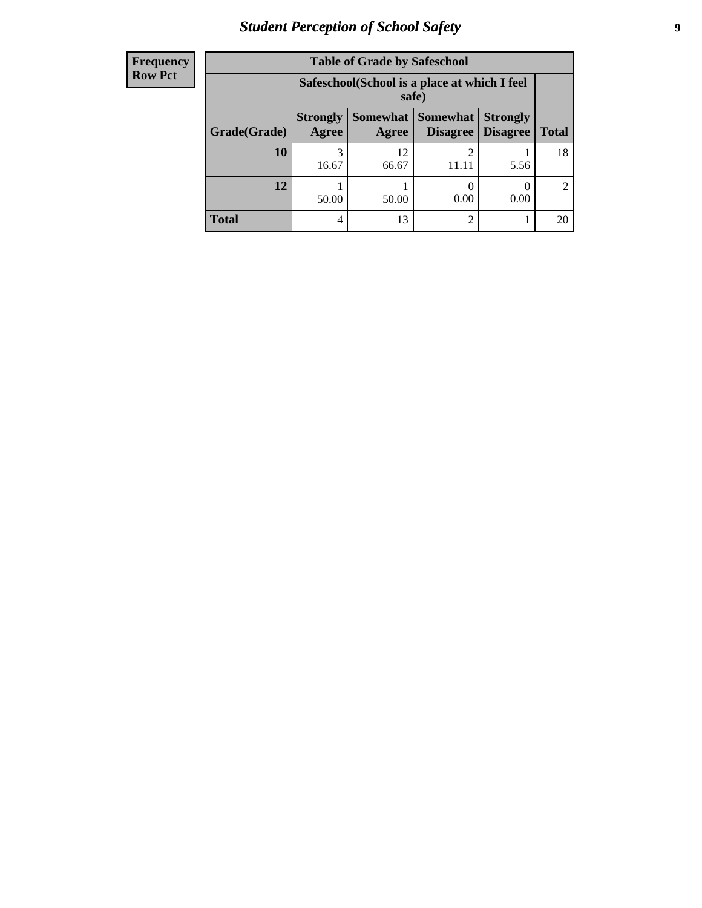# Student Perception of School Safety

| Frequency<br>Row Pct |
|---|

**Table of Grade by Safeschool**

| | Safeschool(School is a place at which I feel safe) | | | | |
|---|---|---|---|---|---|
| **Grade(Grade)** | **Strongly Agree** | **Somewhat Agree** | **Somewhat Disagree** | **Strongly Disagree** | **Total** |
| **10** | 3<br>16.67 | 12<br>66.67 | 2<br>11.11 | 1<br>5.56 | 18 |
| **12** | 1<br>50.00 | 1<br>50.00 | 0<br>0.00 | 0<br>0.00 | 2 |
| **Total** | 4 | 13 | 2 | 1 | 20 |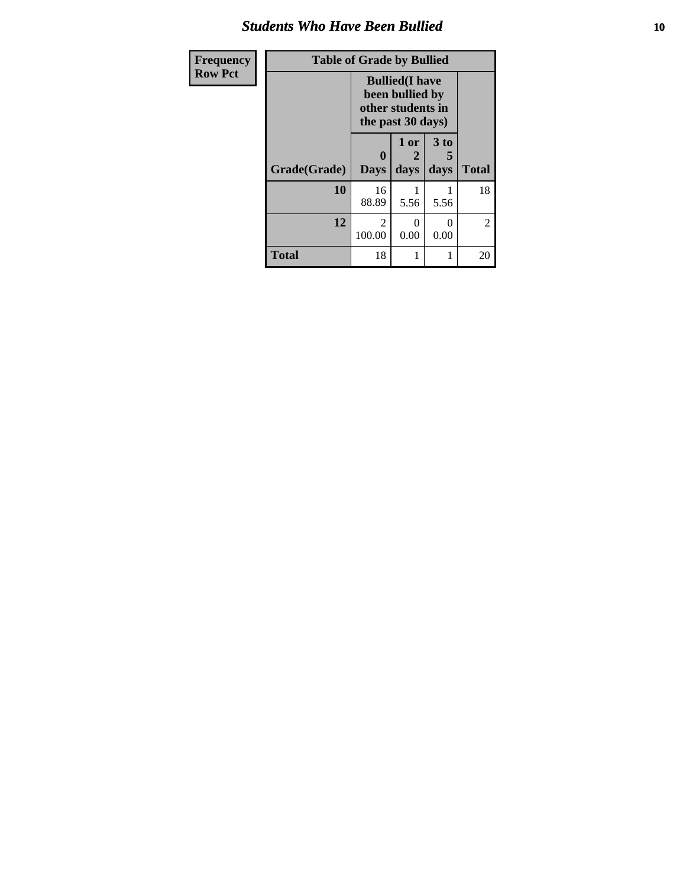## Students Who Have Been Bullied

| Frequency<br>Row Pct |
|---|

**Table of Grade by Bullied**

| Grade(Grade) | Bullied(I have been bullied by other students in the past 30 days) | | | Total |
|---|---|---|---|---|
| | 0 Days | 1 or 2 days | 3 to 5 days | |
| **10** | 16<br>88.89 | 1<br>5.56 | 1<br>5.56 | 18 |
| **12** | 2<br>100.00 | 0<br>0.00 | 0<br>0.00 | 2 |
| **Total** | 18 | 1 | 1 | 20 |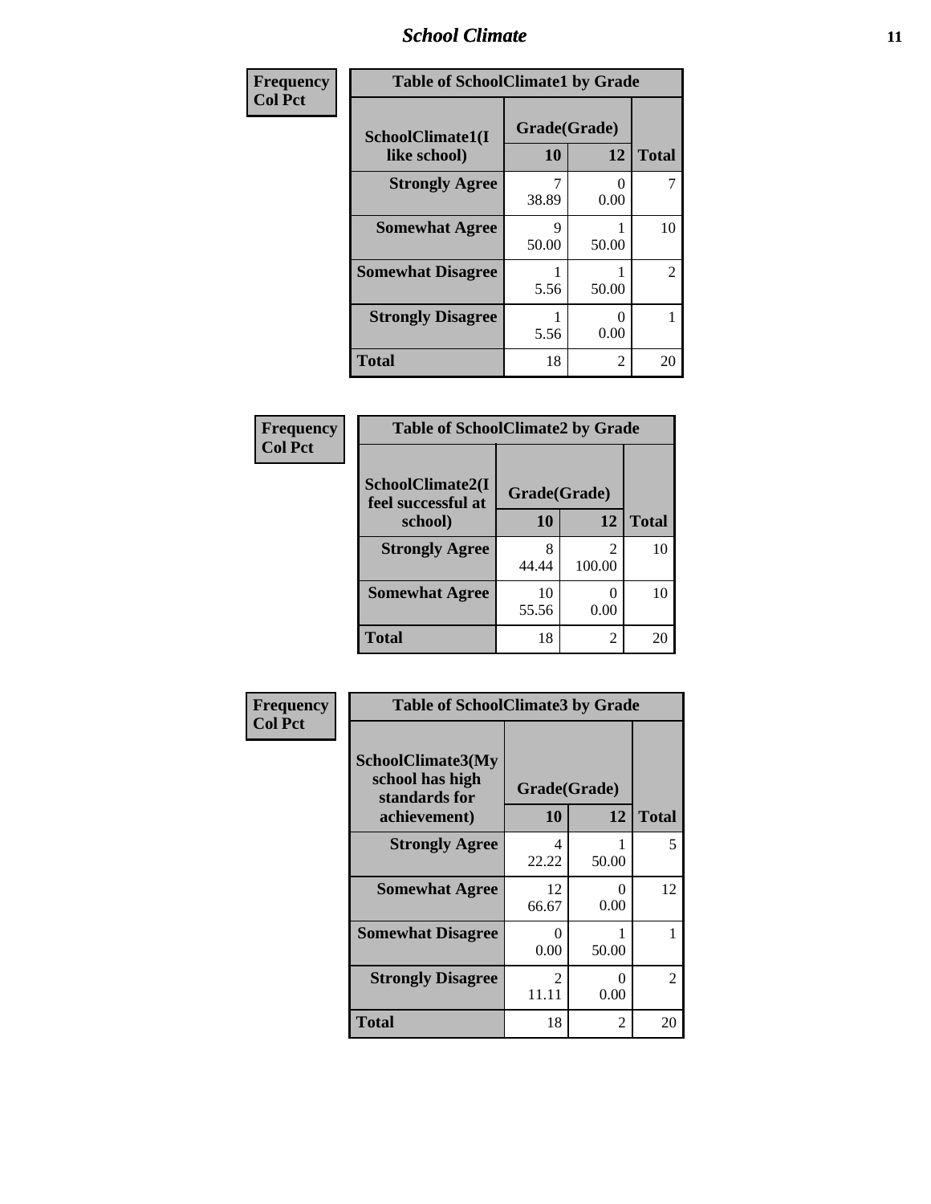# School Climate

| Frequency<br>Col Pct | Table of SchoolClimate1 by Grade | | |
|---|---|---|---|
| SchoolClimate1(I like school) | Grade(Grade) | | |
| | 10 | 12 | Total |
| Strongly Agree | 7<br>38.89 | 0<br>0.00 | 7 |
| Somewhat Agree | 9<br>50.00 | 1<br>50.00 | 10 |
| Somewhat Disagree | 1<br>5.56 | 1<br>50.00 | 2 |
| Strongly Disagree | 1<br>5.56 | 0<br>0.00 | 1 |
| Total | 18 | 2 | 20 |

| Frequency<br>Col Pct | Table of SchoolClimate2 by Grade | | |
|---|---|---|---|
| SchoolClimate2(I feel successful at school) | Grade(Grade) | | |
| | 10 | 12 | Total |
| Strongly Agree | 8<br>44.44 | 2<br>100.00 | 10 |
| Somewhat Agree | 10<br>55.56 | 0<br>0.00 | 10 |
| Total | 18 | 2 | 20 |

| Frequency<br>Col Pct | Table of SchoolClimate3 by Grade | | |
|---|---|---|---|
| SchoolClimate3(My school has high standards for achievement) | Grade(Grade) | | |
| | 10 | 12 | Total |
| Strongly Agree | 4<br>22.22 | 1<br>50.00 | 5 |
| Somewhat Agree | 12<br>66.67 | 0<br>0.00 | 12 |
| Somewhat Disagree | 0<br>0.00 | 1<br>50.00 | 1 |
| Strongly Disagree | 2<br>11.11 | 0<br>0.00 | 2 |
| Total | 18 | 2 | 20 |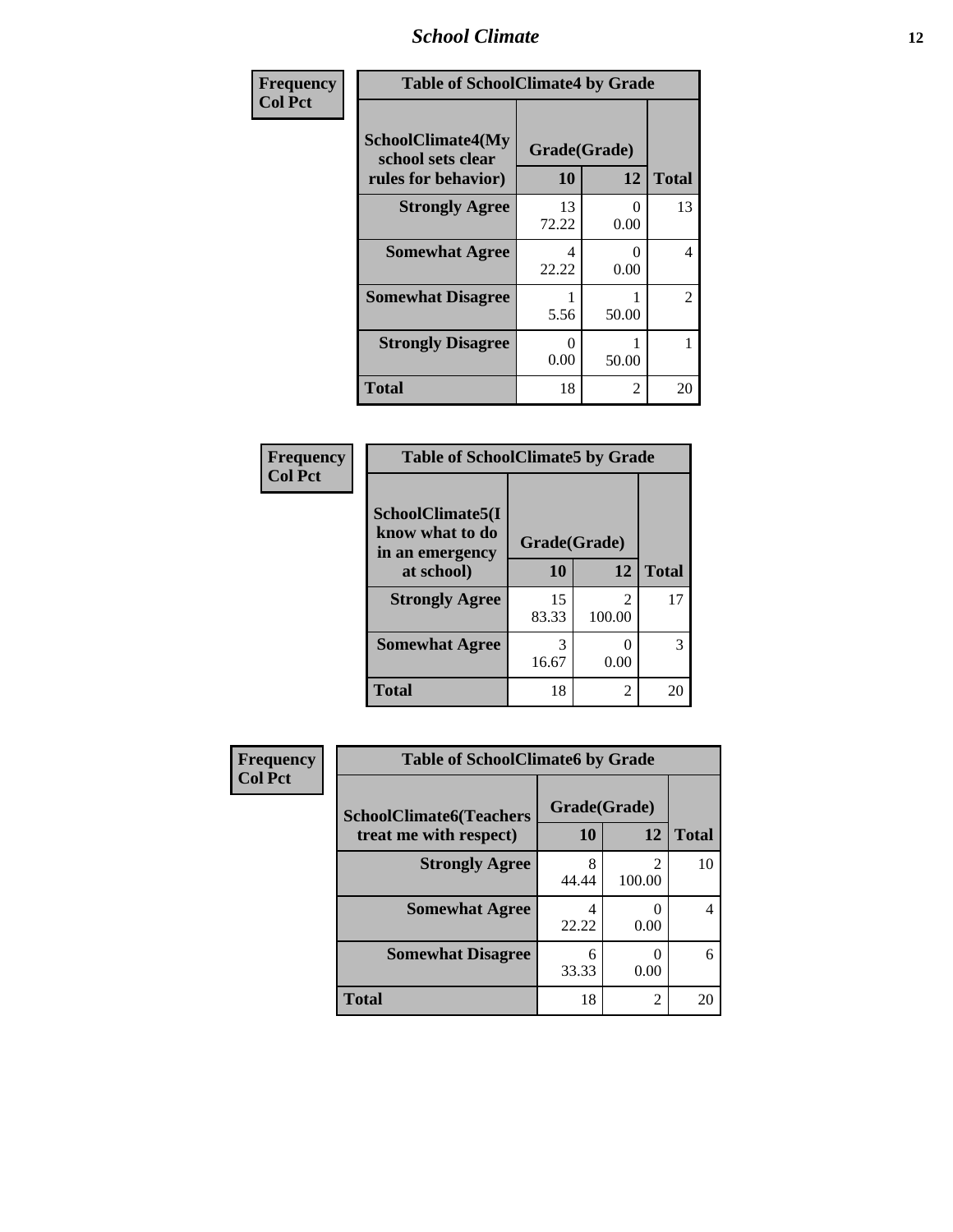| Frequency<br>Col Pct | Table of SchoolClimate4 by Grade | | |
|---|---|---|---|
| SchoolClimate4(My school sets clear rules for behavior) | Grade(Grade) | | Total |
| | 10 | 12 | |
| Strongly Agree | 13<br>72.22 | 0<br>0.00 | 13 |
| Somewhat Agree | 4<br>22.22 | 0<br>0.00 | 4 |
| Somewhat Disagree | 1<br>5.56 | 1<br>50.00 | 2 |
| Strongly Disagree | 0<br>0.00 | 1<br>50.00 | 1 |
| Total | 18 | 2 | 20 |

| Frequency<br>Col Pct | Table of SchoolClimate5 by Grade | | |
|---|---|---|---|
| SchoolClimate5(I know what to do in an emergency at school) | Grade(Grade) | | Total |
| | 10 | 12 | |
| Strongly Agree | 15<br>83.33 | 2<br>100.00 | 17 |
| Somewhat Agree | 3<br>16.67 | 0<br>0.00 | 3 |
| Total | 18 | 2 | 20 |

| Frequency<br>Col Pct | Table of SchoolClimate6 by Grade | | |
|---|---|---|---|
| SchoolClimate6(Teachers treat me with respect) | Grade(Grade) | | Total |
| | 10 | 12 | |
| Strongly Agree | 8<br>44.44 | 2<br>100.00 | 10 |
| Somewhat Agree | 4<br>22.22 | 0<br>0.00 | 4 |
| Somewhat Disagree | 6<br>33.33 | 0<br>0.00 | 6 |
| Total | 18 | 2 | 20 |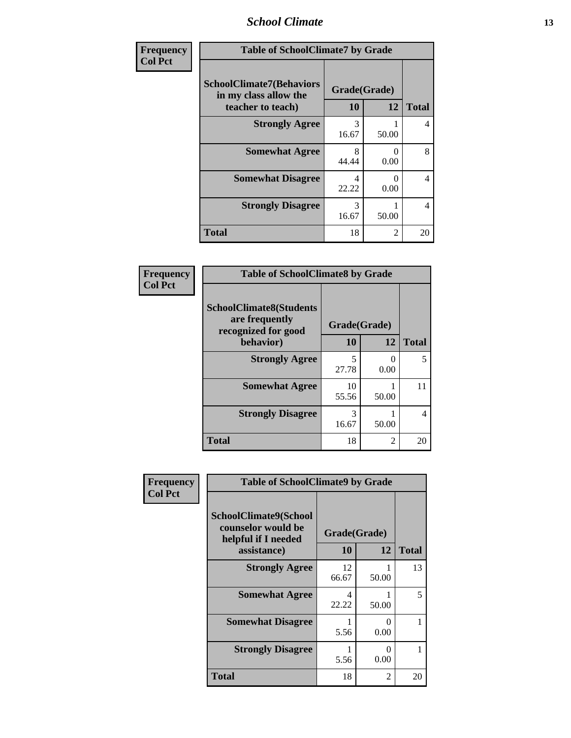| Frequency<br>Col Pct | Table of SchoolClimate7 by Grade | | |
|---|---|---|---|
| SchoolClimate7(Behaviors in my class allow the teacher to teach) | Grade(Grade) | | |
| | 10 | 12 | Total |
| Strongly Agree | 3<br>16.67 | 1<br>50.00 | 4 |
| Somewhat Agree | 8<br>44.44 | 0<br>0.00 | 8 |
| Somewhat Disagree | 4<br>22.22 | 0<br>0.00 | 4 |
| Strongly Disagree | 3<br>16.67 | 1<br>50.00 | 4 |
| Total | 18 | 2 | 20 |

| Frequency<br>Col Pct | Table of SchoolClimate8 by Grade | | |
|---|---|---|---|
| SchoolClimate8(Students are frequently recognized for good behavior) | Grade(Grade) | | |
| | 10 | 12 | Total |
| Strongly Agree | 5<br>27.78 | 0<br>0.00 | 5 |
| Somewhat Agree | 10<br>55.56 | 1<br>50.00 | 11 |
| Strongly Disagree | 3<br>16.67 | 1<br>50.00 | 4 |
| Total | 18 | 2 | 20 |

| Frequency<br>Col Pct | Table of SchoolClimate9 by Grade | | |
|---|---|---|---|
| SchoolClimate9(School counselor would be helpful if I needed assistance) | Grade(Grade) | | |
| | 10 | 12 | Total |
| Strongly Agree | 12<br>66.67 | 1<br>50.00 | 13 |
| Somewhat Agree | 4<br>22.22 | 1<br>50.00 | 5 |
| Somewhat Disagree | 1<br>5.56 | 0<br>0.00 | 1 |
| Strongly Disagree | 1<br>5.56 | 0<br>0.00 | 1 |
| Total | 18 | 2 | 20 |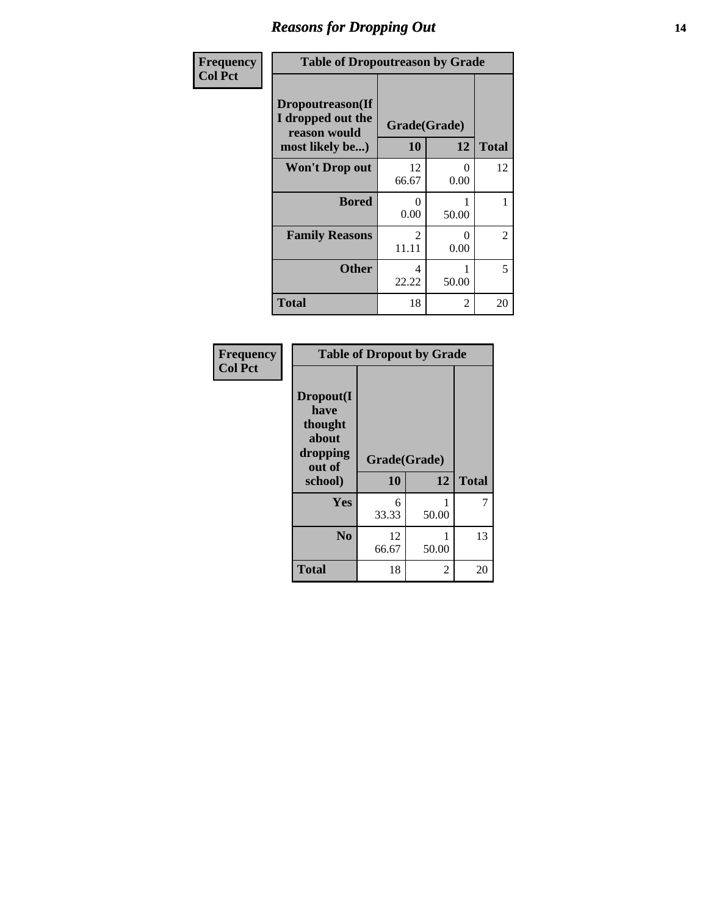# Reasons for Dropping Out

| Frequency<br>Col Pct | Table of Dropoutreason by Grade | | |
|---|---|---|---|
| **Dropoutreason(If I dropped out the reason would most likely be...)** | **Grade(Grade)** | | |
| | **10** | **12** | **Total** |
| **Won't Drop out** | 12<br>66.67 | 0<br>0.00 | 12 |
| **Bored** | 0<br>0.00 | 1<br>50.00 | 1 |
| **Family Reasons** | 2<br>11.11 | 0<br>0.00 | 2 |
| **Other** | 4<br>22.22 | 1<br>50.00 | 5 |
| **Total** | 18 | 2 | 20 |

| Frequency<br>Col Pct | Table of Dropout by Grade | | |
|---|---|---|---|
| **Dropout(I have thought about dropping out of school)** | **Grade(Grade)** | | |
| | **10** | **12** | **Total** |
| **Yes** | 6<br>33.33 | 1<br>50.00 | 7 |
| **No** | 12<br>66.67 | 1<br>50.00 | 13 |
| **Total** | 18 | 2 | 20 |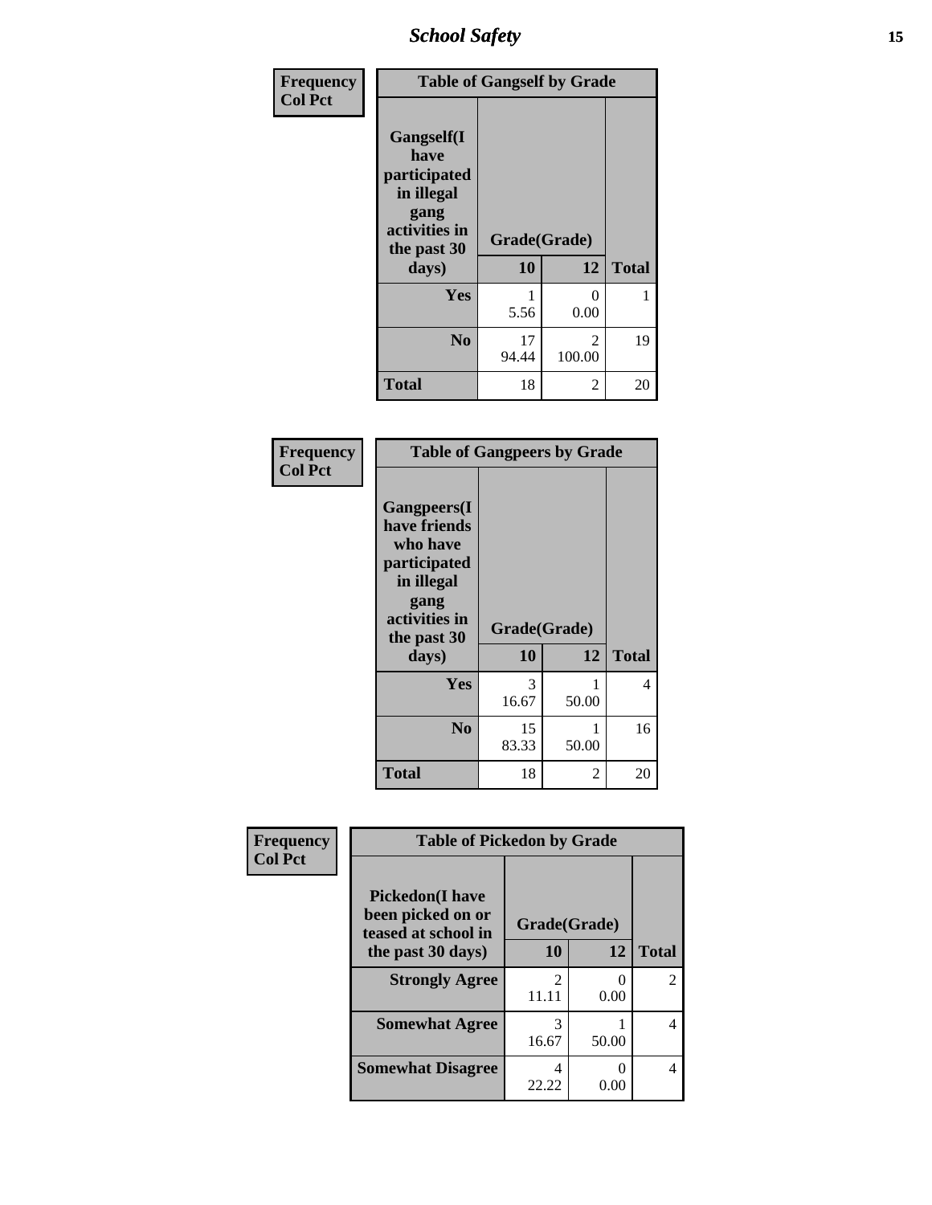Frequency
Col Pct

| Table of Gangself by Grade | | | |
|---|---|---|---|
| Gangself(I have participated in illegal gang activities in the past 30 days) | Grade(Grade) | | |
| | 10 | 12 | Total |
| Yes | 1<br>5.56 | 0<br>0.00 | 1 |
| No | 17<br>94.44 | 2<br>100.00 | 19 |
| Total | 18 | 2 | 20 |

Frequency
Col Pct

| Table of Gangpeers by Grade | | | |
|---|---|---|---|
| Gangpeers(I have friends who have participated in illegal gang activities in the past 30 days) | Grade(Grade) | | |
| | 10 | 12 | Total |
| Yes | 3<br>16.67 | 1<br>50.00 | 4 |
| No | 15<br>83.33 | 1<br>50.00 | 16 |
| Total | 18 | 2 | 20 |

Frequency
Col Pct

| Table of Pickedon by Grade | | | |
|---|---|---|---|
| Pickedon(I have been picked on or teased at school in the past 30 days) | Grade(Grade) | | |
| | 10 | 12 | Total |
| Strongly Agree | 2<br>11.11 | 0<br>0.00 | 2 |
| Somewhat Agree | 3<br>16.67 | 1<br>50.00 | 4 |
| Somewhat Disagree | 4<br>22.22 | 0<br>0.00 | 4 |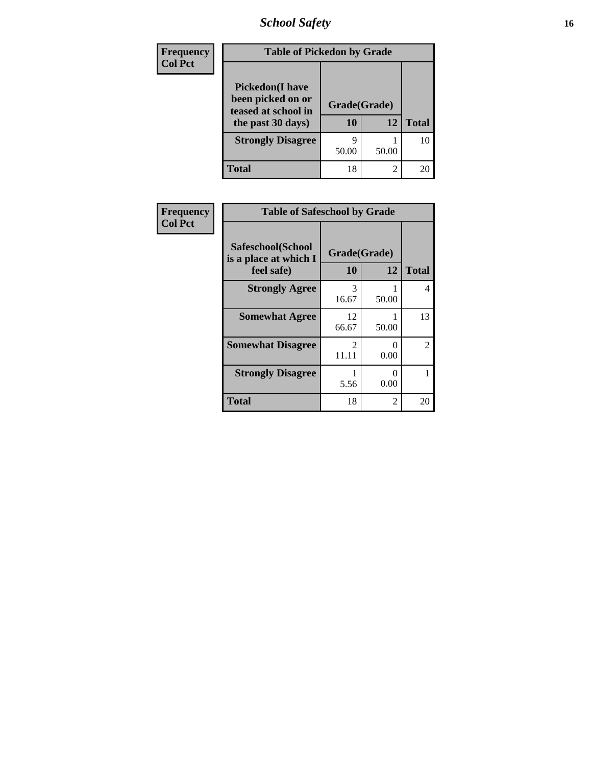| Frequency<br>Col Pct | Table of Pickedon by Grade | | |
|---|---|---|---|
| **Pickedon(I have been picked on or teased at school in the past 30 days)** | **Grade(Grade)** | | **Total** |
| | **10** | **12** | |
| **Strongly Disagree** | 9<br>50.00 | 1<br>50.00 | 10 |
| **Total** | 18 | 2 | 20 |

| Frequency<br>Col Pct | Table of Safeschool by Grade | | |
|---|---|---|---|
| **Safeschool(School is a place at which I feel safe)** | **Grade(Grade)** | | **Total** |
| | **10** | **12** | |
| **Strongly Agree** | 3<br>16.67 | 1<br>50.00 | 4 |
| **Somewhat Agree** | 12<br>66.67 | 1<br>50.00 | 13 |
| **Somewhat Disagree** | 2<br>11.11 | 0<br>0.00 | 2 |
| **Strongly Disagree** | 1<br>5.56 | 0<br>0.00 | 1 |
| **Total** | 18 | 2 | 20 |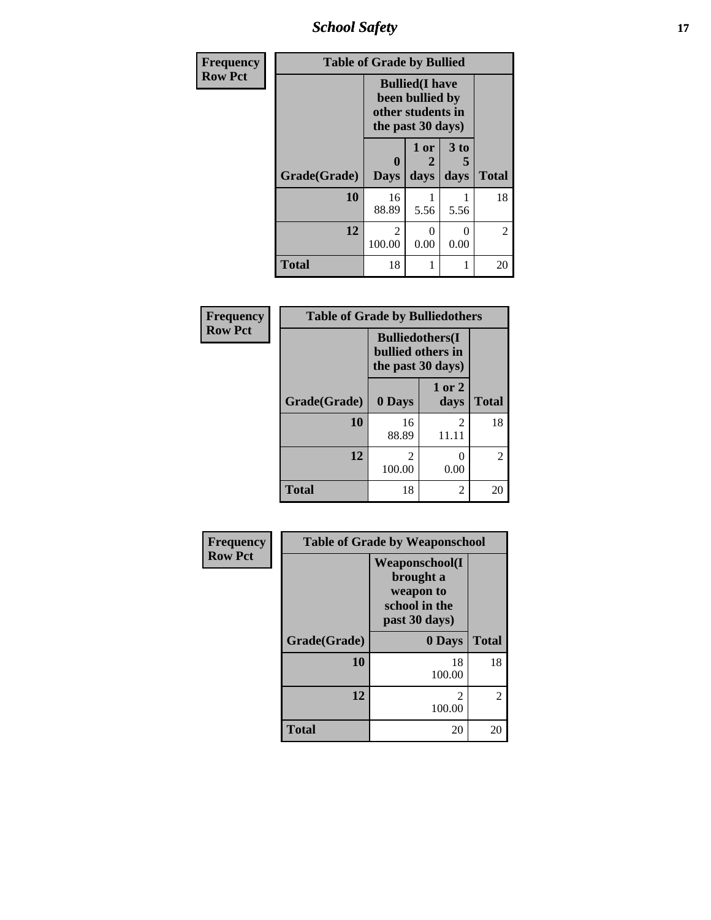Frequency
Row Pct

**Table of Grade by Bullied**

| Grade(Grade) | Bullied(I have been bullied by other students in the past 30 days) 0 Days | 1 or 2 days | 3 to 5 days | Total |
|---|---|---|---|---|
| **10** | 16<br>88.89 | 1<br>5.56 | 1<br>5.56 | 18 |
| **12** | 2<br>100.00 | 0<br>0.00 | 0<br>0.00 | 2 |
| **Total** | 18 | 1 | 1 | 20 |

Frequency
Row Pct

**Table of Grade by Bulliedothers**

| Grade(Grade) | Bulliedothers(I bullied others in the past 30 days) 0 Days | 1 or 2 days | Total |
|---|---|---|---|
| **10** | 16<br>88.89 | 2<br>11.11 | 18 |
| **12** | 2<br>100.00 | 0<br>0.00 | 2 |
| **Total** | 18 | 2 | 20 |

Frequency
Row Pct

**Table of Grade by Weaponschool**

| Grade(Grade) | Weaponschool(I brought a weapon to school in the past 30 days) 0 Days | Total |
|---|---|---|
| **10** | 18<br>100.00 | 18 |
| **12** | 2<br>100.00 | 2 |
| **Total** | 20 | 20 |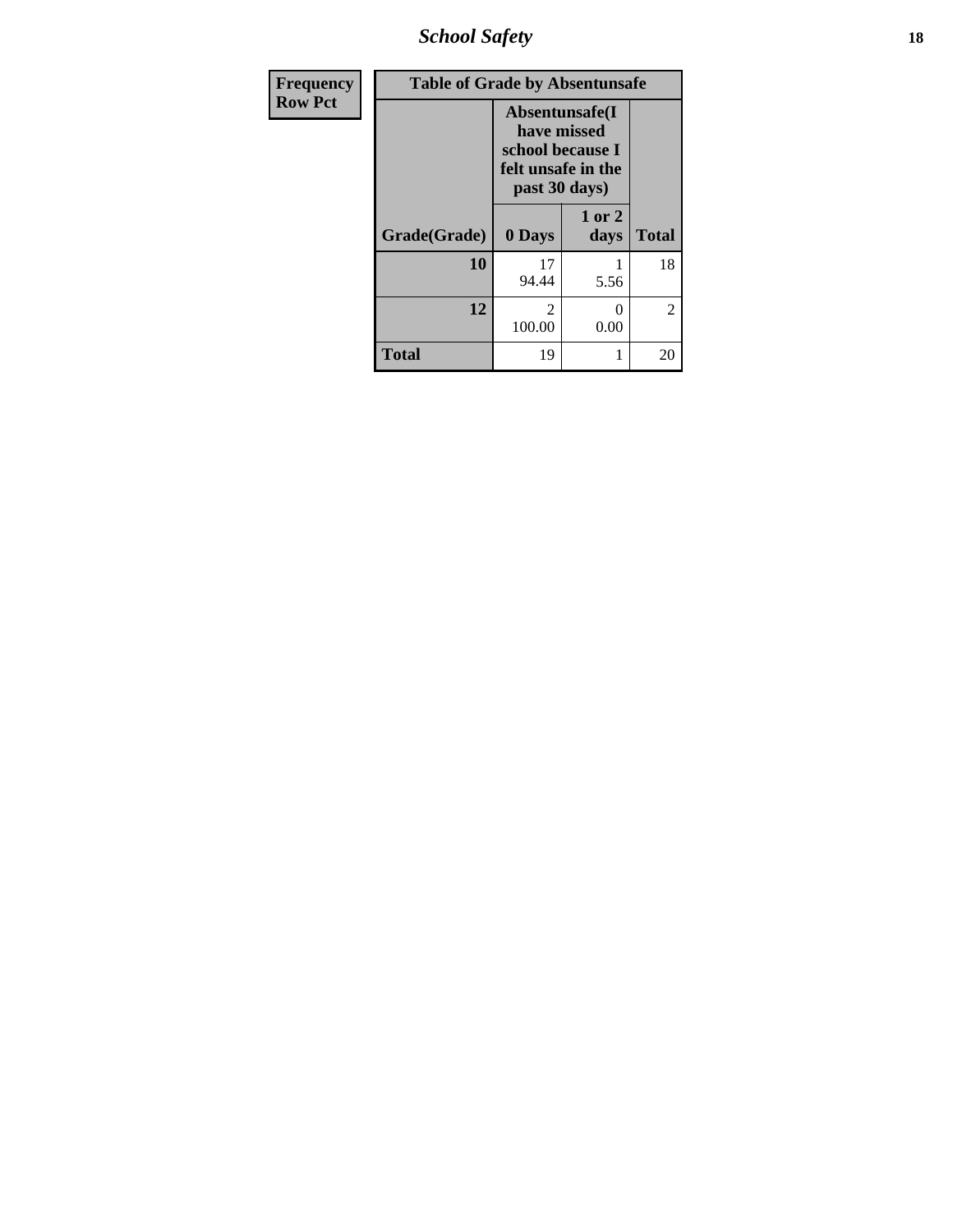| Frequency<br>Row Pct | | | |
|---|---|---|---|
| **Table of Grade by Absentunsafe** | | | |
| | **Absentunsafe(I have missed school because I felt unsafe in the past 30 days)** | | |
| **Grade(Grade)** | **0 Days** | **1 or 2 days** | **Total** |
| **10** | 17<br>94.44 | 1<br>5.56 | 18 |
| **12** | 2<br>100.00 | 0<br>0.00 | 2 |
| **Total** | 19 | 1 | 20 |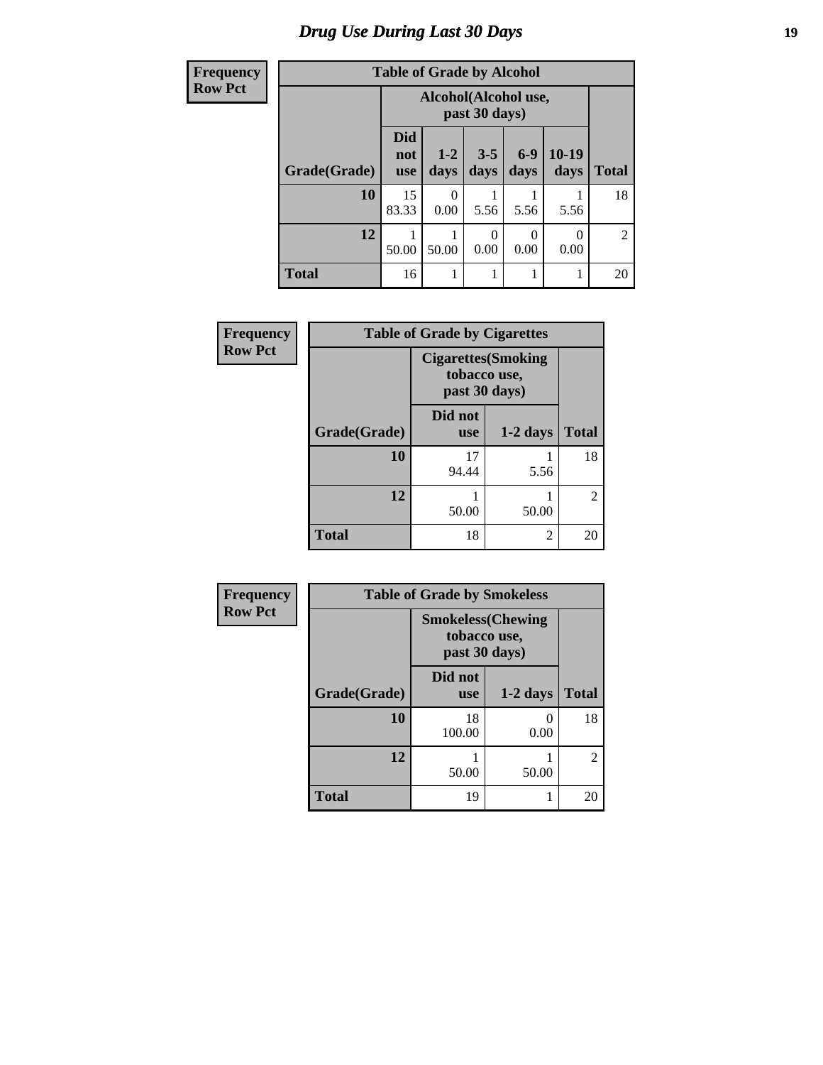# Drug Use During Last 30 Days

**Frequency**
**Row Pct**

| Table of Grade by Alcohol | | | | | | |
|---|---|---|---|---|---|---|
| | Alcohol(Alcohol use, past 30 days) | | | | | |
| Grade(Grade) | Did not use | 1-2 days | 3-5 days | 6-9 days | 10-19 days | Total |
| **10** | 15<br>83.33 | 0<br>0.00 | 1<br>5.56 | 1<br>5.56 | 1<br>5.56 | 18 |
| **12** | 1<br>50.00 | 1<br>50.00 | 0<br>0.00 | 0<br>0.00 | 0<br>0.00 | 2 |
| **Total** | 16 | 1 | 1 | 1 | 1 | 20 |

**Frequency**
**Row Pct**

| Table of Grade by Cigarettes | | | |
|---|---|---|---|
| | Cigarettes(Smoking tobacco use, past 30 days) | | |
| Grade(Grade) | Did not use | 1-2 days | Total |
| **10** | 17<br>94.44 | 1<br>5.56 | 18 |
| **12** | 1<br>50.00 | 1<br>50.00 | 2 |
| **Total** | 18 | 2 | 20 |

**Frequency**
**Row Pct**

| Table of Grade by Smokeless | | | |
|---|---|---|---|
| | Smokeless(Chewing tobacco use, past 30 days) | | |
| Grade(Grade) | Did not use | 1-2 days | Total |
| **10** | 18<br>100.00 | 0<br>0.00 | 18 |
| **12** | 1<br>50.00 | 1<br>50.00 | 2 |
| **Total** | 19 | 1 | 20 |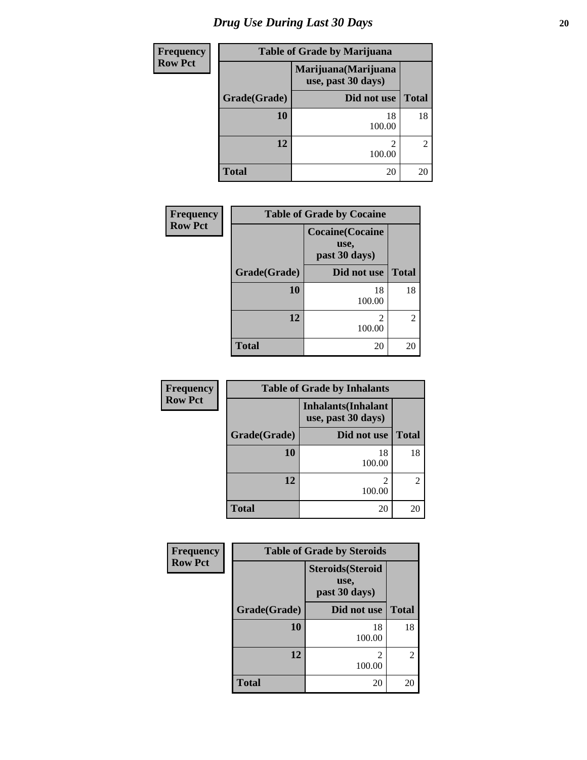# Drug Use During Last 30 Days

**Frequency**
**Row Pct**

**Table of Grade by Marijuana**

| Grade(Grade) | Marijuana(Marijuana use, past 30 days) Did not use | Total |
|---|---|---|
| **10** | 18<br>100.00 | 18 |
| **12** | 2<br>100.00 | 2 |
| **Total** | 20 | 20 |

**Frequency**
**Row Pct**

**Table of Grade by Cocaine**

| Grade(Grade) | Cocaine(Cocaine use, past 30 days) Did not use | Total |
|---|---|---|
| **10** | 18<br>100.00 | 18 |
| **12** | 2<br>100.00 | 2 |
| **Total** | 20 | 20 |

**Frequency**
**Row Pct**

**Table of Grade by Inhalants**

| Grade(Grade) | Inhalants(Inhalant use, past 30 days) Did not use | Total |
|---|---|---|
| **10** | 18<br>100.00 | 18 |
| **12** | 2<br>100.00 | 2 |
| **Total** | 20 | 20 |

**Frequency**
**Row Pct**

**Table of Grade by Steroids**

| Grade(Grade) | Steroids(Steroid use, past 30 days) Did not use | Total |
|---|---|---|
| **10** | 18<br>100.00 | 18 |
| **12** | 2<br>100.00 | 2 |
| **Total** | 20 | 20 |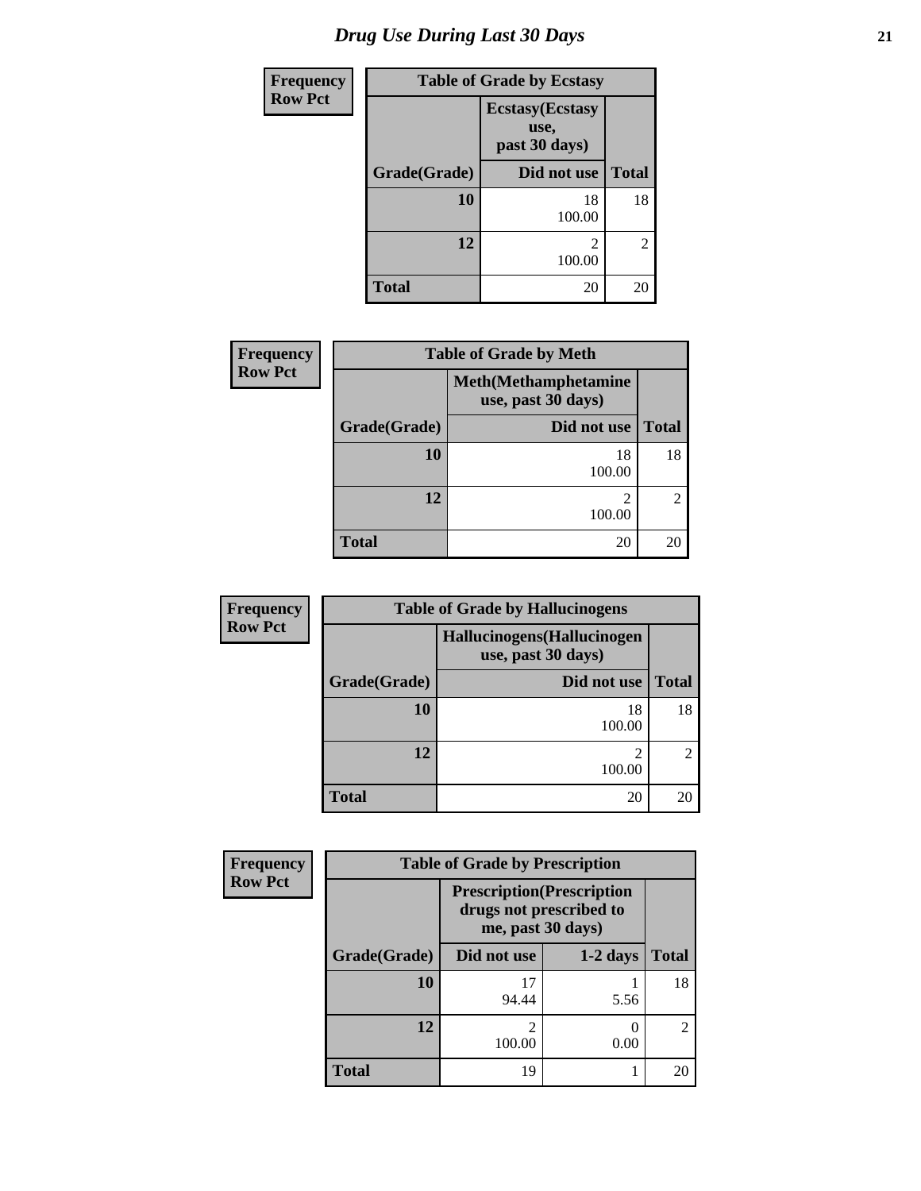# Drug Use During Last 30 Days

| Frequency Row Pct |
|---|

**Table of Grade by Ecstasy**

| Grade(Grade) | Ecstasy(Ecstasy use, past 30 days) Did not use | Total |
|---|---|---|
| 10 | 18<br>100.00 | 18 |
| 12 | 2<br>100.00 | 2 |
| Total | 20 | 20 |

| Frequency Row Pct |
|---|

**Table of Grade by Meth**

| Grade(Grade) | Meth(Methamphetamine use, past 30 days) Did not use | Total |
|---|---|---|
| 10 | 18<br>100.00 | 18 |
| 12 | 2<br>100.00 | 2 |
| Total | 20 | 20 |

| Frequency Row Pct |
|---|

**Table of Grade by Hallucinogens**

| Grade(Grade) | Hallucinogens(Hallucinogen use, past 30 days) Did not use | Total |
|---|---|---|
| 10 | 18<br>100.00 | 18 |
| 12 | 2<br>100.00 | 2 |
| Total | 20 | 20 |

| Frequency Row Pct |
|---|

**Table of Grade by Prescription**

| | Prescription(Prescription drugs not prescribed to me, past 30 days) | | |
|---|---|---|---|
| Grade(Grade) | Did not use | 1-2 days | Total |
| 10 | 17<br>94.44 | 1<br>5.56 | 18 |
| 12 | 2<br>100.00 | 0<br>0.00 | 2 |
| Total | 19 | 1 | 20 |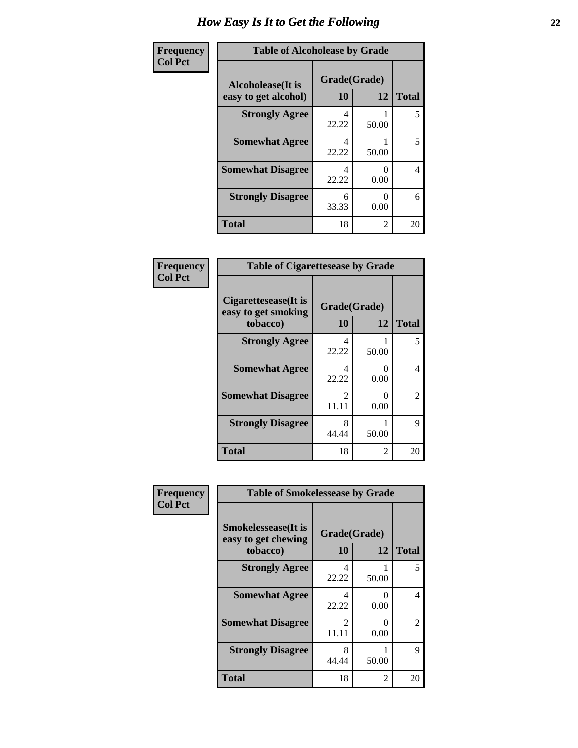# How Easy Is It to Get the Following

**Frequency**
**Col Pct**

| Table of Alcoholease by Grade | | | |
|---|---|---|---|
| Alcoholease(It is easy to get alcohol) | Grade(Grade) | | Total |
| | 10 | 12 | |
| Strongly Agree | 4<br>22.22 | 1<br>50.00 | 5 |
| Somewhat Agree | 4<br>22.22 | 1<br>50.00 | 5 |
| Somewhat Disagree | 4<br>22.22 | 0<br>0.00 | 4 |
| Strongly Disagree | 6<br>33.33 | 0<br>0.00 | 6 |
| Total | 18 | 2 | 20 |

**Frequency**
**Col Pct**

| Table of Cigarettesease by Grade | | | |
|---|---|---|---|
| Cigarettesease(It is easy to get smoking tobacco) | Grade(Grade) | | Total |
| | 10 | 12 | |
| Strongly Agree | 4<br>22.22 | 1<br>50.00 | 5 |
| Somewhat Agree | 4<br>22.22 | 0<br>0.00 | 4 |
| Somewhat Disagree | 2<br>11.11 | 0<br>0.00 | 2 |
| Strongly Disagree | 8<br>44.44 | 1<br>50.00 | 9 |
| Total | 18 | 2 | 20 |

**Frequency**
**Col Pct**

| Table of Smokelessease by Grade | | | |
|---|---|---|---|
| Smokelessease(It is easy to get chewing tobacco) | Grade(Grade) | | Total |
| | 10 | 12 | |
| Strongly Agree | 4<br>22.22 | 1<br>50.00 | 5 |
| Somewhat Agree | 4<br>22.22 | 0<br>0.00 | 4 |
| Somewhat Disagree | 2<br>11.11 | 0<br>0.00 | 2 |
| Strongly Disagree | 8<br>44.44 | 1<br>50.00 | 9 |
| Total | 18 | 2 | 20 |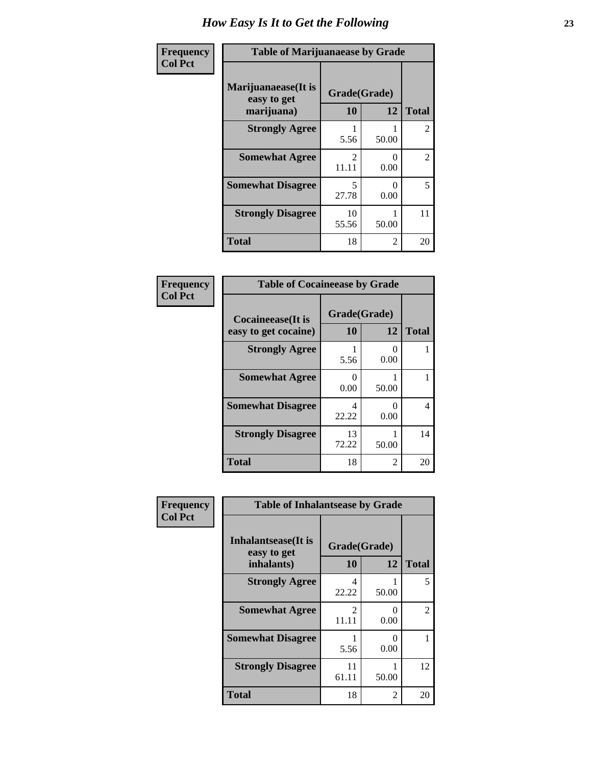# How Easy Is It to Get the Following

**Frequency / Col Pct**

| Table of Marijuanaease by Grade | | | |
|---|---|---|---|
| **Marijuanaease(It is easy to get marijuana)** | **Grade(Grade)** | | |
| | **10** | **12** | **Total** |
| **Strongly Agree** | 1<br>5.56 | 1<br>50.00 | 2 |
| **Somewhat Agree** | 2<br>11.11 | 0<br>0.00 | 2 |
| **Somewhat Disagree** | 5<br>27.78 | 0<br>0.00 | 5 |
| **Strongly Disagree** | 10<br>55.56 | 1<br>50.00 | 11 |
| **Total** | 18 | 2 | 20 |

**Frequency / Col Pct**

| Table of Cocaineease by Grade | | | |
|---|---|---|---|
| **Cocaineease(It is easy to get cocaine)** | **Grade(Grade)** | | |
| | **10** | **12** | **Total** |
| **Strongly Agree** | 1<br>5.56 | 0<br>0.00 | 1 |
| **Somewhat Agree** | 0<br>0.00 | 1<br>50.00 | 1 |
| **Somewhat Disagree** | 4<br>22.22 | 0<br>0.00 | 4 |
| **Strongly Disagree** | 13<br>72.22 | 1<br>50.00 | 14 |
| **Total** | 18 | 2 | 20 |

**Frequency / Col Pct**

| Table of Inhalantsease by Grade | | | |
|---|---|---|---|
| **Inhalantsease(It is easy to get inhalants)** | **Grade(Grade)** | | |
| | **10** | **12** | **Total** |
| **Strongly Agree** | 4<br>22.22 | 1<br>50.00 | 5 |
| **Somewhat Agree** | 2<br>11.11 | 0<br>0.00 | 2 |
| **Somewhat Disagree** | 1<br>5.56 | 0<br>0.00 | 1 |
| **Strongly Disagree** | 11<br>61.11 | 1<br>50.00 | 12 |
| **Total** | 18 | 2 | 20 |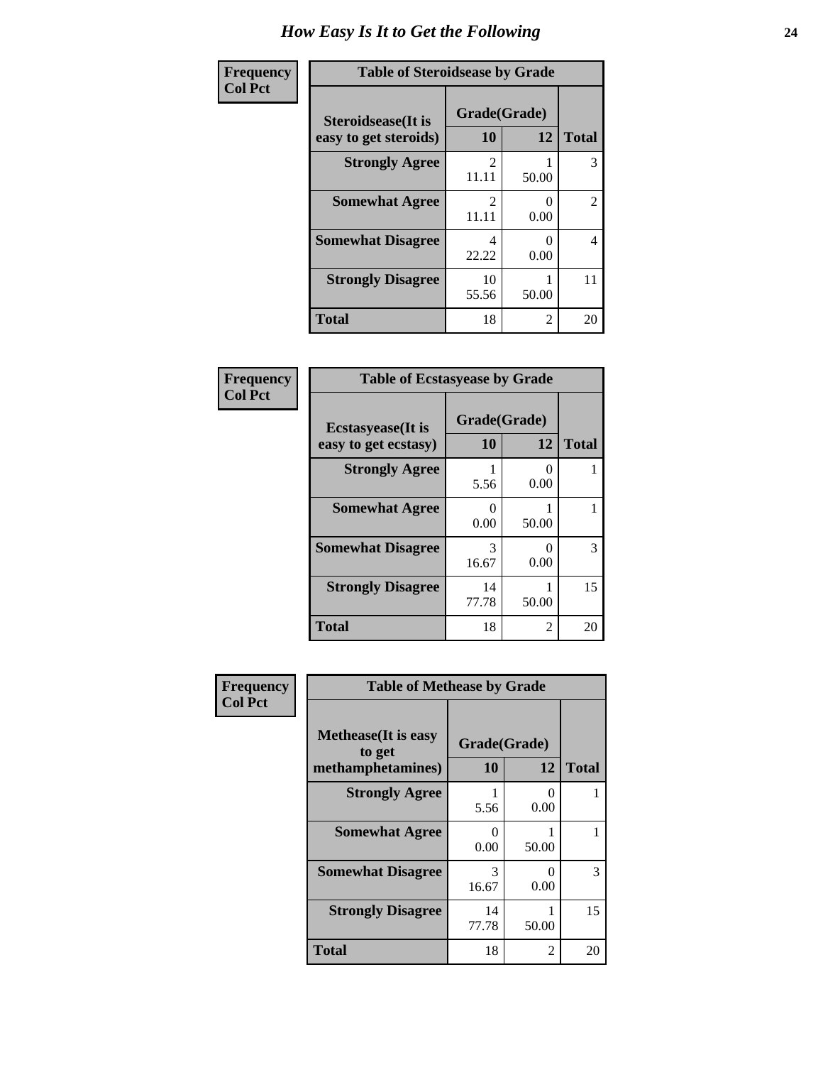# How Easy Is It to Get the Following

**Frequency**
**Col Pct**

**Table of Steroidsease by Grade**

| Steroidsease(It is easy to get steroids) | Grade(Grade) | | Total |
|---|---|---|---|
| | 10 | 12 | |
| Strongly Agree | 2<br>11.11 | 1<br>50.00 | 3 |
| Somewhat Agree | 2<br>11.11 | 0<br>0.00 | 2 |
| Somewhat Disagree | 4<br>22.22 | 0<br>0.00 | 4 |
| Strongly Disagree | 10<br>55.56 | 1<br>50.00 | 11 |
| Total | 18 | 2 | 20 |

**Frequency**
**Col Pct**

**Table of Ecstasyease by Grade**

| Ecstasyease(It is easy to get ecstasy) | Grade(Grade) | | Total |
|---|---|---|---|
| | 10 | 12 | |
| Strongly Agree | 1<br>5.56 | 0<br>0.00 | 1 |
| Somewhat Agree | 0<br>0.00 | 1<br>50.00 | 1 |
| Somewhat Disagree | 3<br>16.67 | 0<br>0.00 | 3 |
| Strongly Disagree | 14<br>77.78 | 1<br>50.00 | 15 |
| Total | 18 | 2 | 20 |

**Frequency**
**Col Pct**

**Table of Methease by Grade**

| Methease(It is easy to get methamphetamines) | Grade(Grade) | | Total |
|---|---|---|---|
| | 10 | 12 | |
| Strongly Agree | 1<br>5.56 | 0<br>0.00 | 1 |
| Somewhat Agree | 0<br>0.00 | 1<br>50.00 | 1 |
| Somewhat Disagree | 3<br>16.67 | 0<br>0.00 | 3 |
| Strongly Disagree | 14<br>77.78 | 1<br>50.00 | 15 |
| Total | 18 | 2 | 20 |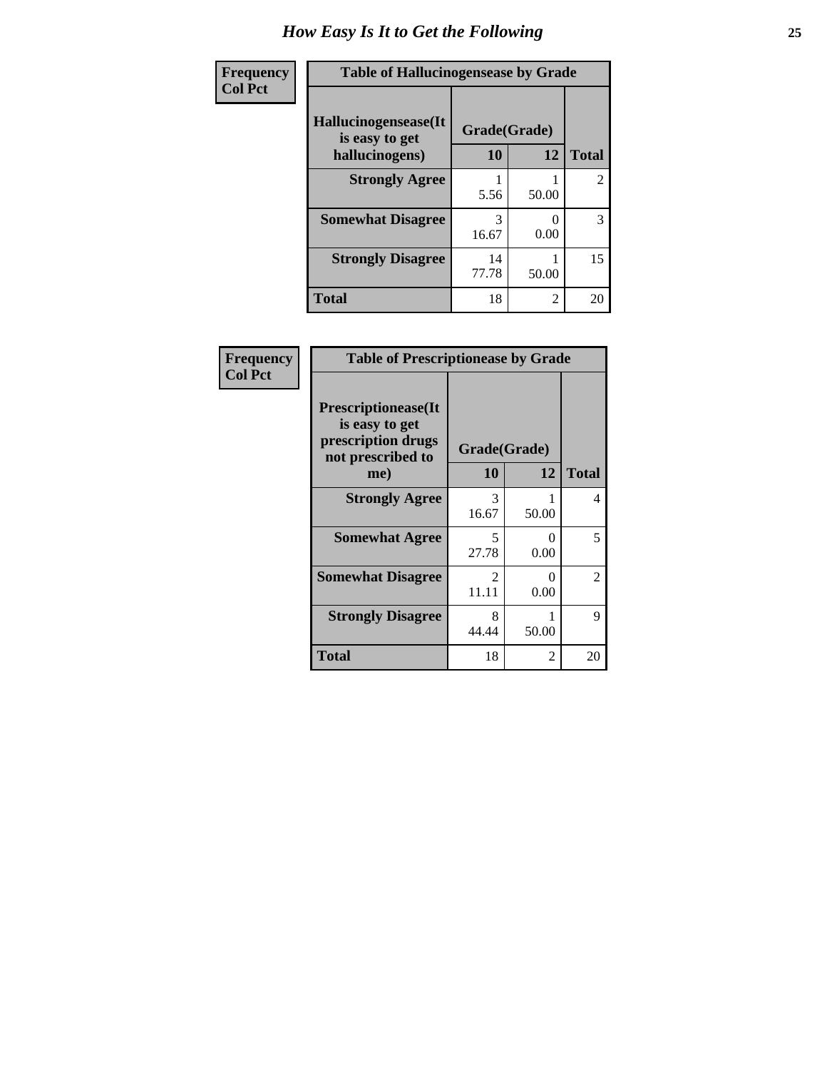# How Easy Is It to Get the Following

**Frequency**
**Col Pct**

**Table of Hallucinogensease by Grade**

| Hallucinogensease(It is easy to get hallucinogens) | Grade(Grade) 10 | 12 | Total |
|---|---|---|---|
| **Strongly Agree** | 1<br>5.56 | 1<br>50.00 | 2 |
| **Somewhat Disagree** | 3<br>16.67 | 0<br>0.00 | 3 |
| **Strongly Disagree** | 14<br>77.78 | 1<br>50.00 | 15 |
| **Total** | 18 | 2 | 20 |

**Frequency**
**Col Pct**

**Table of Prescriptionease by Grade**

| Prescriptionease(It is easy to get prescription drugs not prescribed to me) | Grade(Grade) 10 | 12 | Total |
|---|---|---|---|
| **Strongly Agree** | 3<br>16.67 | 1<br>50.00 | 4 |
| **Somewhat Agree** | 5<br>27.78 | 0<br>0.00 | 5 |
| **Somewhat Disagree** | 2<br>11.11 | 0<br>0.00 | 2 |
| **Strongly Disagree** | 8<br>44.44 | 1<br>50.00 | 9 |
| **Total** | 18 | 2 | 20 |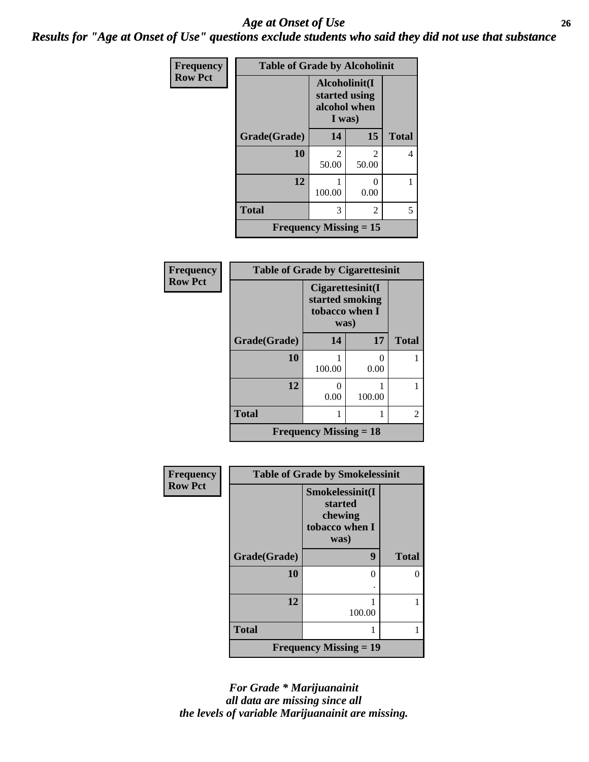# *Age at Onset of Use*

## *Results for "Age at Onset of Use" questions exclude students who said they did not use that substance*

**Frequency**
**Row Pct**

| Table of Grade by Alcoholinit | | | |
|---|---|---|---|
| | Alcoholinit(I started using alcohol when I was) | | |
| Grade(Grade) | 14 | 15 | Total |
| 10 | 2<br>50.00 | 2<br>50.00 | 4 |
| 12 | 1<br>100.00 | 0<br>0.00 | 1 |
| Total | 3 | 2 | 5 |
| Frequency Missing = 15 | | | |

**Frequency**
**Row Pct**

| Table of Grade by Cigarettesinit | | | |
|---|---|---|---|
| | Cigarettesinit(I started smoking tobacco when I was) | | |
| Grade(Grade) | 14 | 17 | Total |
| 10 | 1<br>100.00 | 0<br>0.00 | 1 |
| 12 | 0<br>0.00 | 1<br>100.00 | 1 |
| Total | 1 | 1 | 2 |
| Frequency Missing = 18 | | | |

**Frequency**
**Row Pct**

| Table of Grade by Smokelessinit | | |
|---|---|---|
| | Smokelessinit(I started chewing tobacco when I was) | |
| Grade(Grade) | 9 | Total |
| 10 | 0<br>. | 0 |
| 12 | 1<br>100.00 | 1 |
| Total | 1 | 1 |
| Frequency Missing = 19 | | |

*For Grade * Marijuanainit all data are missing since all the levels of variable Marijuanainit are missing.*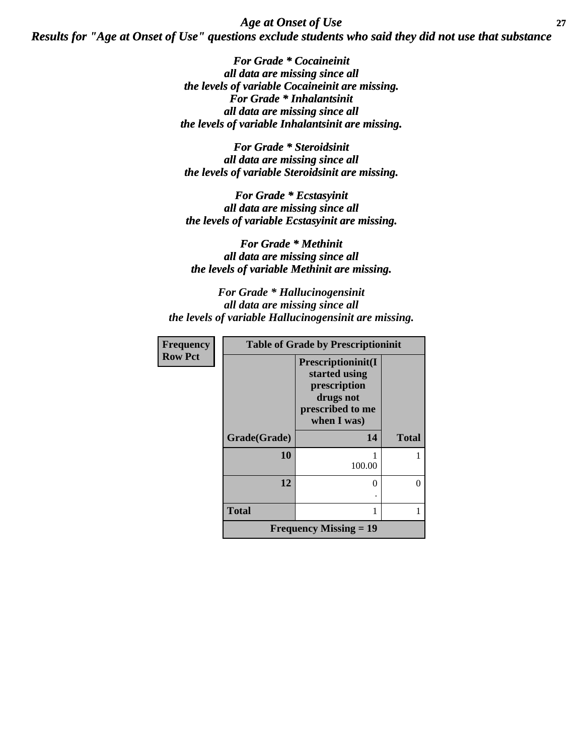## *Age at Onset of Use*

### *Results for "Age at Onset of Use" questions exclude students who said they did not use that substance*

*For Grade * Cocaineinit*
*all data are missing since all*
*the levels of variable Cocaineinit are missing.*
*For Grade * Inhalantsinit*
*all data are missing since all*
*the levels of variable Inhalantsinit are missing.*

*For Grade * Steroidsinit*
*all data are missing since all*
*the levels of variable Steroidsinit are missing.*

*For Grade * Ecstasyinit*
*all data are missing since all*
*the levels of variable Ecstasyinit are missing.*

*For Grade * Methinit*
*all data are missing since all*
*the levels of variable Methinit are missing.*

*For Grade * Hallucinogensinit*
*all data are missing since all*
*the levels of variable Hallucinogensinit are missing.*

**Frequency**
**Row Pct**

| Table of Grade by Prescriptioninit | | |
|---|---|---|
| | **Prescriptioninit(I started using prescription drugs not prescribed to me when I was)** | |
| **Grade(Grade)** | **14** | **Total** |
| **10** | 1<br>100.00 | 1 |
| **12** | 0<br>. | 0 |
| **Total** | 1 | 1 |
| **Frequency Missing = 19** | | |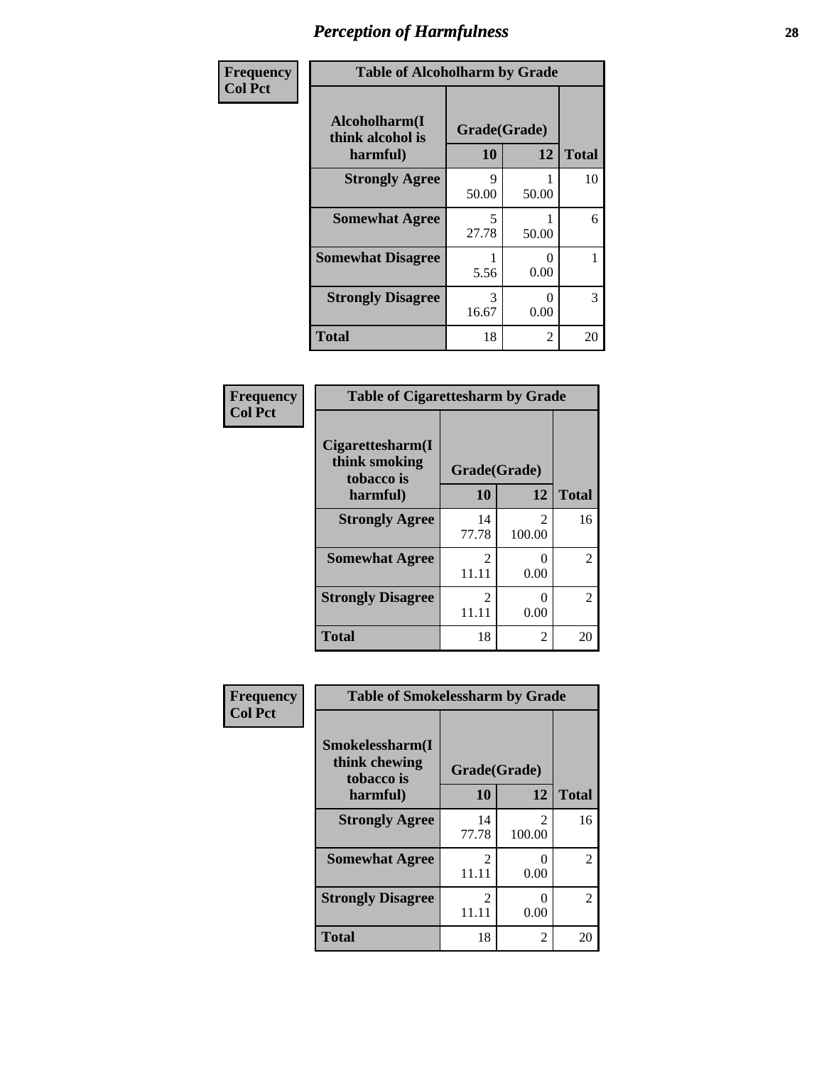# Perception of Harmfulness

| Frequency<br>Col Pct | | | |
|---|---|---|---|
| **Table of Alcoholharm by Grade** | | | |
| **Alcoholharm(I think alcohol is harmful)** | **Grade(Grade)** | | |
| | **10** | **12** | **Total** |
| **Strongly Agree** | 9<br>50.00 | 1<br>50.00 | 10 |
| **Somewhat Agree** | 5<br>27.78 | 1<br>50.00 | 6 |
| **Somewhat Disagree** | 1<br>5.56 | 0<br>0.00 | 1 |
| **Strongly Disagree** | 3<br>16.67 | 0<br>0.00 | 3 |
| **Total** | 18 | 2 | 20 |

| Frequency<br>Col Pct | | | |
|---|---|---|---|
| **Table of Cigarettesharm by Grade** | | | |
| **Cigarettesharm(I think smoking tobacco is harmful)** | **Grade(Grade)** | | |
| | **10** | **12** | **Total** |
| **Strongly Agree** | 14<br>77.78 | 2<br>100.00 | 16 |
| **Somewhat Agree** | 2<br>11.11 | 0<br>0.00 | 2 |
| **Strongly Disagree** | 2<br>11.11 | 0<br>0.00 | 2 |
| **Total** | 18 | 2 | 20 |

| Frequency<br>Col Pct | | | |
|---|---|---|---|
| **Table of Smokelessharm by Grade** | | | |
| **Smokelessharm(I think chewing tobacco is harmful)** | **Grade(Grade)** | | |
| | **10** | **12** | **Total** |
| **Strongly Agree** | 14<br>77.78 | 2<br>100.00 | 16 |
| **Somewhat Agree** | 2<br>11.11 | 0<br>0.00 | 2 |
| **Strongly Disagree** | 2<br>11.11 | 0<br>0.00 | 2 |
| **Total** | 18 | 2 | 20 |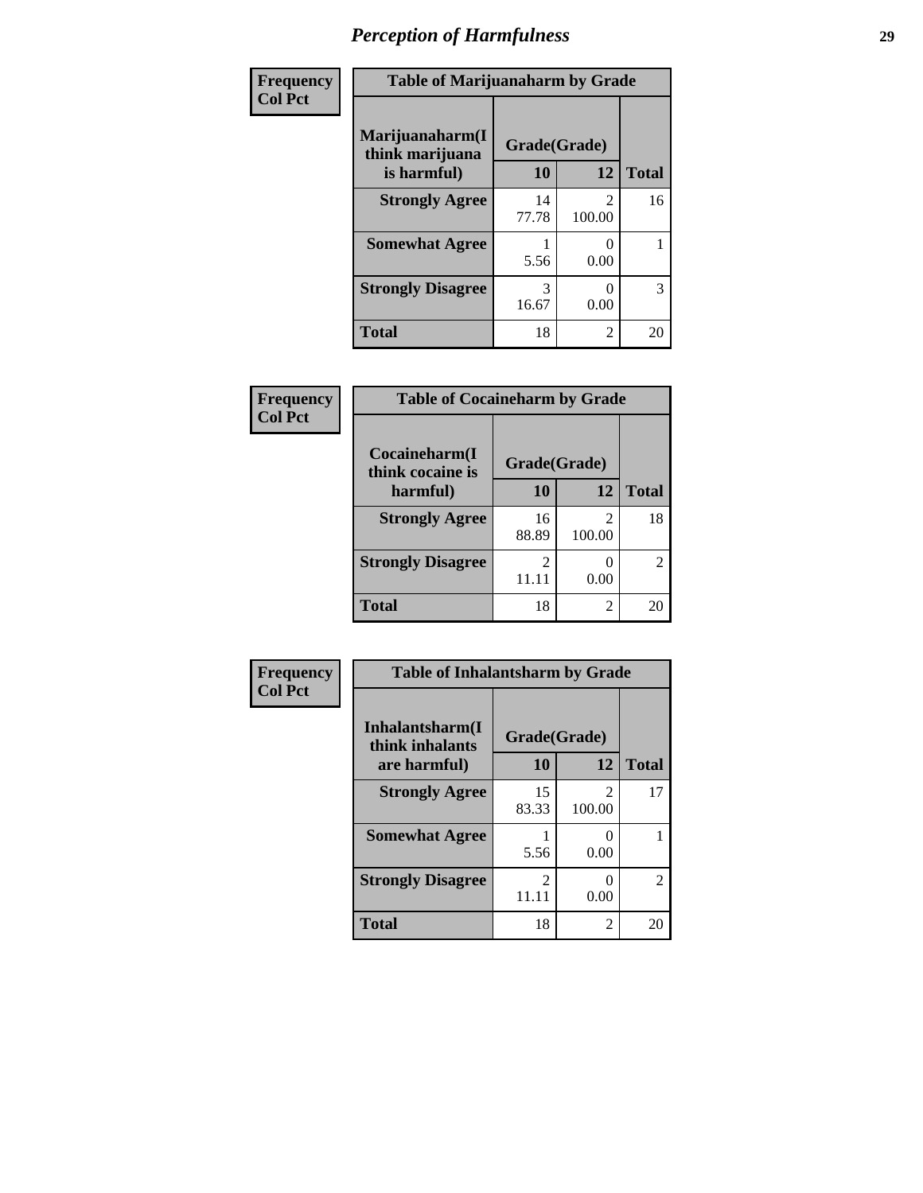# *Perception of Harmfulness*

| Frequency<br>Col Pct | Table of Marijuanaharm by Grade | | |
|---|---|---|---|
| Marijuanaharm(I think marijuana is harmful) | Grade(Grade) | | |
| | 10 | 12 | Total |
| Strongly Agree | 14<br>77.78 | 2<br>100.00 | 16 |
| Somewhat Agree | 1<br>5.56 | 0<br>0.00 | 1 |
| Strongly Disagree | 3<br>16.67 | 0<br>0.00 | 3 |
| Total | 18 | 2 | 20 |

| Frequency<br>Col Pct | Table of Cocaineharm by Grade | | |
|---|---|---|---|
| Cocaineharm(I think cocaine is harmful) | Grade(Grade) | | |
| | 10 | 12 | Total |
| Strongly Agree | 16<br>88.89 | 2<br>100.00 | 18 |
| Strongly Disagree | 2<br>11.11 | 0<br>0.00 | 2 |
| Total | 18 | 2 | 20 |

| Frequency<br>Col Pct | Table of Inhalantsharm by Grade | | |
|---|---|---|---|
| Inhalantsharm(I think inhalants are harmful) | Grade(Grade) | | |
| | 10 | 12 | Total |
| Strongly Agree | 15<br>83.33 | 2<br>100.00 | 17 |
| Somewhat Agree | 1<br>5.56 | 0<br>0.00 | 1 |
| Strongly Disagree | 2<br>11.11 | 0<br>0.00 | 2 |
| Total | 18 | 2 | 20 |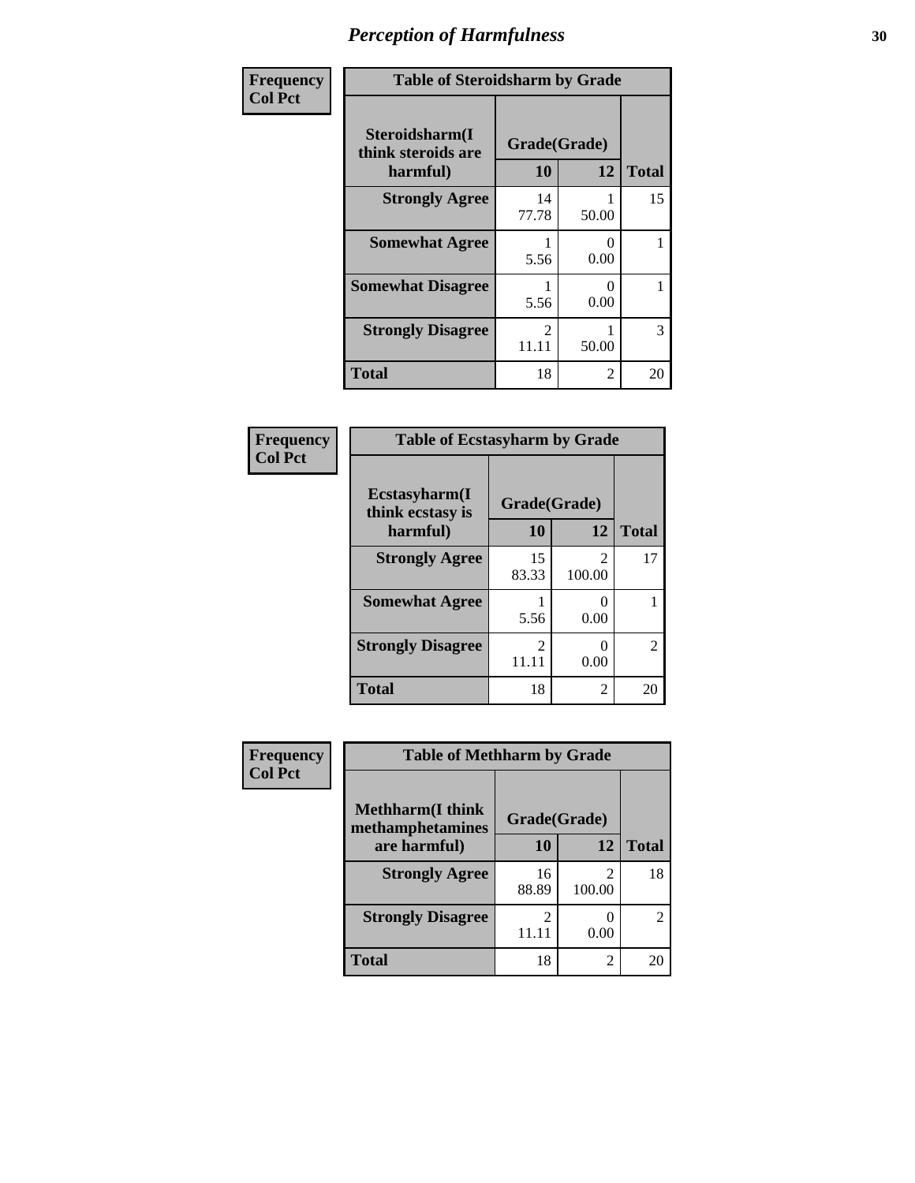# Perception of Harmfulness

**Frequency**
**Col Pct**

**Table of Steroidsharm by Grade**

| Steroidsharm(I think steroids are harmful) | Grade(Grade) 10 | 12 | Total |
|---|---|---|---|
| **Strongly Agree** | 14<br>77.78 | 1<br>50.00 | 15 |
| **Somewhat Agree** | 1<br>5.56 | 0<br>0.00 | 1 |
| **Somewhat Disagree** | 1<br>5.56 | 0<br>0.00 | 1 |
| **Strongly Disagree** | 2<br>11.11 | 1<br>50.00 | 3 |
| **Total** | 18 | 2 | 20 |

**Frequency**
**Col Pct**

**Table of Ecstasyharm by Grade**

| Ecstasyharm(I think ecstasy is harmful) | Grade(Grade) 10 | 12 | Total |
|---|---|---|---|
| **Strongly Agree** | 15<br>83.33 | 2<br>100.00 | 17 |
| **Somewhat Agree** | 1<br>5.56 | 0<br>0.00 | 1 |
| **Strongly Disagree** | 2<br>11.11 | 0<br>0.00 | 2 |
| **Total** | 18 | 2 | 20 |

**Frequency**
**Col Pct**

**Table of Methharm by Grade**

| Methharm(I think methamphetamines are harmful) | Grade(Grade) 10 | 12 | Total |
|---|---|---|---|
| **Strongly Agree** | 16<br>88.89 | 2<br>100.00 | 18 |
| **Strongly Disagree** | 2<br>11.11 | 0<br>0.00 | 2 |
| **Total** | 18 | 2 | 20 |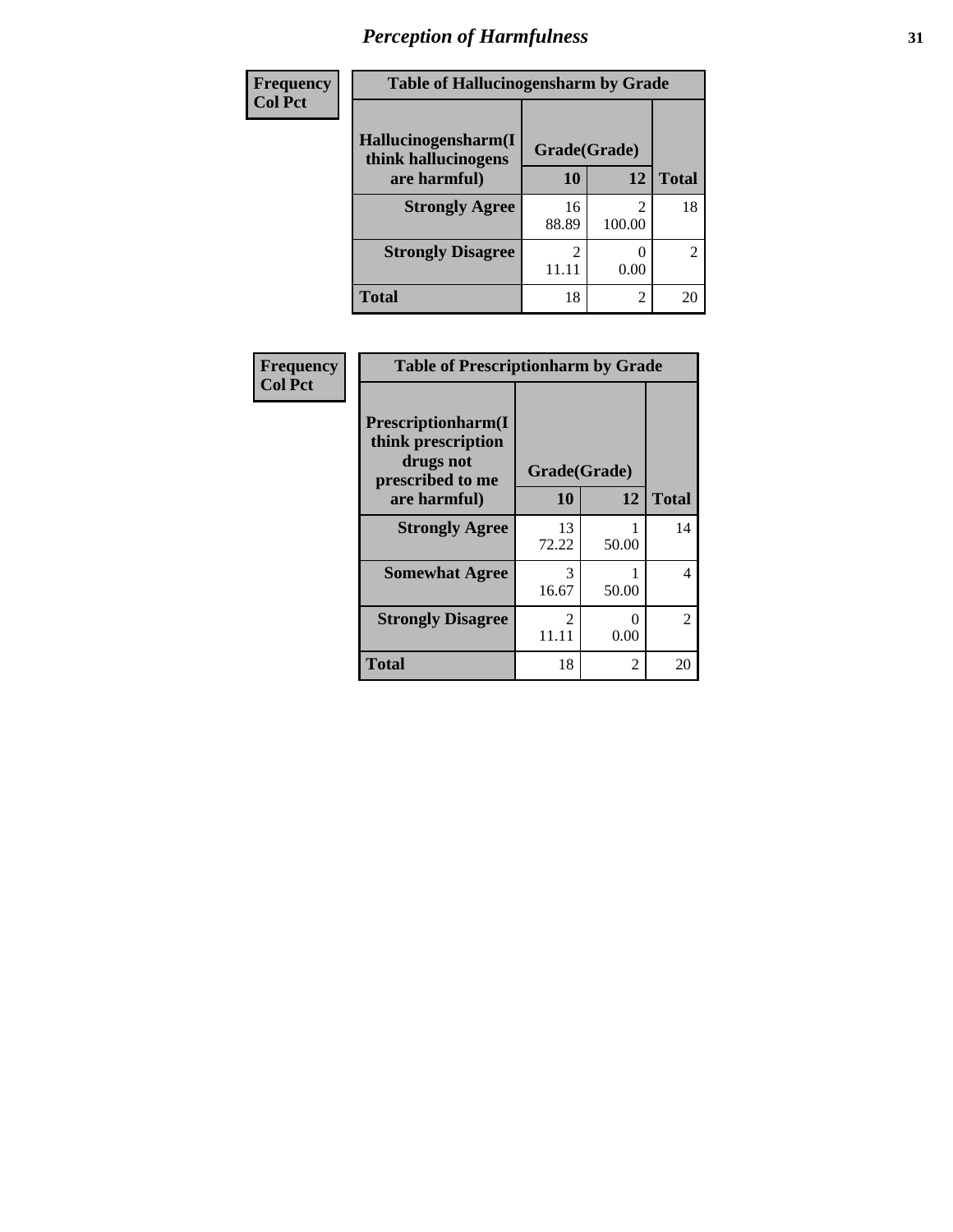# Perception of Harmfulness

| Frequency Col Pct |
|---|

**Table of Hallucinogensharm by Grade**

| Hallucinogensharm(I think hallucinogens are harmful) | Grade(Grade) 10 | 12 | Total |
|---|---|---|---|
| **Strongly Agree** | 16<br>88.89 | 2<br>100.00 | 18 |
| **Strongly Disagree** | 2<br>11.11 | 0<br>0.00 | 2 |
| **Total** | 18 | 2 | 20 |

| Frequency Col Pct |
|---|

**Table of Prescriptionharm by Grade**

| Prescriptionharm(I think prescription drugs not prescribed to me are harmful) | Grade(Grade) 10 | 12 | Total |
|---|---|---|---|
| **Strongly Agree** | 13<br>72.22 | 1<br>50.00 | 14 |
| **Somewhat Agree** | 3<br>16.67 | 1<br>50.00 | 4 |
| **Strongly Disagree** | 2<br>11.11 | 0<br>0.00 | 2 |
| **Total** | 18 | 2 | 20 |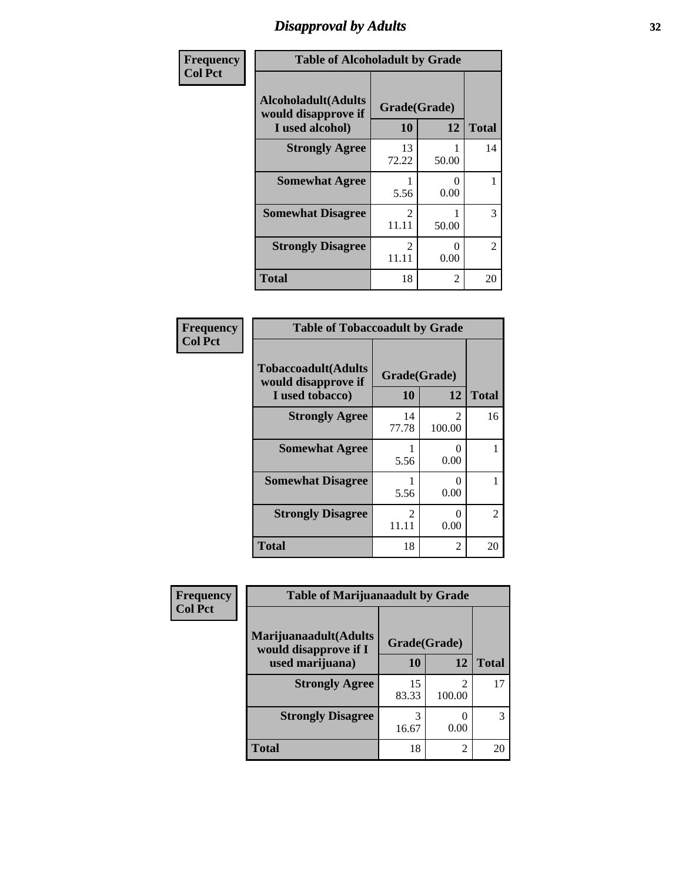# Disapproval by Adults

| Frequency<br>Col Pct | | | |
|---|---|---|---|

**Table of Alcoholadult by Grade**

| Alcoholadult(Adults would disapprove if I used alcohol) | Grade(Grade) 10 | 12 | Total |
|---|---|---|---|
| Strongly Agree | 13<br>72.22 | 1<br>50.00 | 14 |
| Somewhat Agree | 1<br>5.56 | 0<br>0.00 | 1 |
| Somewhat Disagree | 2<br>11.11 | 1<br>50.00 | 3 |
| Strongly Disagree | 2<br>11.11 | 0<br>0.00 | 2 |
| Total | 18 | 2 | 20 |

Frequency
Col Pct

**Table of Tobaccoadult by Grade**

| Tobaccoadult(Adults would disapprove if I used tobacco) | Grade(Grade) 10 | 12 | Total |
|---|---|---|---|
| Strongly Agree | 14<br>77.78 | 2<br>100.00 | 16 |
| Somewhat Agree | 1<br>5.56 | 0<br>0.00 | 1 |
| Somewhat Disagree | 1<br>5.56 | 0<br>0.00 | 1 |
| Strongly Disagree | 2<br>11.11 | 0<br>0.00 | 2 |
| Total | 18 | 2 | 20 |

Frequency
Col Pct

**Table of Marijuanaadult by Grade**

| Marijuanaadult(Adults would disapprove if I used marijuana) | Grade(Grade) 10 | 12 | Total |
|---|---|---|---|
| Strongly Agree | 15<br>83.33 | 2<br>100.00 | 17 |
| Strongly Disagree | 3<br>16.67 | 0<br>0.00 | 3 |
| Total | 18 | 2 | 20 |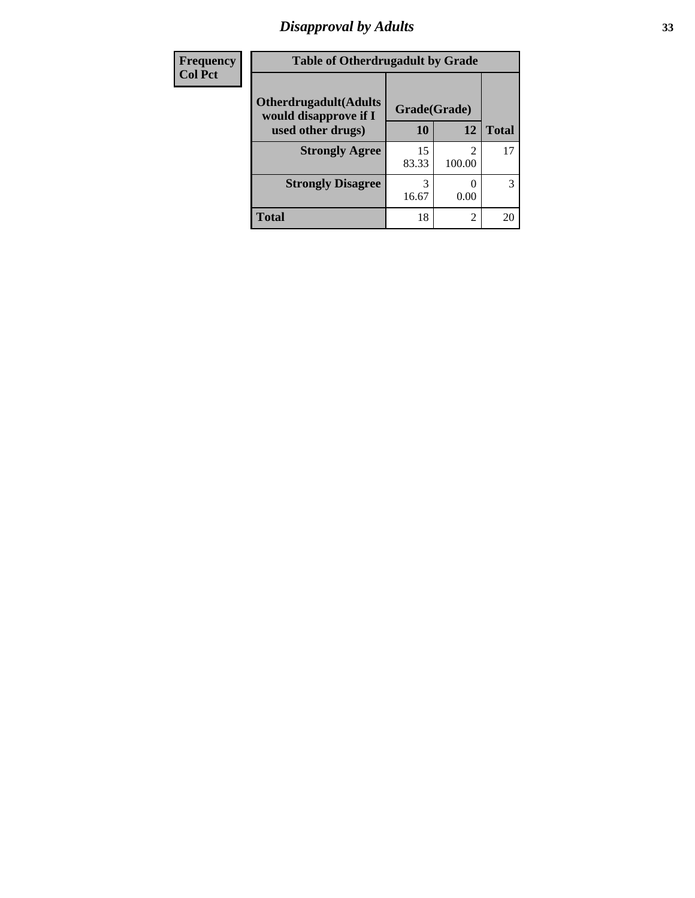| Frequency<br>Col Pct |
|---|

| Table of Otherdrugadult by Grade | | | |
|---|---|---|---|
| Otherdrugadult(Adults would disapprove if I used other drugs) | Grade(Grade) | | |
| | 10 | 12 | Total |
| **Strongly Agree** | 15<br>83.33 | 2<br>100.00 | 17 |
| **Strongly Disagree** | 3<br>16.67 | 0<br>0.00 | 3 |
| **Total** | 18 | 2 | 20 |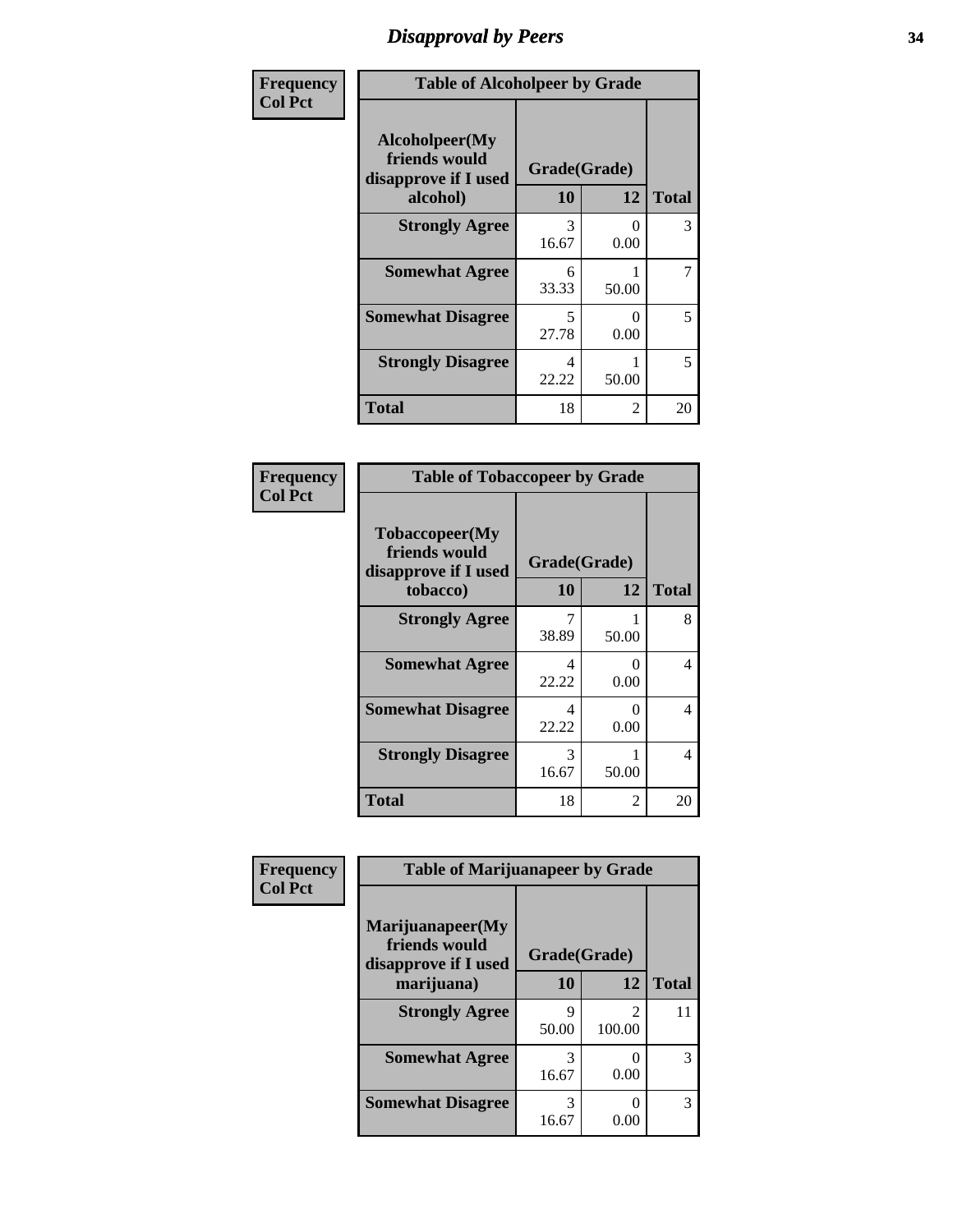# Disapproval by Peers

| Frequency<br>Col Pct | Table of Alcoholpeer by Grade | | |
|---|---|---|---|
| Alcoholpeer(My friends would disapprove if I used alcohol) | Grade(Grade) | | |
| | 10 | 12 | Total |
| Strongly Agree | 3<br>16.67 | 0<br>0.00 | 3 |
| Somewhat Agree | 6<br>33.33 | 1<br>50.00 | 7 |
| Somewhat Disagree | 5<br>27.78 | 0<br>0.00 | 5 |
| Strongly Disagree | 4<br>22.22 | 1<br>50.00 | 5 |
| Total | 18 | 2 | 20 |

| Frequency<br>Col Pct | Table of Tobaccopeer by Grade | | |
|---|---|---|---|
| Tobaccopeer(My friends would disapprove if I used tobacco) | Grade(Grade) | | |
| | 10 | 12 | Total |
| Strongly Agree | 7<br>38.89 | 1<br>50.00 | 8 |
| Somewhat Agree | 4<br>22.22 | 0<br>0.00 | 4 |
| Somewhat Disagree | 4<br>22.22 | 0<br>0.00 | 4 |
| Strongly Disagree | 3<br>16.67 | 1<br>50.00 | 4 |
| Total | 18 | 2 | 20 |

| Frequency<br>Col Pct | Table of Marijuanapeer by Grade | | |
|---|---|---|---|
| Marijuanapeer(My friends would disapprove if I used marijuana) | Grade(Grade) | | |
| | 10 | 12 | Total |
| Strongly Agree | 9<br>50.00 | 2<br>100.00 | 11 |
| Somewhat Agree | 3<br>16.67 | 0<br>0.00 | 3 |
| Somewhat Disagree | 3<br>16.67 | 0<br>0.00 | 3 |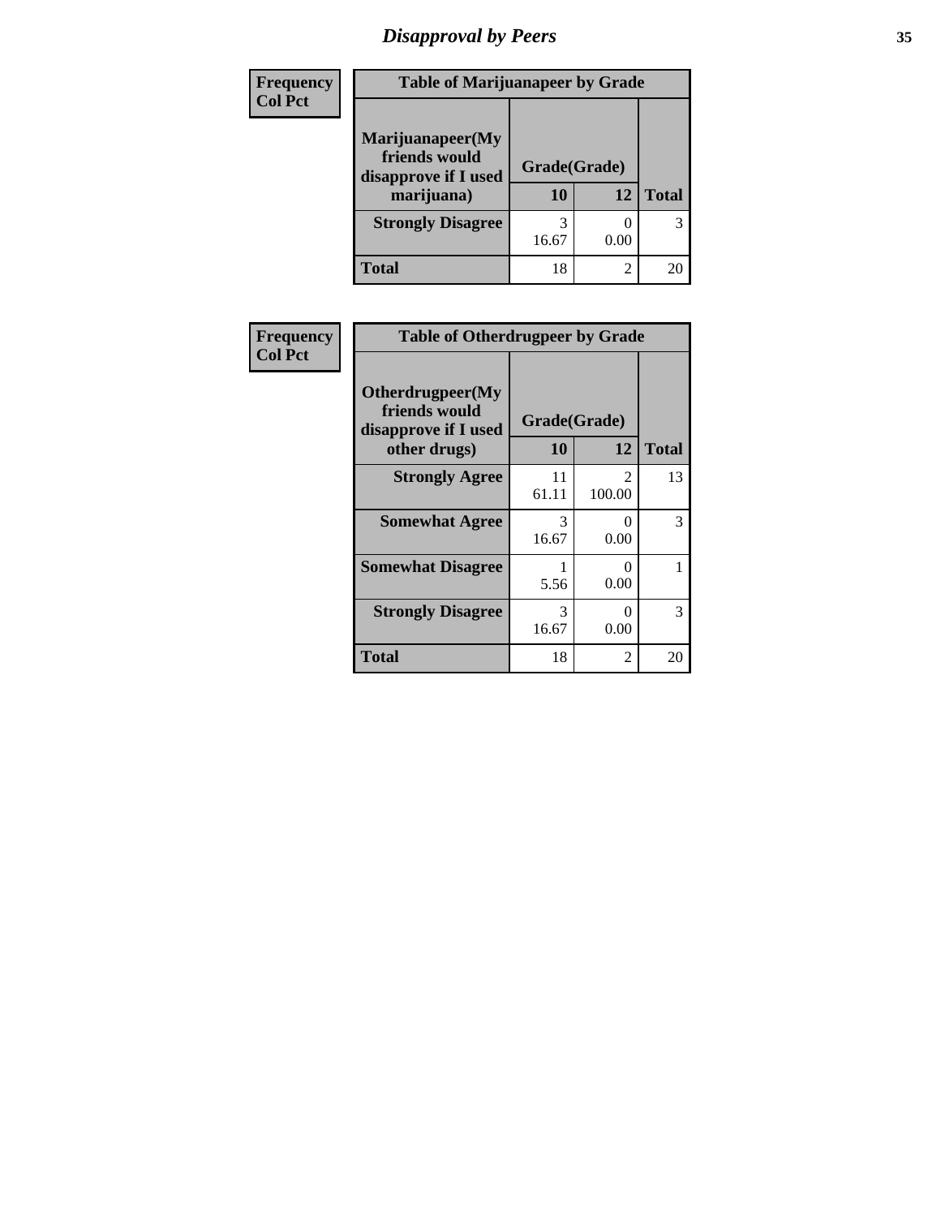## Disapproval by Peers

Frequency
Col Pct

| Table of Marijuanapeer by Grade | | | |
|---|---|---|---|
| Marijuanapeer(My friends would disapprove if I used marijuana) | Grade(Grade) | | |
| | 10 | 12 | Total |
| **Strongly Disagree** | 3<br>16.67 | 0<br>0.00 | 3 |
| **Total** | 18 | 2 | 20 |

Frequency
Col Pct

| Table of Otherdrugpeer by Grade | | | |
|---|---|---|---|
| Otherdrugpeer(My friends would disapprove if I used other drugs) | Grade(Grade) | | |
| | 10 | 12 | Total |
| **Strongly Agree** | 11<br>61.11 | 2<br>100.00 | 13 |
| **Somewhat Agree** | 3<br>16.67 | 0<br>0.00 | 3 |
| **Somewhat Disagree** | 1<br>5.56 | 0<br>0.00 | 1 |
| **Strongly Disagree** | 3<br>16.67 | 0<br>0.00 | 3 |
| **Total** | 18 | 2 | 20 |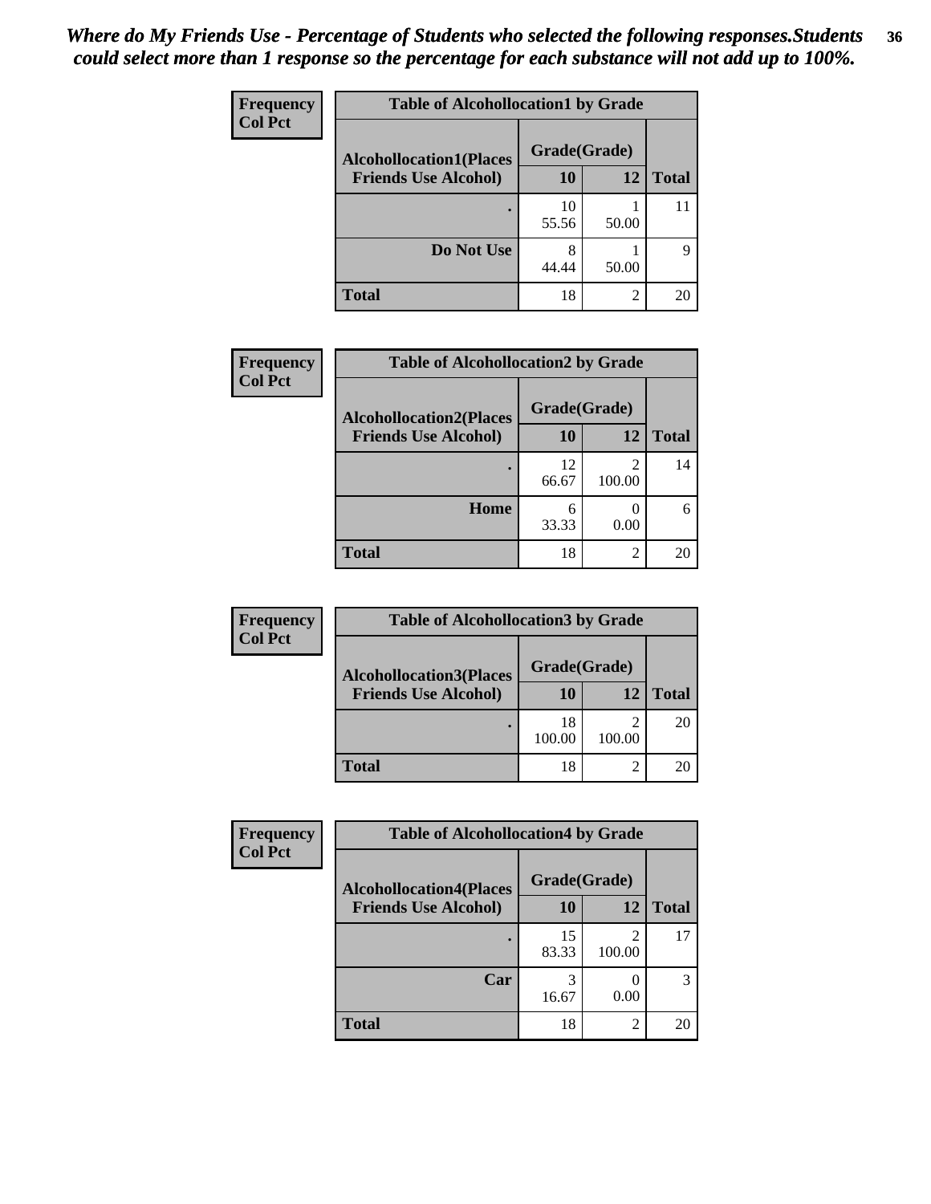*Where do My Friends Use - Percentage of Students who selected the following responses.Students could select more than 1 response so the percentage for each substance will not add up to 100%.*

**Frequency**
**Col Pct**

| Table of Alcohollocation1 by Grade | | | |
|---|---|---|---|
| **Alcohollocation1(Places Friends Use Alcohol)** | **Grade(Grade)** | | |
| | **10** | **12** | **Total** |
| . | 10<br>55.56 | 1<br>50.00 | 11 |
| **Do Not Use** | 8<br>44.44 | 1<br>50.00 | 9 |
| **Total** | 18 | 2 | 20 |

**Frequency**
**Col Pct**

| Table of Alcohollocation2 by Grade | | | |
|---|---|---|---|
| **Alcohollocation2(Places Friends Use Alcohol)** | **Grade(Grade)** | | |
| | **10** | **12** | **Total** |
| . | 12<br>66.67 | 2<br>100.00 | 14 |
| **Home** | 6<br>33.33 | 0<br>0.00 | 6 |
| **Total** | 18 | 2 | 20 |

**Frequency**
**Col Pct**

| Table of Alcohollocation3 by Grade | | | |
|---|---|---|---|
| **Alcohollocation3(Places Friends Use Alcohol)** | **Grade(Grade)** | | |
| | **10** | **12** | **Total** |
| . | 18<br>100.00 | 2<br>100.00 | 20 |
| **Total** | 18 | 2 | 20 |

**Frequency**
**Col Pct**

| Table of Alcohollocation4 by Grade | | | |
|---|---|---|---|
| **Alcohollocation4(Places Friends Use Alcohol)** | **Grade(Grade)** | | |
| | **10** | **12** | **Total** |
| . | 15<br>83.33 | 2<br>100.00 | 17 |
| **Car** | 3<br>16.67 | 0<br>0.00 | 3 |
| **Total** | 18 | 2 | 20 |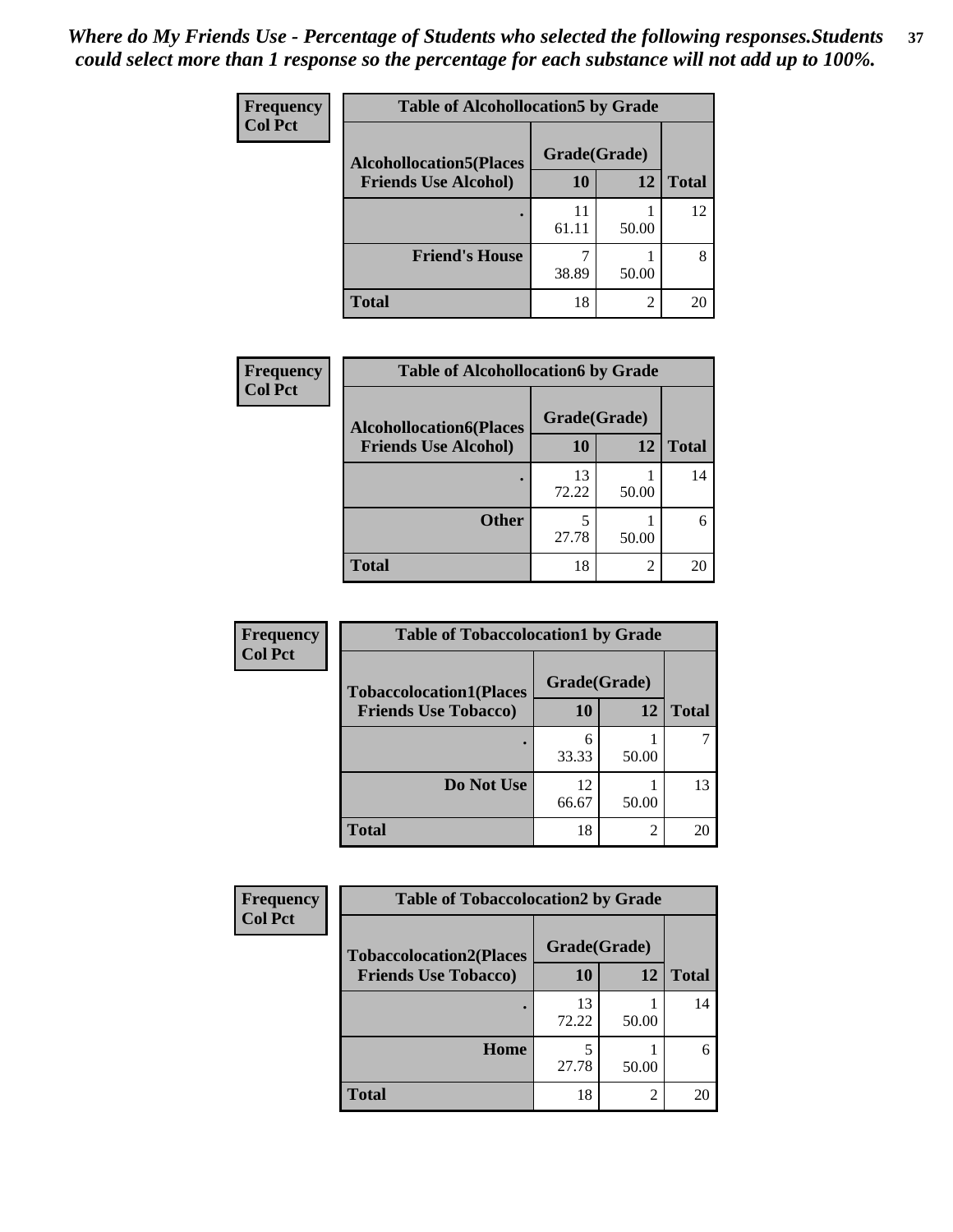*Where do My Friends Use - Percentage of Students who selected the following responses.Students could select more than 1 response so the percentage for each substance will not add up to 100%.*

**Frequency**
**Col Pct**

| Table of Alcohollocation5 by Grade | | | |
|---|---|---|---|
| **Alcohollocation5(Places Friends Use Alcohol)** | **Grade(Grade)** | | **Total** |
| | **10** | **12** | |
| . | 11<br>61.11 | 1<br>50.00 | 12 |
| **Friend's House** | 7<br>38.89 | 1<br>50.00 | 8 |
| **Total** | 18 | 2 | 20 |

**Frequency**
**Col Pct**

| Table of Alcohollocation6 by Grade | | | |
|---|---|---|---|
| **Alcohollocation6(Places Friends Use Alcohol)** | **Grade(Grade)** | | **Total** |
| | **10** | **12** | |
| . | 13<br>72.22 | 1<br>50.00 | 14 |
| **Other** | 5<br>27.78 | 1<br>50.00 | 6 |
| **Total** | 18 | 2 | 20 |

**Frequency**
**Col Pct**

| Table of Tobaccolocation1 by Grade | | | |
|---|---|---|---|
| **Tobaccolocation1(Places Friends Use Tobacco)** | **Grade(Grade)** | | **Total** |
| | **10** | **12** | |
| . | 6<br>33.33 | 1<br>50.00 | 7 |
| **Do Not Use** | 12<br>66.67 | 1<br>50.00 | 13 |
| **Total** | 18 | 2 | 20 |

**Frequency**
**Col Pct**

| Table of Tobaccolocation2 by Grade | | | |
|---|---|---|---|
| **Tobaccolocation2(Places Friends Use Tobacco)** | **Grade(Grade)** | | **Total** |
| | **10** | **12** | |
| . | 13<br>72.22 | 1<br>50.00 | 14 |
| **Home** | 5<br>27.78 | 1<br>50.00 | 6 |
| **Total** | 18 | 2 | 20 |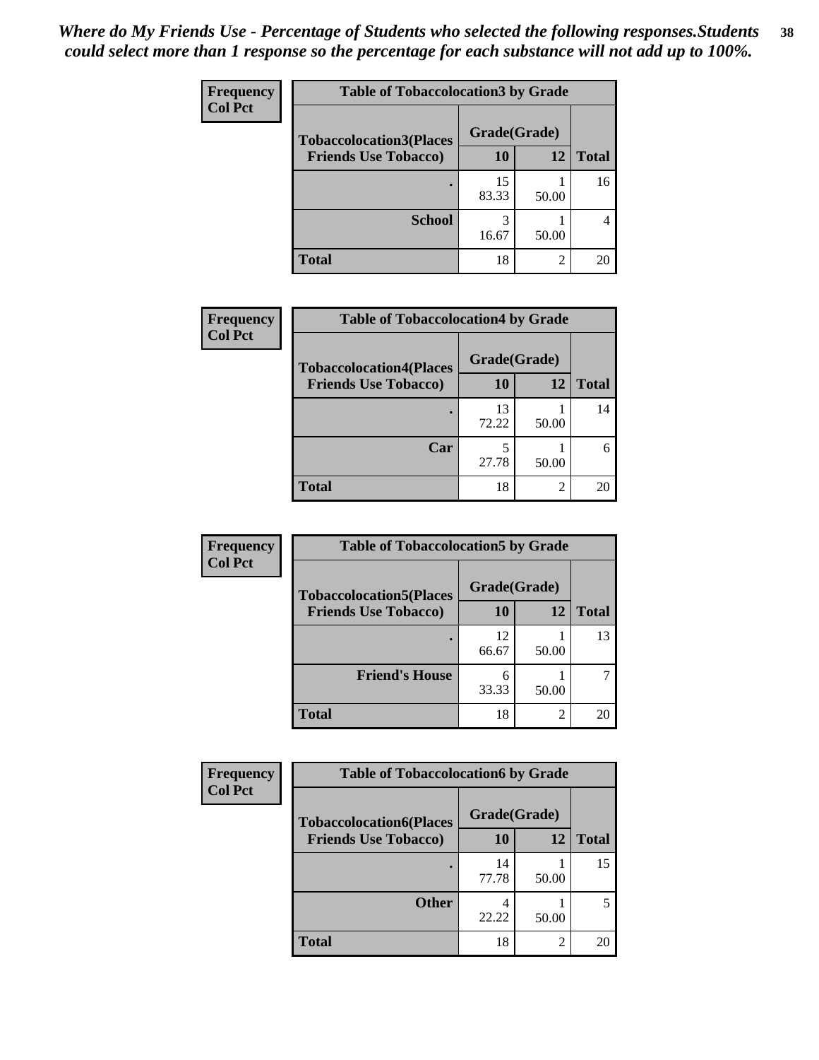*Where do My Friends Use - Percentage of Students who selected the following responses.Students could select more than 1 response so the percentage for each substance will not add up to 100%.*

**Frequency**
**Col Pct**

| Table of Tobaccolocation3 by Grade | | | |
|---|---|---|---|
| **Tobaccolocation3(Places Friends Use Tobacco)** | **Grade(Grade)** | | **Total** |
| | **10** | **12** | |
| **.** | 15<br>83.33 | 1<br>50.00 | 16 |
| **School** | 3<br>16.67 | 1<br>50.00 | 4 |
| **Total** | 18 | 2 | 20 |

**Frequency**
**Col Pct**

| Table of Tobaccolocation4 by Grade | | | |
|---|---|---|---|
| **Tobaccolocation4(Places Friends Use Tobacco)** | **Grade(Grade)** | | **Total** |
| | **10** | **12** | |
| **.** | 13<br>72.22 | 1<br>50.00 | 14 |
| **Car** | 5<br>27.78 | 1<br>50.00 | 6 |
| **Total** | 18 | 2 | 20 |

**Frequency**
**Col Pct**

| Table of Tobaccolocation5 by Grade | | | |
|---|---|---|---|
| **Tobaccolocation5(Places Friends Use Tobacco)** | **Grade(Grade)** | | **Total** |
| | **10** | **12** | |
| **.** | 12<br>66.67 | 1<br>50.00 | 13 |
| **Friend's House** | 6<br>33.33 | 1<br>50.00 | 7 |
| **Total** | 18 | 2 | 20 |

**Frequency**
**Col Pct**

| Table of Tobaccolocation6 by Grade | | | |
|---|---|---|---|
| **Tobaccolocation6(Places Friends Use Tobacco)** | **Grade(Grade)** | | **Total** |
| | **10** | **12** | |
| **.** | 14<br>77.78 | 1<br>50.00 | 15 |
| **Other** | 4<br>22.22 | 1<br>50.00 | 5 |
| **Total** | 18 | 2 | 20 |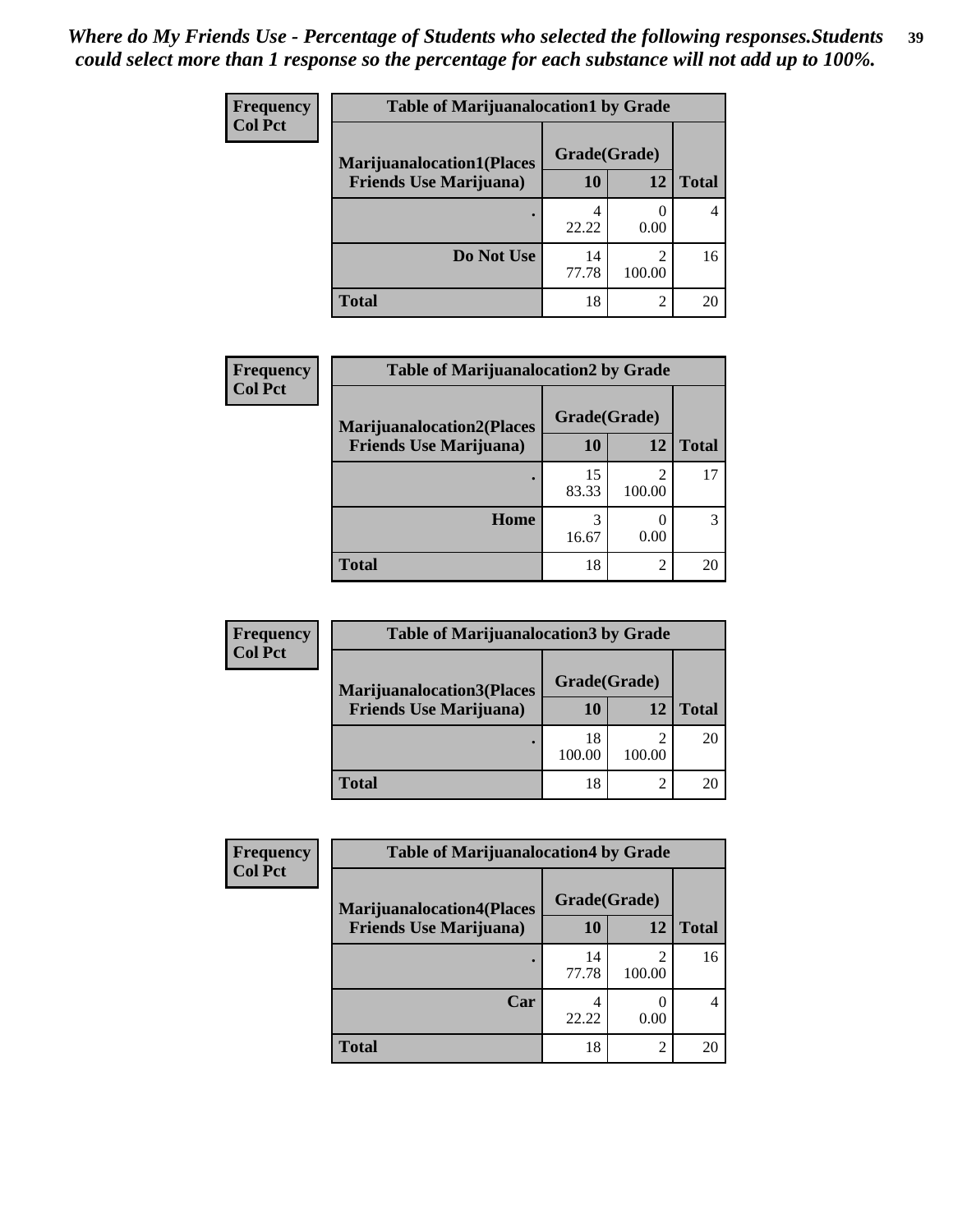*Where do My Friends Use - Percentage of Students who selected the following responses.Students could select more than 1 response so the percentage for each substance will not add up to 100%.*

**Frequency**
**Col Pct**

| Table of Marijuanalocation1 by Grade | | | |
|---|---|---|---|
| Marijuanalocation1(Places Friends Use Marijuana) | Grade(Grade) | | Total |
| | 10 | 12 | |
| . | 4<br>22.22 | 0<br>0.00 | 4 |
| Do Not Use | 14<br>77.78 | 2<br>100.00 | 16 |
| Total | 18 | 2 | 20 |

**Frequency**
**Col Pct**

| Table of Marijuanalocation2 by Grade | | | |
|---|---|---|---|
| Marijuanalocation2(Places Friends Use Marijuana) | Grade(Grade) | | Total |
| | 10 | 12 | |
| . | 15<br>83.33 | 2<br>100.00 | 17 |
| Home | 3<br>16.67 | 0<br>0.00 | 3 |
| Total | 18 | 2 | 20 |

**Frequency**
**Col Pct**

| Table of Marijuanalocation3 by Grade | | | |
|---|---|---|---|
| Marijuanalocation3(Places Friends Use Marijuana) | Grade(Grade) | | Total |
| | 10 | 12 | |
| . | 18<br>100.00 | 2<br>100.00 | 20 |
| Total | 18 | 2 | 20 |

**Frequency**
**Col Pct**

| Table of Marijuanalocation4 by Grade | | | |
|---|---|---|---|
| Marijuanalocation4(Places Friends Use Marijuana) | Grade(Grade) | | Total |
| | 10 | 12 | |
| . | 14<br>77.78 | 2<br>100.00 | 16 |
| Car | 4<br>22.22 | 0<br>0.00 | 4 |
| Total | 18 | 2 | 20 |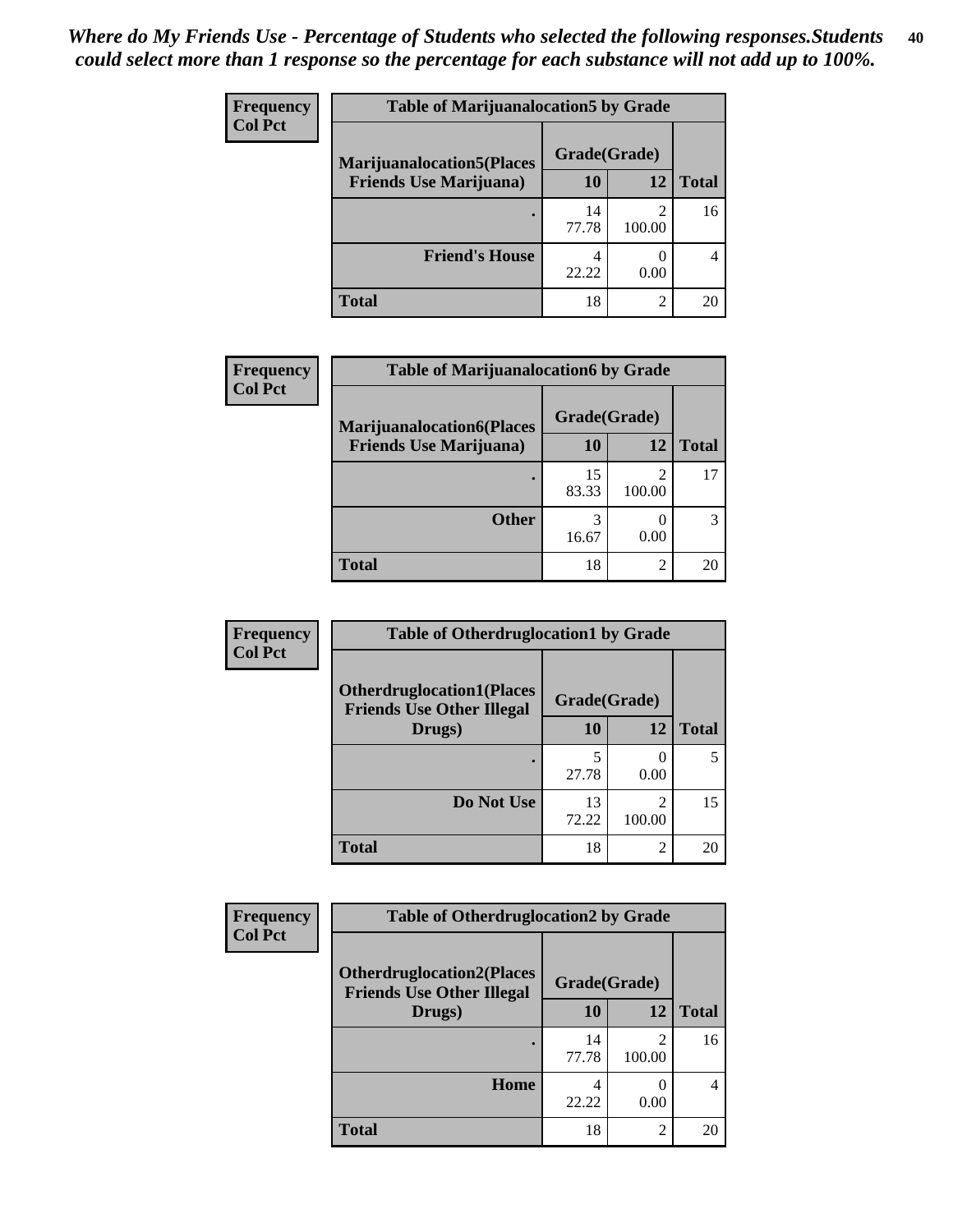*Where do My Friends Use - Percentage of Students who selected the following responses.Students could select more than 1 response so the percentage for each substance will not add up to 100%.*

**Frequency**
**Col Pct**

| Table of Marijuanalocation5 by Grade | | | |
|---|---|---|---|
| **Marijuanalocation5(Places Friends Use Marijuana)** | **Grade(Grade)** | | |
| | **10** | **12** | **Total** |
| **.** | 14<br>77.78 | 2<br>100.00 | 16 |
| **Friend's House** | 4<br>22.22 | 0<br>0.00 | 4 |
| **Total** | 18 | 2 | 20 |

**Frequency**
**Col Pct**

| Table of Marijuanalocation6 by Grade | | | |
|---|---|---|---|
| **Marijuanalocation6(Places Friends Use Marijuana)** | **Grade(Grade)** | | |
| | **10** | **12** | **Total** |
| **.** | 15<br>83.33 | 2<br>100.00 | 17 |
| **Other** | 3<br>16.67 | 0<br>0.00 | 3 |
| **Total** | 18 | 2 | 20 |

**Frequency**
**Col Pct**

| Table of Otherdruglocation1 by Grade | | | |
|---|---|---|---|
| **Otherdruglocation1(Places Friends Use Other Illegal Drugs)** | **Grade(Grade)** | | |
| | **10** | **12** | **Total** |
| **.** | 5<br>27.78 | 0<br>0.00 | 5 |
| **Do Not Use** | 13<br>72.22 | 2<br>100.00 | 15 |
| **Total** | 18 | 2 | 20 |

**Frequency**
**Col Pct**

| Table of Otherdruglocation2 by Grade | | | |
|---|---|---|---|
| **Otherdruglocation2(Places Friends Use Other Illegal Drugs)** | **Grade(Grade)** | | |
| | **10** | **12** | **Total** |
| **.** | 14<br>77.78 | 2<br>100.00 | 16 |
| **Home** | 4<br>22.22 | 0<br>0.00 | 4 |
| **Total** | 18 | 2 | 20 |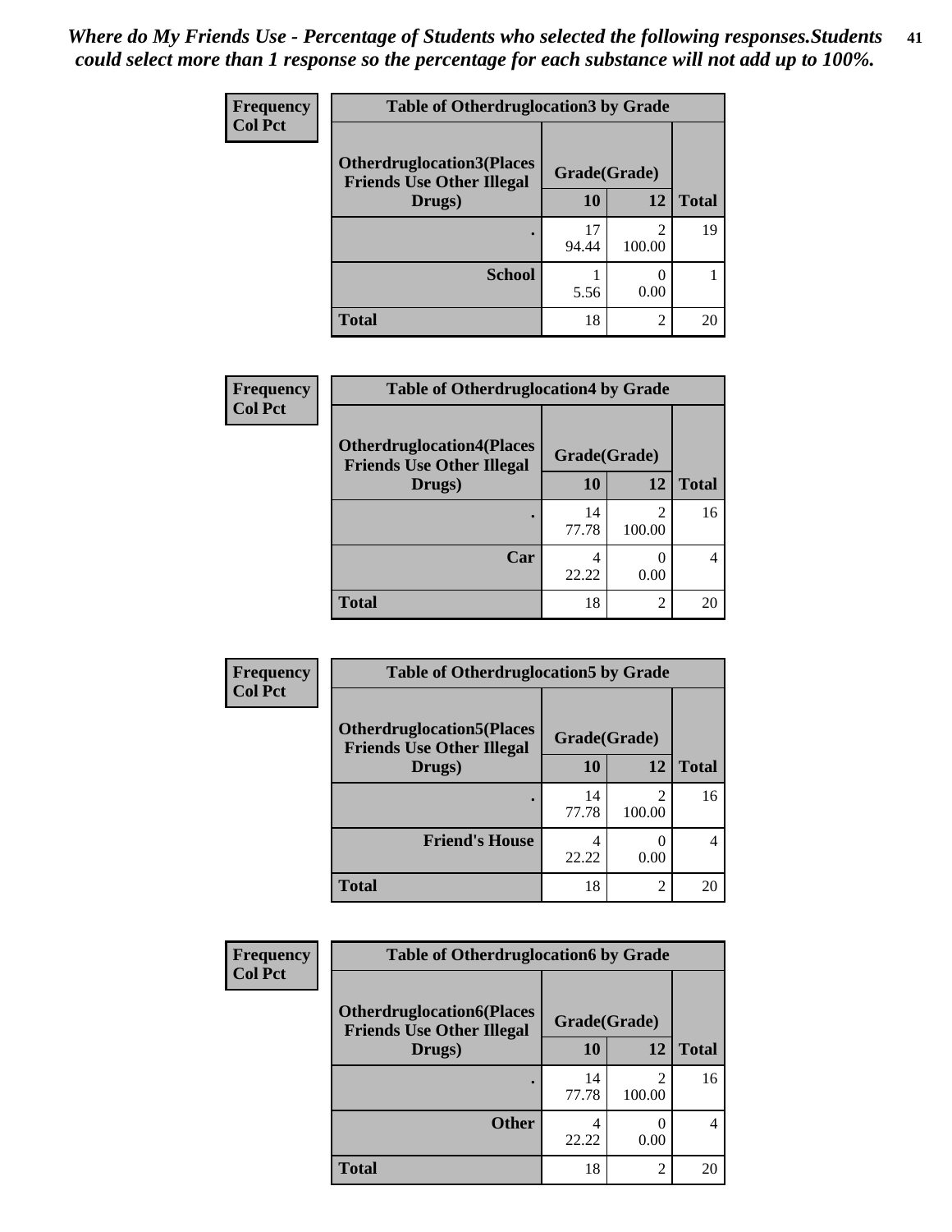*Where do My Friends Use - Percentage of Students who selected the following responses.Students could select more than 1 response so the percentage for each substance will not add up to 100%.*

**Frequency**
**Col Pct**

| Table of Otherdruglocation3 by Grade | | | |
|---|---|---|---|
| Otherdruglocation3(Places Friends Use Other Illegal Drugs) | Grade(Grade) | | Total |
| | 10 | 12 | |
| . | 17<br>94.44 | 2<br>100.00 | 19 |
| School | 1<br>5.56 | 0<br>0.00 | 1 |
| Total | 18 | 2 | 20 |

**Frequency**
**Col Pct**

| Table of Otherdruglocation4 by Grade | | | |
|---|---|---|---|
| Otherdruglocation4(Places Friends Use Other Illegal Drugs) | Grade(Grade) | | Total |
| | 10 | 12 | |
| . | 14<br>77.78 | 2<br>100.00 | 16 |
| Car | 4<br>22.22 | 0<br>0.00 | 4 |
| Total | 18 | 2 | 20 |

**Frequency**
**Col Pct**

| Table of Otherdruglocation5 by Grade | | | |
|---|---|---|---|
| Otherdruglocation5(Places Friends Use Other Illegal Drugs) | Grade(Grade) | | Total |
| | 10 | 12 | |
| . | 14<br>77.78 | 2<br>100.00 | 16 |
| Friend's House | 4<br>22.22 | 0<br>0.00 | 4 |
| Total | 18 | 2 | 20 |

**Frequency**
**Col Pct**

| Table of Otherdruglocation6 by Grade | | | |
|---|---|---|---|
| Otherdruglocation6(Places Friends Use Other Illegal Drugs) | Grade(Grade) | | Total |
| | 10 | 12 | |
| . | 14<br>77.78 | 2<br>100.00 | 16 |
| Other | 4<br>22.22 | 0<br>0.00 | 4 |
| Total | 18 | 2 | 20 |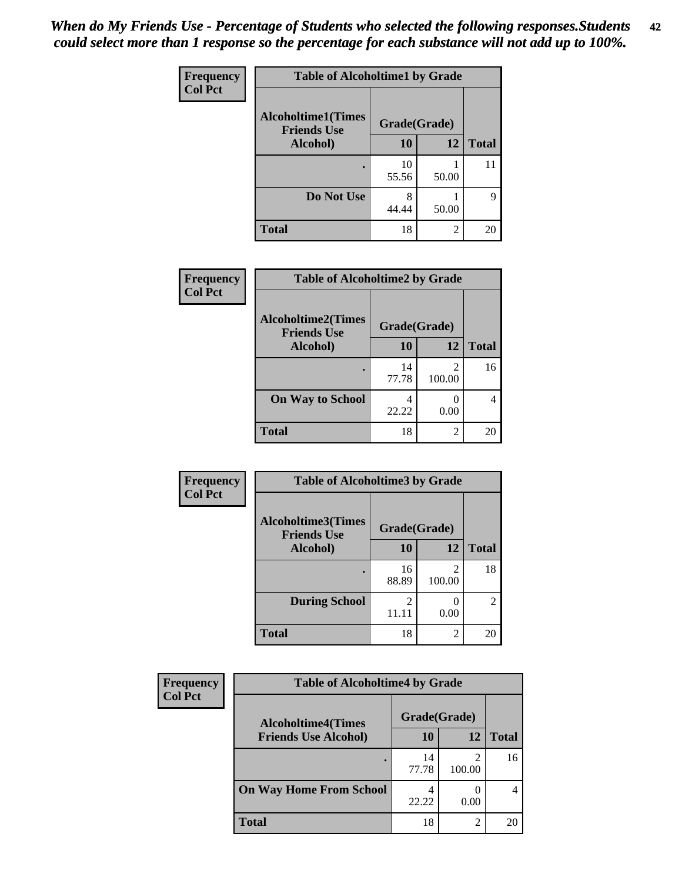*When do My Friends Use - Percentage of Students who selected the following responses.Students could select more than 1 response so the percentage for each substance will not add up to 100%.*

**Frequency**
**Col Pct**

| Table of Alcoholtime1 by Grade | | | |
|---|---|---|---|
| Alcoholtime1(Times Friends Use Alcohol) | Grade(Grade) | | |
| | 10 | 12 | Total |
| . | 10<br>55.56 | 1<br>50.00 | 11 |
| Do Not Use | 8<br>44.44 | 1<br>50.00 | 9 |
| Total | 18 | 2 | 20 |

**Frequency**
**Col Pct**

| Table of Alcoholtime2 by Grade | | | |
|---|---|---|---|
| Alcoholtime2(Times Friends Use Alcohol) | Grade(Grade) | | |
| | 10 | 12 | Total |
| . | 14<br>77.78 | 2<br>100.00 | 16 |
| On Way to School | 4<br>22.22 | 0<br>0.00 | 4 |
| Total | 18 | 2 | 20 |

**Frequency**
**Col Pct**

| Table of Alcoholtime3 by Grade | | | |
|---|---|---|---|
| Alcoholtime3(Times Friends Use Alcohol) | Grade(Grade) | | |
| | 10 | 12 | Total |
| . | 16<br>88.89 | 2<br>100.00 | 18 |
| During School | 2<br>11.11 | 0<br>0.00 | 2 |
| Total | 18 | 2 | 20 |

**Frequency**
**Col Pct**

| Table of Alcoholtime4 by Grade | | | |
|---|---|---|---|
| Alcoholtime4(Times Friends Use Alcohol) | Grade(Grade) | | |
| | 10 | 12 | Total |
| . | 14<br>77.78 | 2<br>100.00 | 16 |
| On Way Home From School | 4<br>22.22 | 0<br>0.00 | 4 |
| Total | 18 | 2 | 20 |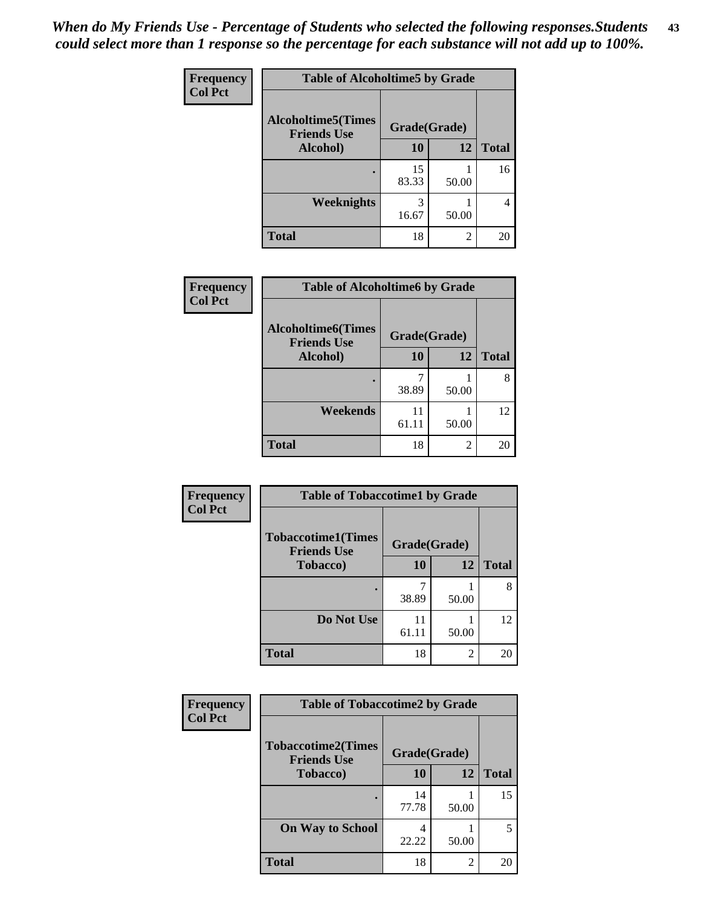*When do My Friends Use - Percentage of Students who selected the following responses.Students could select more than 1 response so the percentage for each substance will not add up to 100%.*

**Frequency / Col Pct**

| Table of Alcoholtime5 by Grade | | | |
|---|---|---|---|
| **Alcoholtime5(Times Friends Use Alcohol)** | **Grade(Grade)** | | |
| | **10** | **12** | **Total** |
| **.** | 15<br>83.33 | 1<br>50.00 | 16 |
| **Weeknights** | 3<br>16.67 | 1<br>50.00 | 4 |
| **Total** | 18 | 2 | 20 |

**Frequency / Col Pct**

| Table of Alcoholtime6 by Grade | | | |
|---|---|---|---|
| **Alcoholtime6(Times Friends Use Alcohol)** | **Grade(Grade)** | | |
| | **10** | **12** | **Total** |
| **.** | 7<br>38.89 | 1<br>50.00 | 8 |
| **Weekends** | 11<br>61.11 | 1<br>50.00 | 12 |
| **Total** | 18 | 2 | 20 |

**Frequency / Col Pct**

| Table of Tobaccotime1 by Grade | | | |
|---|---|---|---|
| **Tobaccotime1(Times Friends Use Tobacco)** | **Grade(Grade)** | | |
| | **10** | **12** | **Total** |
| **.** | 7<br>38.89 | 1<br>50.00 | 8 |
| **Do Not Use** | 11<br>61.11 | 1<br>50.00 | 12 |
| **Total** | 18 | 2 | 20 |

**Frequency / Col Pct**

| Table of Tobaccotime2 by Grade | | | |
|---|---|---|---|
| **Tobaccotime2(Times Friends Use Tobacco)** | **Grade(Grade)** | | |
| | **10** | **12** | **Total** |
| **.** | 14<br>77.78 | 1<br>50.00 | 15 |
| **On Way to School** | 4<br>22.22 | 1<br>50.00 | 5 |
| **Total** | 18 | 2 | 20 |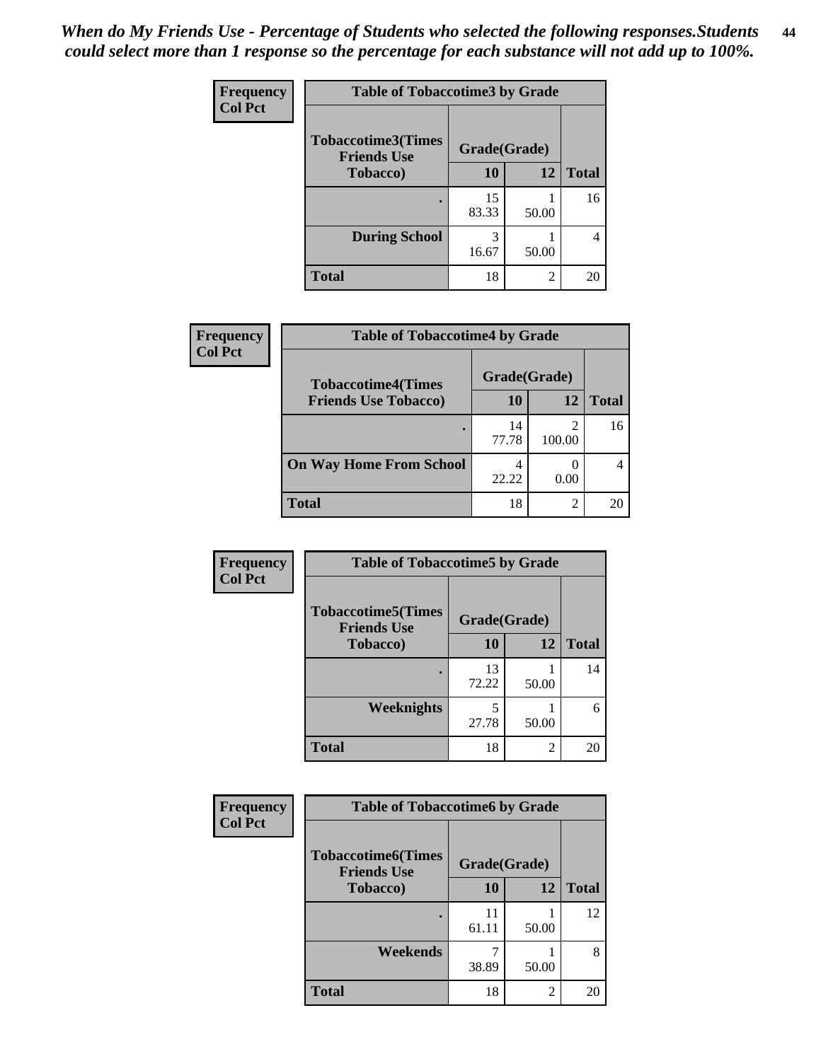*When do My Friends Use - Percentage of Students who selected the following responses.Students could select more than 1 response so the percentage for each substance will not add up to 100%.*

**Frequency**
**Col Pct**

| Table of Tobaccotime3 by Grade | | | |
|---|---|---|---|
| Tobaccotime3(Times Friends Use Tobacco) | Grade(Grade) | | |
| | 10 | 12 | Total |
| . | 15<br>83.33 | 1<br>50.00 | 16 |
| During School | 3<br>16.67 | 1<br>50.00 | 4 |
| Total | 18 | 2 | 20 |

**Frequency**
**Col Pct**

| Table of Tobaccotime4 by Grade | | | |
|---|---|---|---|
| Tobaccotime4(Times Friends Use Tobacco) | Grade(Grade) | | |
| | 10 | 12 | Total |
| . | 14<br>77.78 | 2<br>100.00 | 16 |
| On Way Home From School | 4<br>22.22 | 0<br>0.00 | 4 |
| Total | 18 | 2 | 20 |

**Frequency**
**Col Pct**

| Table of Tobaccotime5 by Grade | | | |
|---|---|---|---|
| Tobaccotime5(Times Friends Use Tobacco) | Grade(Grade) | | |
| | 10 | 12 | Total |
| . | 13<br>72.22 | 1<br>50.00 | 14 |
| Weeknights | 5<br>27.78 | 1<br>50.00 | 6 |
| Total | 18 | 2 | 20 |

**Frequency**
**Col Pct**

| Table of Tobaccotime6 by Grade | | | |
|---|---|---|---|
| Tobaccotime6(Times Friends Use Tobacco) | Grade(Grade) | | |
| | 10 | 12 | Total |
| . | 11<br>61.11 | 1<br>50.00 | 12 |
| Weekends | 7<br>38.89 | 1<br>50.00 | 8 |
| Total | 18 | 2 | 20 |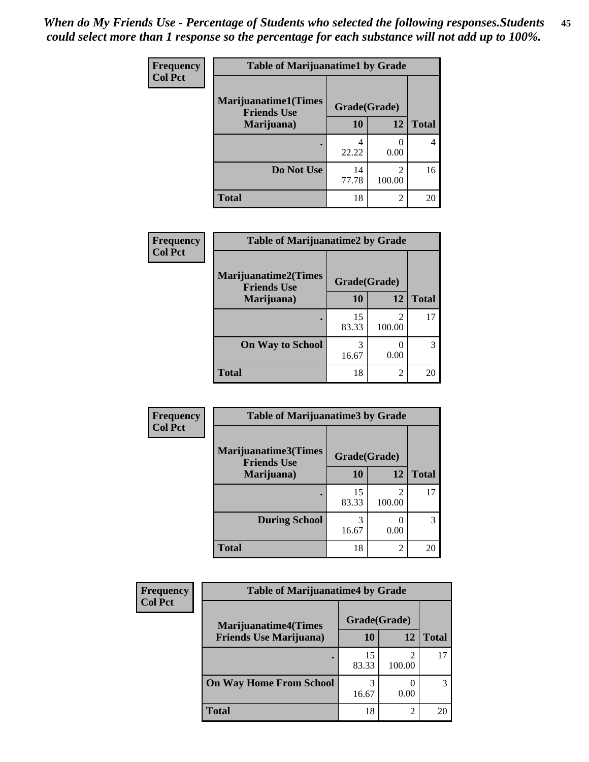*When do My Friends Use - Percentage of Students who selected the following responses.Students could select more than 1 response so the percentage for each substance will not add up to 100%.*

**Frequency**
**Col Pct**

| Table of Marijuanatime1 by Grade | | | |
|---|---|---|---|
| **Marijuanatime1(Times Friends Use Marijuana)** | **Grade(Grade)** | | |
| | **10** | **12** | **Total** |
| **.** | 4<br>22.22 | 0<br>0.00 | 4 |
| **Do Not Use** | 14<br>77.78 | 2<br>100.00 | 16 |
| **Total** | 18 | 2 | 20 |

**Frequency**
**Col Pct**

| Table of Marijuanatime2 by Grade | | | |
|---|---|---|---|
| **Marijuanatime2(Times Friends Use Marijuana)** | **Grade(Grade)** | | |
| | **10** | **12** | **Total** |
| **.** | 15<br>83.33 | 2<br>100.00 | 17 |
| **On Way to School** | 3<br>16.67 | 0<br>0.00 | 3 |
| **Total** | 18 | 2 | 20 |

**Frequency**
**Col Pct**

| Table of Marijuanatime3 by Grade | | | |
|---|---|---|---|
| **Marijuanatime3(Times Friends Use Marijuana)** | **Grade(Grade)** | | |
| | **10** | **12** | **Total** |
| **.** | 15<br>83.33 | 2<br>100.00 | 17 |
| **During School** | 3<br>16.67 | 0<br>0.00 | 3 |
| **Total** | 18 | 2 | 20 |

**Frequency**
**Col Pct**

| Table of Marijuanatime4 by Grade | | | |
|---|---|---|---|
| **Marijuanatime4(Times Friends Use Marijuana)** | **Grade(Grade)** | | |
| | **10** | **12** | **Total** |
| **.** | 15<br>83.33 | 2<br>100.00 | 17 |
| **On Way Home From School** | 3<br>16.67 | 0<br>0.00 | 3 |
| **Total** | 18 | 2 | 20 |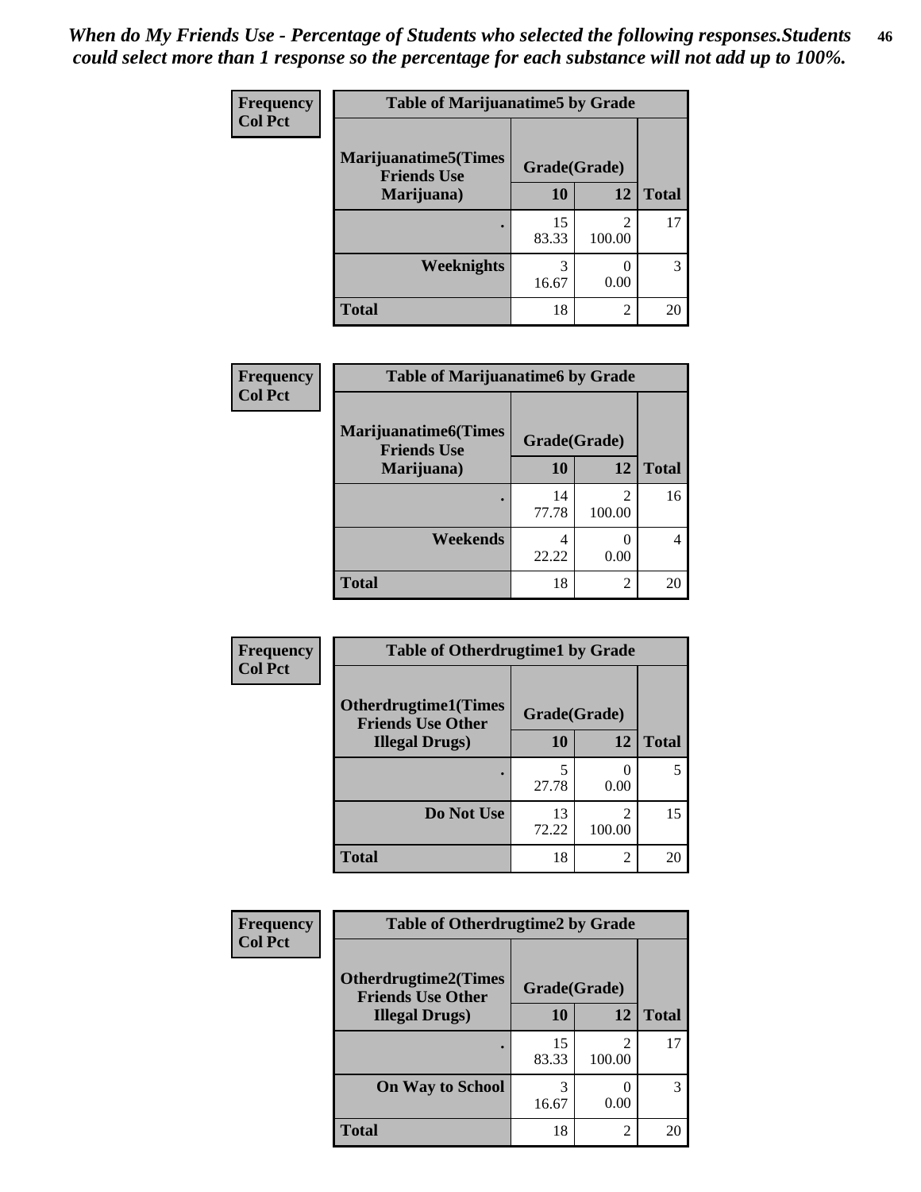*When do My Friends Use - Percentage of Students who selected the following responses.Students could select more than 1 response so the percentage for each substance will not add up to 100%.*

**Frequency / Col Pct**

| Table of Marijuanatime5 by Grade | | | |
|---|---|---|---|
| Marijuanatime5(Times Friends Use Marijuana) | Grade(Grade) | | |
| | 10 | 12 | Total |
| . | 15<br>83.33 | 2<br>100.00 | 17 |
| Weeknights | 3<br>16.67 | 0<br>0.00 | 3 |
| Total | 18 | 2 | 20 |

**Frequency / Col Pct**

| Table of Marijuanatime6 by Grade | | | |
|---|---|---|---|
| Marijuanatime6(Times Friends Use Marijuana) | Grade(Grade) | | |
| | 10 | 12 | Total |
| . | 14<br>77.78 | 2<br>100.00 | 16 |
| Weekends | 4<br>22.22 | 0<br>0.00 | 4 |
| Total | 18 | 2 | 20 |

**Frequency / Col Pct**

| Table of Otherdrugtime1 by Grade | | | |
|---|---|---|---|
| Otherdrugtime1(Times Friends Use Other Illegal Drugs) | Grade(Grade) | | |
| | 10 | 12 | Total |
| . | 5<br>27.78 | 0<br>0.00 | 5 |
| Do Not Use | 13<br>72.22 | 2<br>100.00 | 15 |
| Total | 18 | 2 | 20 |

**Frequency / Col Pct**

| Table of Otherdrugtime2 by Grade | | | |
|---|---|---|---|
| Otherdrugtime2(Times Friends Use Other Illegal Drugs) | Grade(Grade) | | |
| | 10 | 12 | Total |
| . | 15<br>83.33 | 2<br>100.00 | 17 |
| On Way to School | 3<br>16.67 | 0<br>0.00 | 3 |
| Total | 18 | 2 | 20 |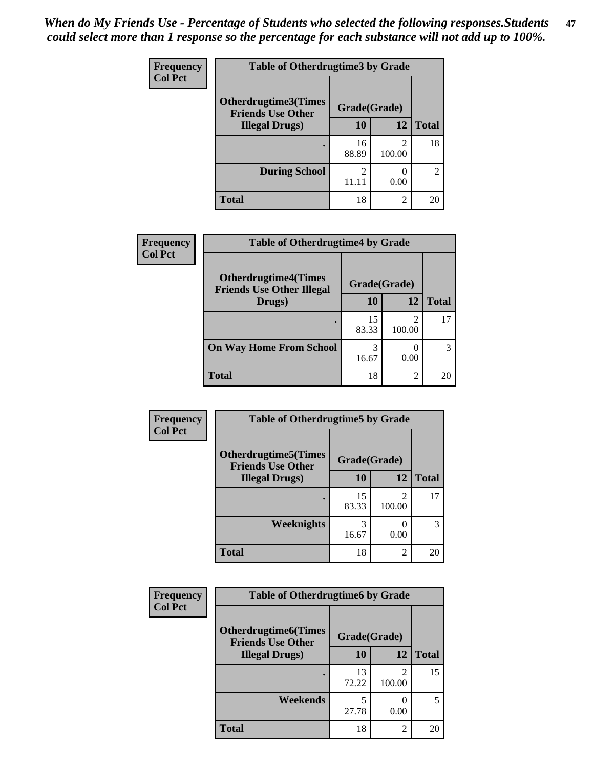*When do My Friends Use - Percentage of Students who selected the following responses.Students could select more than 1 response so the percentage for each substance will not add up to 100%.*

**Frequency**
**Col Pct**

| Table of Otherdrugtime3 by Grade | | | |
|---|---|---|---|
| **Otherdrugtime3(Times Friends Use Other Illegal Drugs)** | **Grade(Grade)** | | |
| | **10** | **12** | **Total** |
| **.** | 16<br>88.89 | 2<br>100.00 | 18 |
| **During School** | 2<br>11.11 | 0<br>0.00 | 2 |
| **Total** | 18 | 2 | 20 |

**Frequency**
**Col Pct**

| Table of Otherdrugtime4 by Grade | | | |
|---|---|---|---|
| **Otherdrugtime4(Times Friends Use Other Illegal Drugs)** | **Grade(Grade)** | | |
| | **10** | **12** | **Total** |
| **.** | 15<br>83.33 | 2<br>100.00 | 17 |
| **On Way Home From School** | 3<br>16.67 | 0<br>0.00 | 3 |
| **Total** | 18 | 2 | 20 |

**Frequency**
**Col Pct**

| Table of Otherdrugtime5 by Grade | | | |
|---|---|---|---|
| **Otherdrugtime5(Times Friends Use Other Illegal Drugs)** | **Grade(Grade)** | | |
| | **10** | **12** | **Total** |
| **.** | 15<br>83.33 | 2<br>100.00 | 17 |
| **Weeknights** | 3<br>16.67 | 0<br>0.00 | 3 |
| **Total** | 18 | 2 | 20 |

**Frequency**
**Col Pct**

| Table of Otherdrugtime6 by Grade | | | |
|---|---|---|---|
| **Otherdrugtime6(Times Friends Use Other Illegal Drugs)** | **Grade(Grade)** | | |
| | **10** | **12** | **Total** |
| **.** | 13<br>72.22 | 2<br>100.00 | 15 |
| **Weekends** | 5<br>27.78 | 0<br>0.00 | 5 |
| **Total** | 18 | 2 | 20 |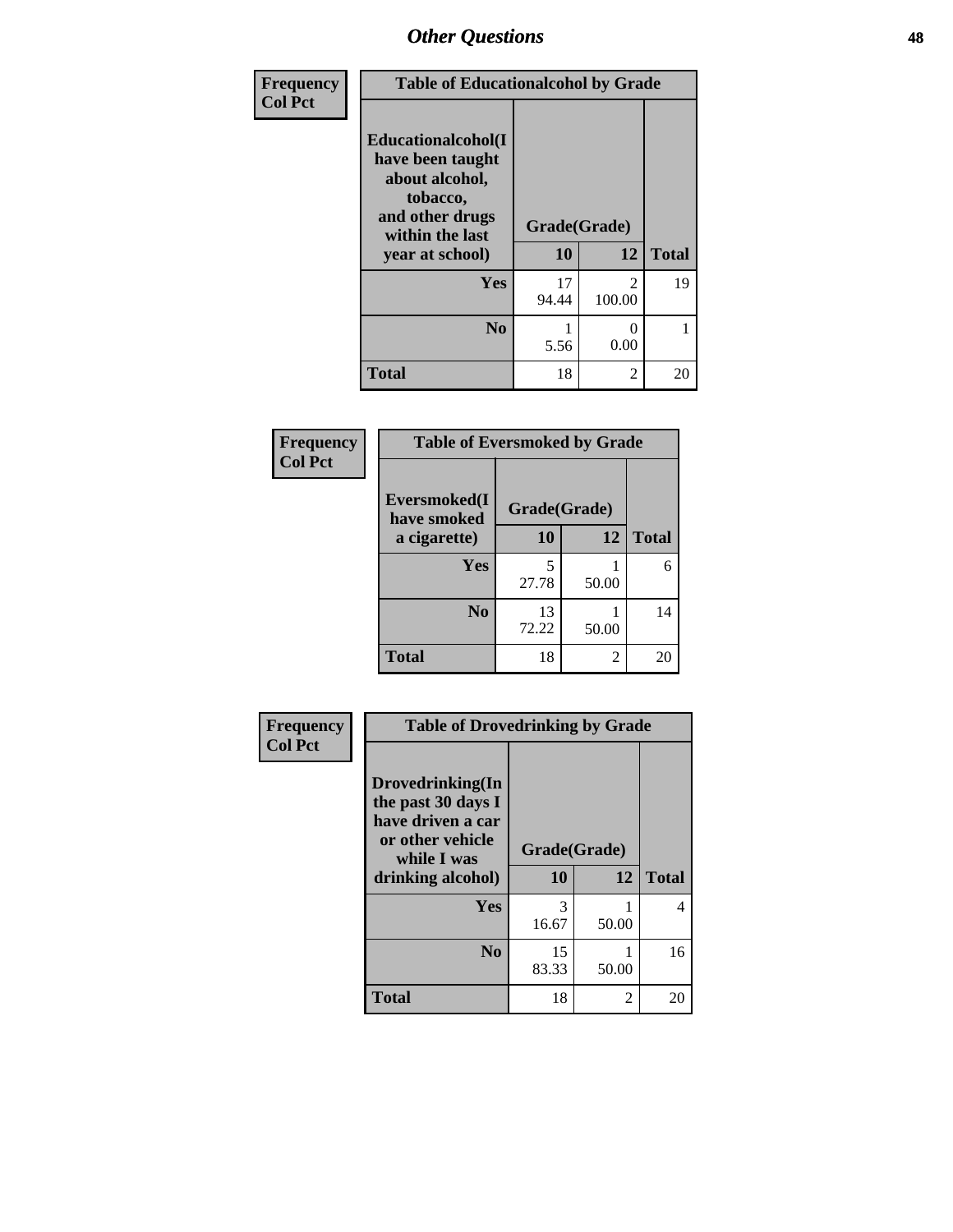## Other Questions

**Frequency**
**Col Pct**

| Table of Educationalcohol by Grade | | | |
|---|---|---|---|
| **Educationalcohol(I have been taught about alcohol, tobacco, and other drugs within the last year at school)** | **Grade(Grade)** | | |
| | **10** | **12** | **Total** |
| **Yes** | 17<br>94.44 | 2<br>100.00 | 19 |
| **No** | 1<br>5.56 | 0<br>0.00 | 1 |
| **Total** | 18 | 2 | 20 |

**Frequency**
**Col Pct**

| Table of Eversmoked by Grade | | | |
|---|---|---|---|
| **Eversmoked(I have smoked a cigarette)** | **Grade(Grade)** | | |
| | **10** | **12** | **Total** |
| **Yes** | 5<br>27.78 | 1<br>50.00 | 6 |
| **No** | 13<br>72.22 | 1<br>50.00 | 14 |
| **Total** | 18 | 2 | 20 |

**Frequency**
**Col Pct**

| Table of Drovedrinking by Grade | | | |
|---|---|---|---|
| **Drovedrinking(In the past 30 days I have driven a car or other vehicle while I was drinking alcohol)** | **Grade(Grade)** | | |
| | **10** | **12** | **Total** |
| **Yes** | 3<br>16.67 | 1<br>50.00 | 4 |
| **No** | 15<br>83.33 | 1<br>50.00 | 16 |
| **Total** | 18 | 2 | 20 |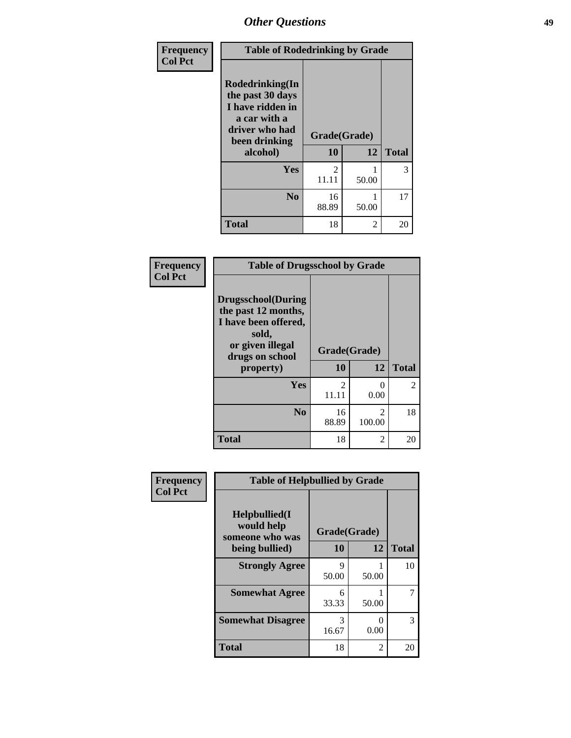## *Other Questions*

**Frequency**
**Col Pct**

| Table of Rodedrinking by Grade | | | |
|---|---|---|---|
| **Rodedrinking(In the past 30 days I have ridden in a car with a driver who had been drinking alcohol)** | **Grade(Grade)** | | |
| | **10** | **12** | **Total** |
| **Yes** | 2<br>11.11 | 1<br>50.00 | 3 |
| **No** | 16<br>88.89 | 1<br>50.00 | 17 |
| **Total** | 18 | 2 | 20 |

**Frequency**
**Col Pct**

| Table of Drugsschool by Grade | | | |
|---|---|---|---|
| **Drugsschool(During the past 12 months, I have been offered, sold, or given illegal drugs on school property)** | **Grade(Grade)** | | |
| | **10** | **12** | **Total** |
| **Yes** | 2<br>11.11 | 0<br>0.00 | 2 |
| **No** | 16<br>88.89 | 2<br>100.00 | 18 |
| **Total** | 18 | 2 | 20 |

**Frequency**
**Col Pct**

| Table of Helpbullied by Grade | | | |
|---|---|---|---|
| **Helpbullied(I would help someone who was being bullied)** | **Grade(Grade)** | | |
| | **10** | **12** | **Total** |
| **Strongly Agree** | 9<br>50.00 | 1<br>50.00 | 10 |
| **Somewhat Agree** | 6<br>33.33 | 1<br>50.00 | 7 |
| **Somewhat Disagree** | 3<br>16.67 | 0<br>0.00 | 3 |
| **Total** | 18 | 2 | 20 |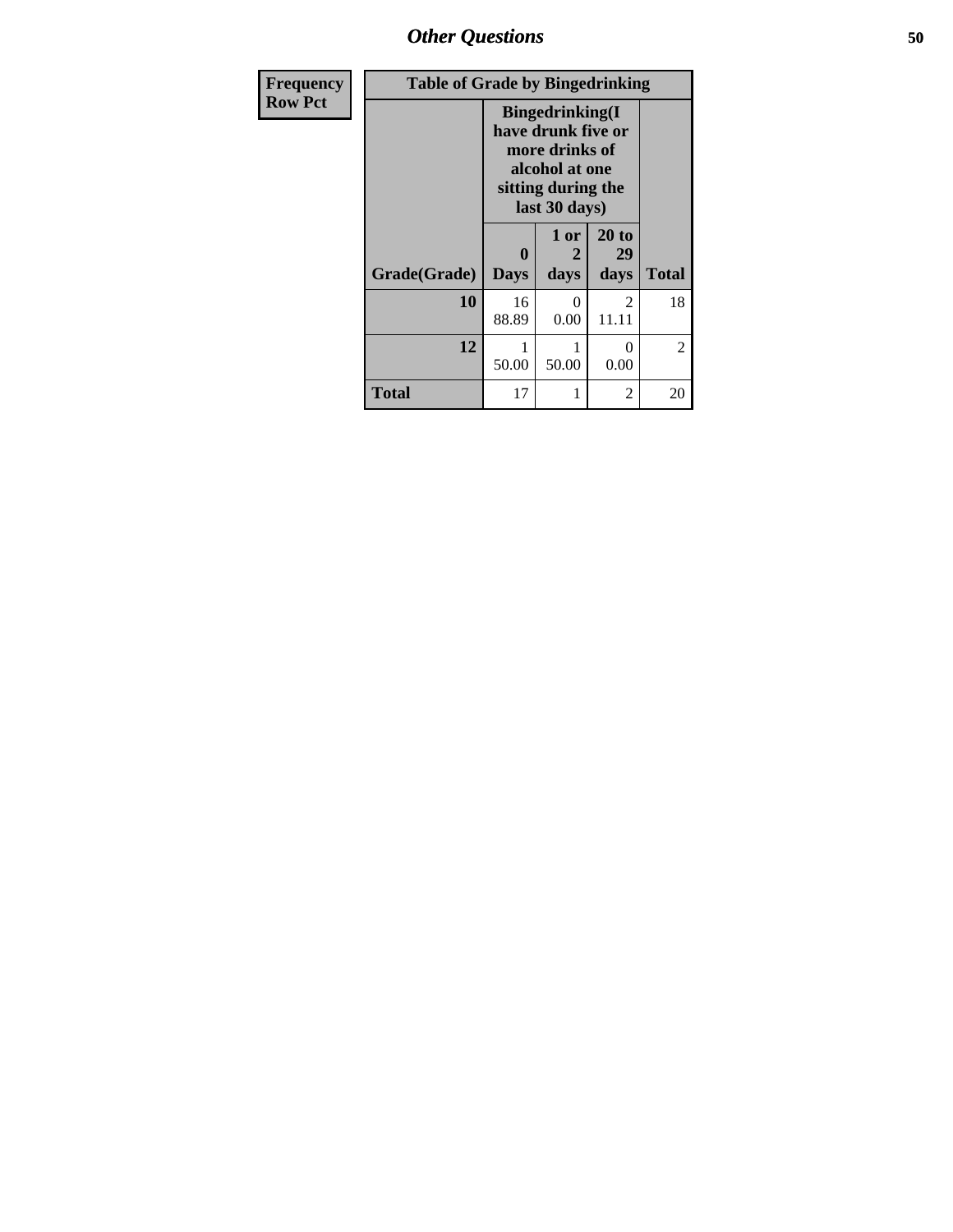| Frequency<br>Row Pct |
|---|

**Table of Grade by Bingedrinking**

| Grade(Grade) | Bingedrinking(I have drunk five or more drinks of alcohol at one sitting during the last 30 days) 0 Days | 1 or 2 days | 20 to 29 days | Total |
|---|---|---|---|---|
| **10** | 16<br>88.89 | 0<br>0.00 | 2<br>11.11 | 18 |
| **12** | 1<br>50.00 | 1<br>50.00 | 0<br>0.00 | 2 |
| **Total** | 17 | 1 | 2 | 20 |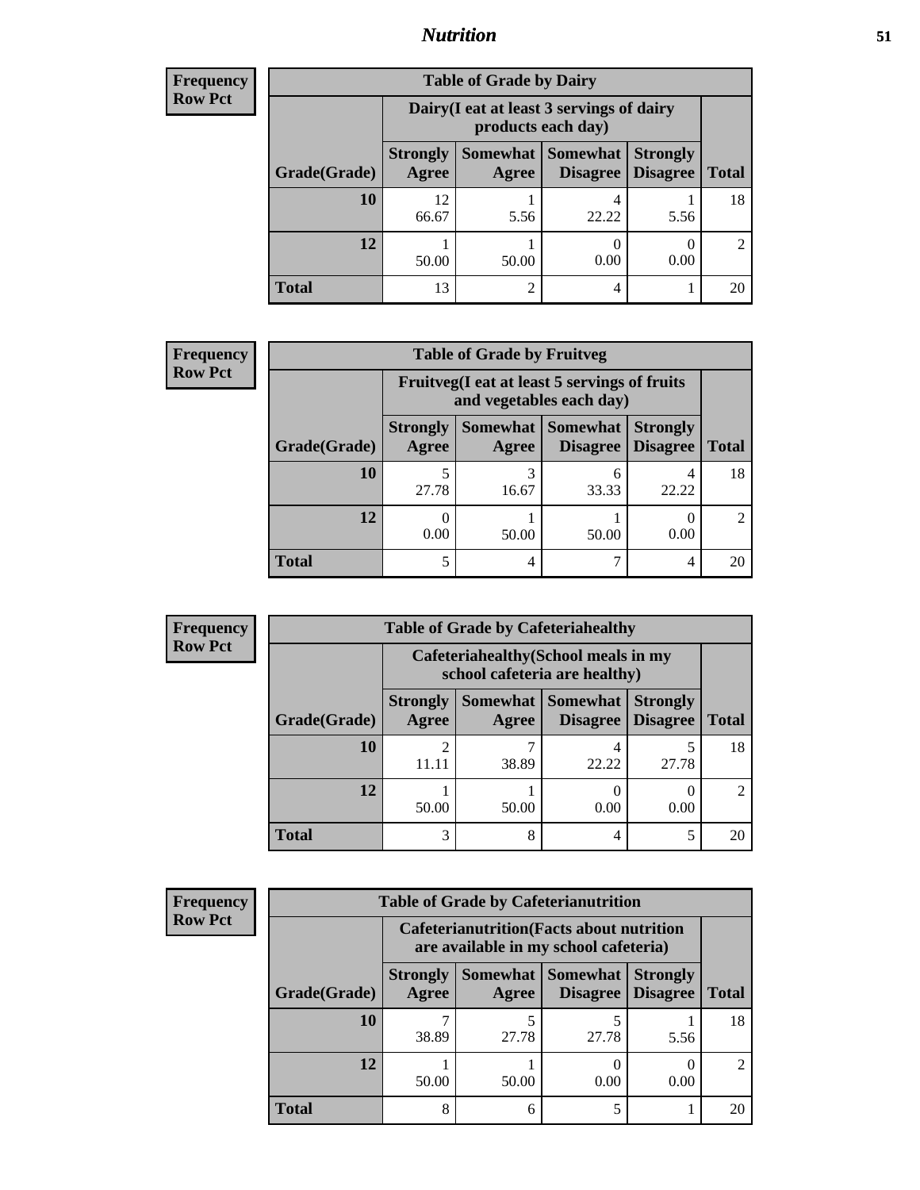# Nutrition

**Frequency**
**Row Pct**

| Table of Grade by Dairy | | | | | |
|---|---|---|---|---|---|
| | Dairy(I eat at least 3 servings of dairy products each day) | | | | |
| Grade(Grade) | Strongly Agree | Somewhat Agree | Somewhat Disagree | Strongly Disagree | Total |
| **10** | 12<br>66.67 | 1<br>5.56 | 4<br>22.22 | 1<br>5.56 | 18 |
| **12** | 1<br>50.00 | 1<br>50.00 | 0<br>0.00 | 0<br>0.00 | 2 |
| **Total** | 13 | 2 | 4 | 1 | 20 |

**Frequency**
**Row Pct**

| Table of Grade by Fruitveg | | | | | |
|---|---|---|---|---|---|
| | Fruitveg(I eat at least 5 servings of fruits and vegetables each day) | | | | |
| Grade(Grade) | Strongly Agree | Somewhat Agree | Somewhat Disagree | Strongly Disagree | Total |
| **10** | 5<br>27.78 | 3<br>16.67 | 6<br>33.33 | 4<br>22.22 | 18 |
| **12** | 0<br>0.00 | 1<br>50.00 | 1<br>50.00 | 0<br>0.00 | 2 |
| **Total** | 5 | 4 | 7 | 4 | 20 |

**Frequency**
**Row Pct**

| Table of Grade by Cafeteriahealthy | | | | | |
|---|---|---|---|---|---|
| | Cafeteriahealthy(School meals in my school cafeteria are healthy) | | | | |
| Grade(Grade) | Strongly Agree | Somewhat Agree | Somewhat Disagree | Strongly Disagree | Total |
| **10** | 2<br>11.11 | 7<br>38.89 | 4<br>22.22 | 5<br>27.78 | 18 |
| **12** | 1<br>50.00 | 1<br>50.00 | 0<br>0.00 | 0<br>0.00 | 2 |
| **Total** | 3 | 8 | 4 | 5 | 20 |

**Frequency**
**Row Pct**

| Table of Grade by Cafeterianutrition | | | | | |
|---|---|---|---|---|---|
| | Cafeterianutrition(Facts about nutrition are available in my school cafeteria) | | | | |
| Grade(Grade) | Strongly Agree | Somewhat Agree | Somewhat Disagree | Strongly Disagree | Total |
| **10** | 7<br>38.89 | 5<br>27.78 | 5<br>27.78 | 1<br>5.56 | 18 |
| **12** | 1<br>50.00 | 1<br>50.00 | 0<br>0.00 | 0<br>0.00 | 2 |
| **Total** | 8 | 6 | 5 | 1 | 20 |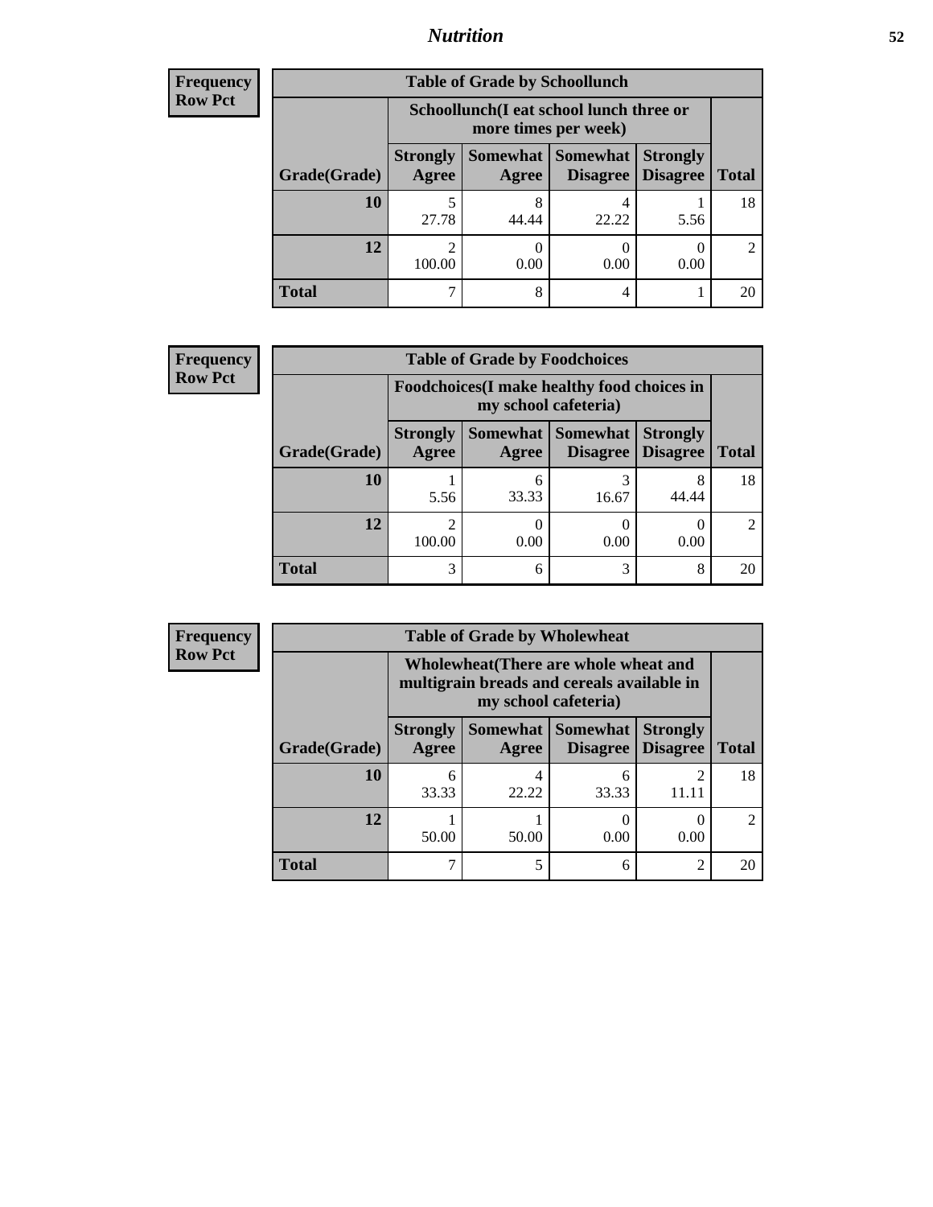## Nutrition

**Frequency**
**Row Pct**

**Table of Grade by Schoollunch**

| Grade(Grade) | Schoollunch(I eat school lunch three or more times per week) | | | | Total |
|---|---|---|---|---|---|
| | Strongly Agree | Somewhat Agree | Somewhat Disagree | Strongly Disagree | |
| **10** | 5<br>27.78 | 8<br>44.44 | 4<br>22.22 | 1<br>5.56 | 18 |
| **12** | 2<br>100.00 | 0<br>0.00 | 0<br>0.00 | 0<br>0.00 | 2 |
| **Total** | 7 | 8 | 4 | 1 | 20 |

**Frequency**
**Row Pct**

**Table of Grade by Foodchoices**

| Grade(Grade) | Foodchoices(I make healthy food choices in my school cafeteria) | | | | Total |
|---|---|---|---|---|---|
| | Strongly Agree | Somewhat Agree | Somewhat Disagree | Strongly Disagree | |
| **10** | 1<br>5.56 | 6<br>33.33 | 3<br>16.67 | 8<br>44.44 | 18 |
| **12** | 2<br>100.00 | 0<br>0.00 | 0<br>0.00 | 0<br>0.00 | 2 |
| **Total** | 3 | 6 | 3 | 8 | 20 |

**Frequency**
**Row Pct**

**Table of Grade by Wholewheat**

| Grade(Grade) | Wholewheat(There are whole wheat and multigrain breads and cereals available in my school cafeteria) | | | | Total |
|---|---|---|---|---|---|
| | Strongly Agree | Somewhat Agree | Somewhat Disagree | Strongly Disagree | |
| **10** | 6<br>33.33 | 4<br>22.22 | 6<br>33.33 | 2<br>11.11 | 18 |
| **12** | 1<br>50.00 | 1<br>50.00 | 0<br>0.00 | 0<br>0.00 | 2 |
| **Total** | 7 | 5 | 6 | 2 | 20 |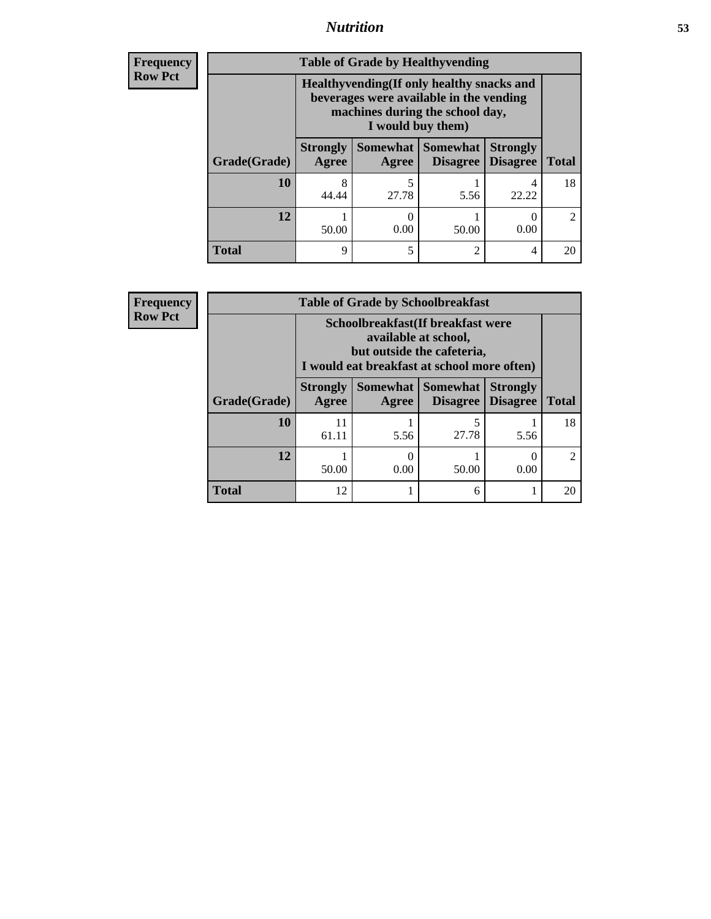| Frequency<br>Row Pct |
|---|

**Table of Grade by Healthyvending**

| Grade(Grade) | Healthyvending(If only healthy snacks and beverages were available in the vending machines during the school day, I would buy them) | | | | Total |
|---|---|---|---|---|---|
| | Strongly Agree | Somewhat Agree | Somewhat Disagree | Strongly Disagree | |
| **10** | 8<br>44.44 | 5<br>27.78 | 1<br>5.56 | 4<br>22.22 | 18 |
| **12** | 1<br>50.00 | 0<br>0.00 | 1<br>50.00 | 0<br>0.00 | 2 |
| **Total** | 9 | 5 | 2 | 4 | 20 |

| Frequency<br>Row Pct |
|---|

**Table of Grade by Schoolbreakfast**

| Grade(Grade) | Schoolbreakfast(If breakfast were available at school, but outside the cafeteria, I would eat breakfast at school more often) | | | | Total |
|---|---|---|---|---|---|
| | Strongly Agree | Somewhat Agree | Somewhat Disagree | Strongly Disagree | |
| **10** | 11<br>61.11 | 1<br>5.56 | 5<br>27.78 | 1<br>5.56 | 18 |
| **12** | 1<br>50.00 | 0<br>0.00 | 1<br>50.00 | 0<br>0.00 | 2 |
| **Total** | 12 | 1 | 6 | 1 | 20 |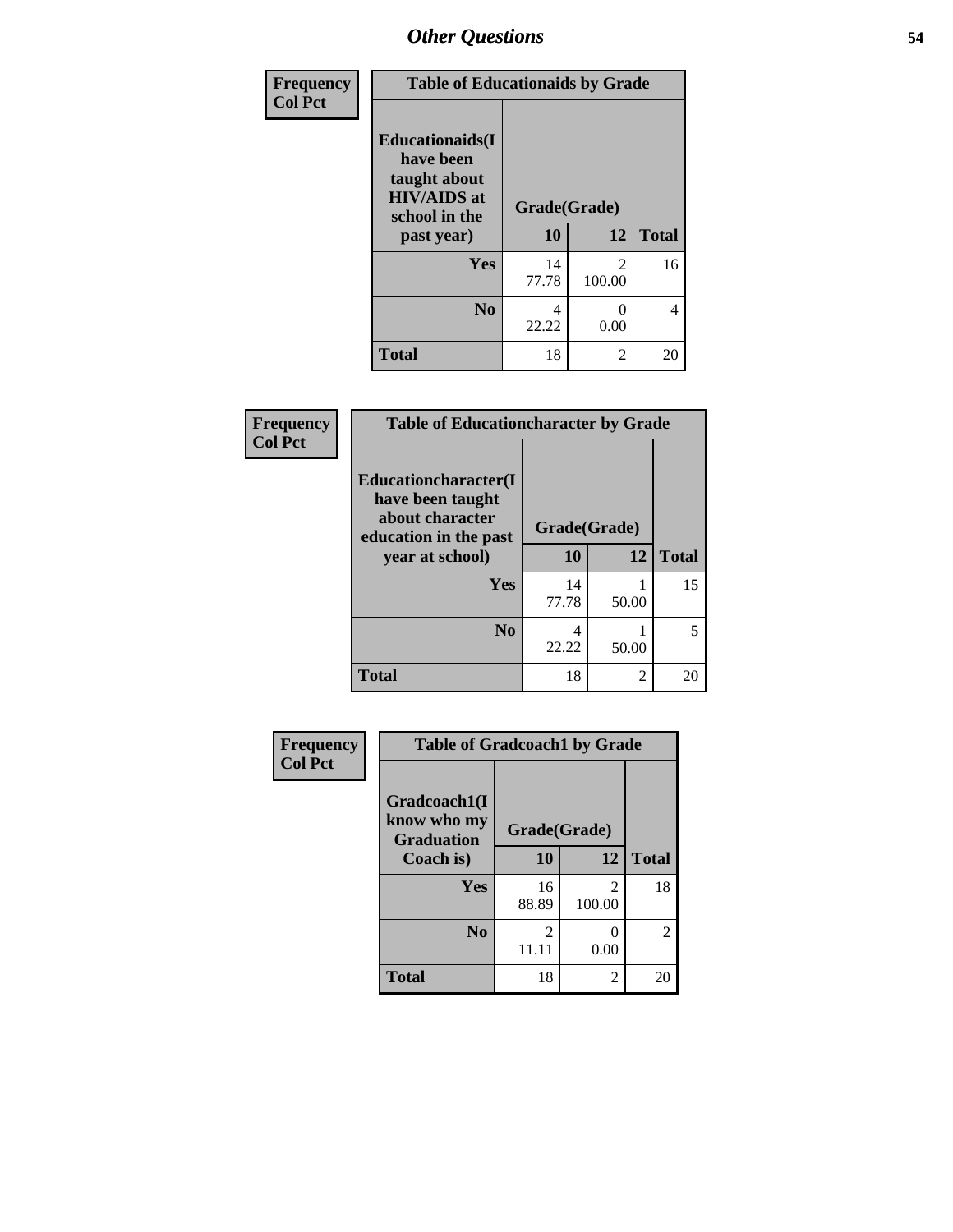## Other Questions

| Frequency<br>Col Pct | | | |
|---|---|---|---|

**Table of Educationaids by Grade**

| Educationaids(I have been taught about HIV/AIDS at school in the past year) | Grade(Grade) | | |
|---|---|---|---|
| | 10 | 12 | Total |
| Yes | 14<br>77.78 | 2<br>100.00 | 16 |
| No | 4<br>22.22 | 0<br>0.00 | 4 |
| Total | 18 | 2 | 20 |

| Frequency<br>Col Pct | | | |
|---|---|---|---|

**Table of Educationcharacter by Grade**

| Educationcharacter(I have been taught about character education in the past year at school) | Grade(Grade) | | |
|---|---|---|---|
| | 10 | 12 | Total |
| Yes | 14<br>77.78 | 1<br>50.00 | 15 |
| No | 4<br>22.22 | 1<br>50.00 | 5 |
| Total | 18 | 2 | 20 |

| Frequency<br>Col Pct | | | |
|---|---|---|---|

**Table of Gradcoach1 by Grade**

| Gradcoach1(I know who my Graduation Coach is) | Grade(Grade) | | |
|---|---|---|---|
| | 10 | 12 | Total |
| Yes | 16<br>88.89 | 2<br>100.00 | 18 |
| No | 2<br>11.11 | 0<br>0.00 | 2 |
| Total | 18 | 2 | 20 |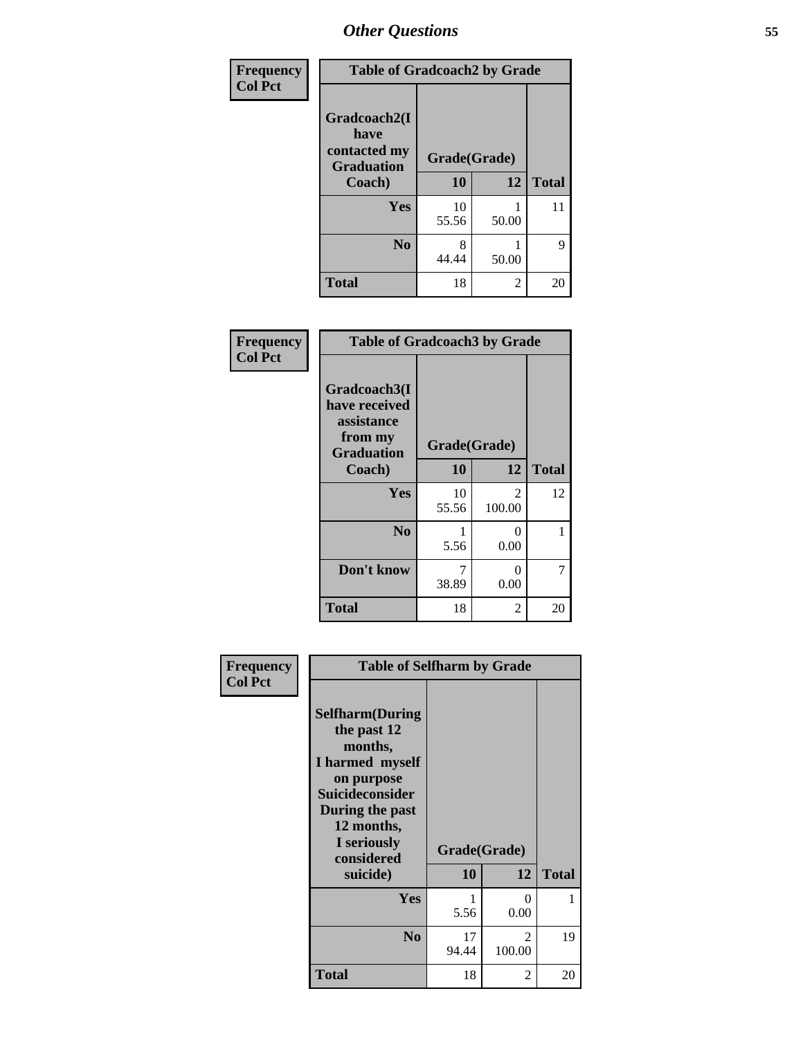## Other Questions

| Frequency Col Pct | Table of Gradcoach2 by Grade | | |
|---|---|---|---|
| Gradcoach2(I have contacted my Graduation Coach) | Grade(Grade) | | |
| | 10 | 12 | Total |
| Yes | 10<br>55.56 | 1<br>50.00 | 11 |
| No | 8<br>44.44 | 1<br>50.00 | 9 |
| Total | 18 | 2 | 20 |

| Frequency Col Pct | Table of Gradcoach3 by Grade | | |
|---|---|---|---|
| Gradcoach3(I have received assistance from my Graduation Coach) | Grade(Grade) | | |
| | 10 | 12 | Total |
| Yes | 10<br>55.56 | 2<br>100.00 | 12 |
| No | 1<br>5.56 | 0<br>0.00 | 1 |
| Don't know | 7<br>38.89 | 0<br>0.00 | 7 |
| Total | 18 | 2 | 20 |

| Frequency Col Pct | Table of Selfharm by Grade | | |
|---|---|---|---|
| Selfharm(During the past 12 months, I harmed myself on purpose Suicideconsider During the past 12 months, I seriously considered suicide) | Grade(Grade) | | |
| | 10 | 12 | Total |
| Yes | 1<br>5.56 | 0<br>0.00 | 1 |
| No | 17<br>94.44 | 2<br>100.00 | 19 |
| Total | 18 | 2 | 20 |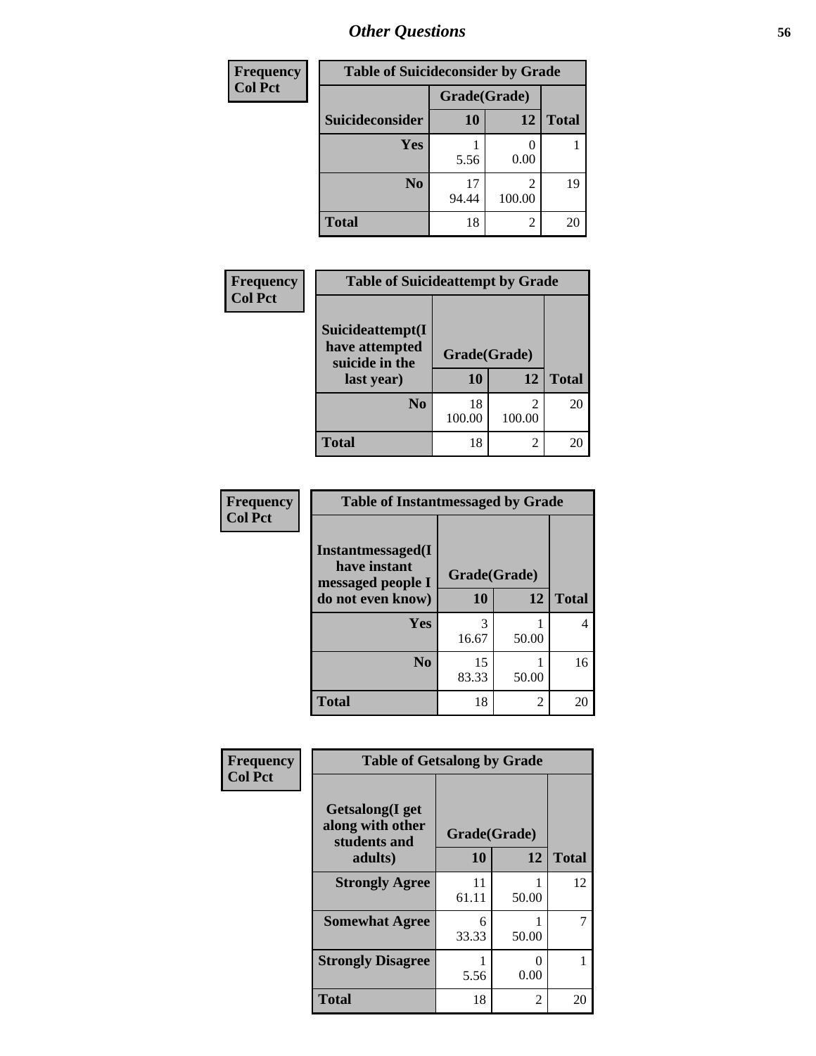# Other Questions

| Frequency Col Pct | Table of Suicideconsider by Grade | | |
|---|---|---|---|
| | Grade(Grade) | | |
| Suicideconsider | 10 | 12 | Total |
| Yes | 1<br>5.56 | 0<br>0.00 | 1 |
| No | 17<br>94.44 | 2<br>100.00 | 19 |
| Total | 18 | 2 | 20 |

| Frequency Col Pct | Table of Suicideattempt by Grade | | |
|---|---|---|---|
| Suicideattempt(I have attempted suicide in the last year) | Grade(Grade) | | |
| | 10 | 12 | Total |
| No | 18<br>100.00 | 2<br>100.00 | 20 |
| Total | 18 | 2 | 20 |

| Frequency Col Pct | Table of Instantmessaged by Grade | | |
|---|---|---|---|
| Instantmessaged(I have instant messaged people I do not even know) | Grade(Grade) | | |
| | 10 | 12 | Total |
| Yes | 3<br>16.67 | 1<br>50.00 | 4 |
| No | 15<br>83.33 | 1<br>50.00 | 16 |
| Total | 18 | 2 | 20 |

| Frequency Col Pct | Table of Getsalong by Grade | | |
|---|---|---|---|
| Getsalong(I get along with other students and adults) | Grade(Grade) | | |
| | 10 | 12 | Total |
| Strongly Agree | 11<br>61.11 | 1<br>50.00 | 12 |
| Somewhat Agree | 6<br>33.33 | 1<br>50.00 | 7 |
| Strongly Disagree | 1<br>5.56 | 0<br>0.00 | 1 |
| Total | 18 | 2 | 20 |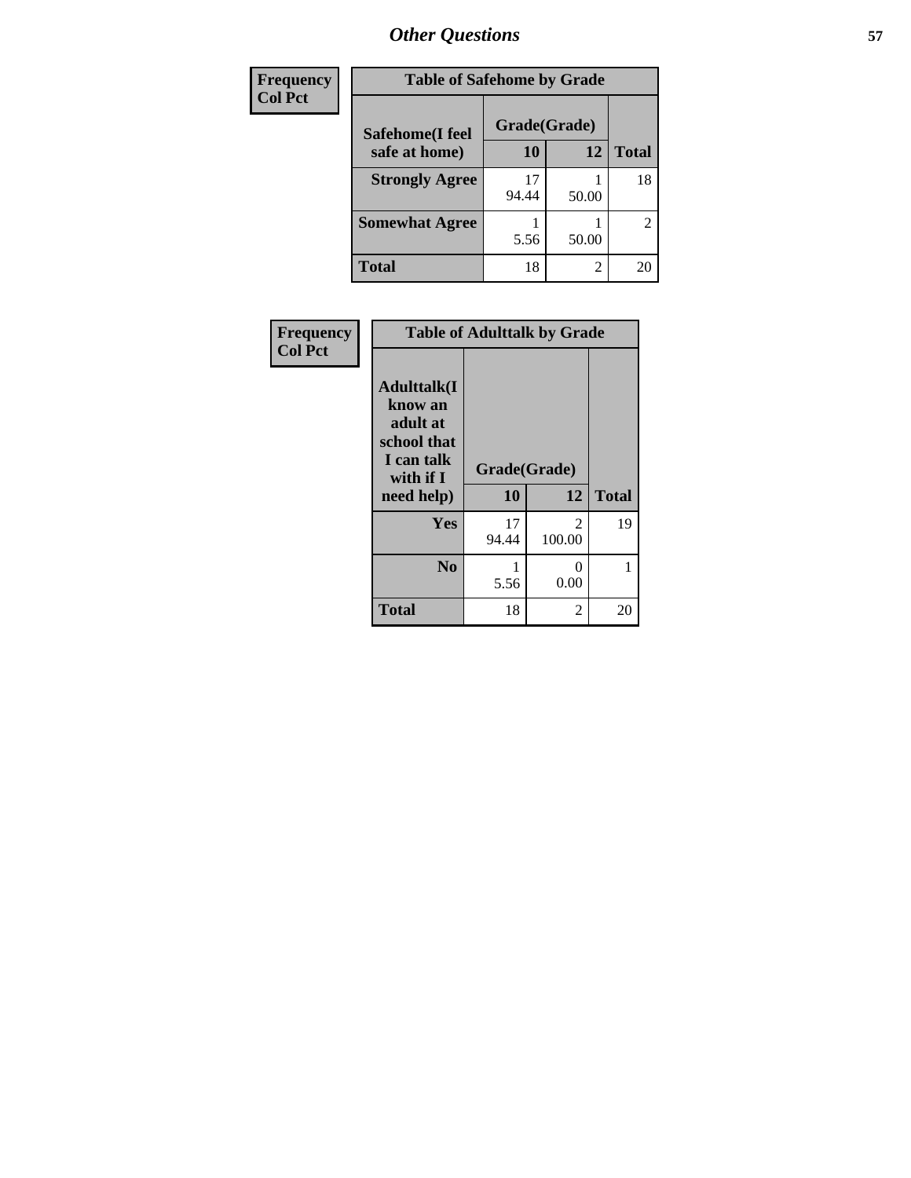| Frequency<br>Col Pct | Table of Safehome by Grade | | |
|---|---|---|---|
| Safehome(I feel safe at home) | Grade(Grade) | | |
| | 10 | 12 | Total |
| Strongly Agree | 17<br>94.44 | 1<br>50.00 | 18 |
| Somewhat Agree | 1<br>5.56 | 1<br>50.00 | 2 |
| Total | 18 | 2 | 20 |

| Frequency<br>Col Pct | Table of Adulttalk by Grade | | |
|---|---|---|---|
| Adulttalk(I know an adult at school that I can talk with if I need help) | Grade(Grade) | | |
| | 10 | 12 | Total |
| Yes | 17<br>94.44 | 2<br>100.00 | 19 |
| No | 1<br>5.56 | 0<br>0.00 | 1 |
| Total | 18 | 2 | 20 |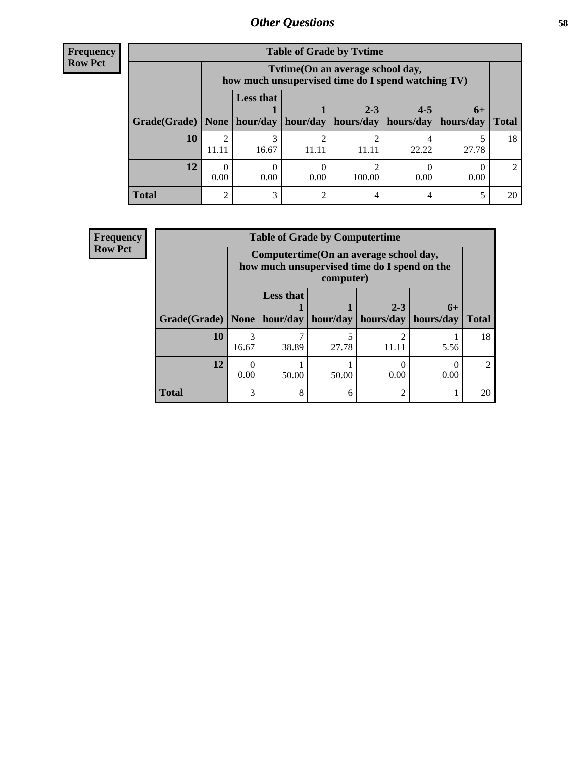## Other Questions

**Frequency**
**Row Pct**

**Table of Grade by Tvtime**

| | Tvtime(On an average school day, how much unsupervised time do I spend watching TV) | | | | | | |
|---|---|---|---|---|---|---|---|
| **Grade(Grade)** | **None** | **Less that 1 hour/day** | **1 hour/day** | **2-3 hours/day** | **4-5 hours/day** | **6+ hours/day** | **Total** |
| **10** | 2<br>11.11 | 3<br>16.67 | 2<br>11.11 | 2<br>11.11 | 4<br>22.22 | 5<br>27.78 | 18 |
| **12** | 0<br>0.00 | 0<br>0.00 | 0<br>0.00 | 2<br>100.00 | 0<br>0.00 | 0<br>0.00 | 2 |
| **Total** | 2 | 3 | 2 | 4 | 4 | 5 | 20 |

**Frequency**
**Row Pct**

**Table of Grade by Computertime**

| | Computertime(On an average school day, how much unsupervised time do I spend on the computer) | | | | | |
|---|---|---|---|---|---|---|
| **Grade(Grade)** | **None** | **Less that 1 hour/day** | **1 hour/day** | **2-3 hours/day** | **6+ hours/day** | **Total** |
| **10** | 3<br>16.67 | 7<br>38.89 | 5<br>27.78 | 2<br>11.11 | 1<br>5.56 | 18 |
| **12** | 0<br>0.00 | 1<br>50.00 | 1<br>50.00 | 0<br>0.00 | 0<br>0.00 | 2 |
| **Total** | 3 | 8 | 6 | 2 | 1 | 20 |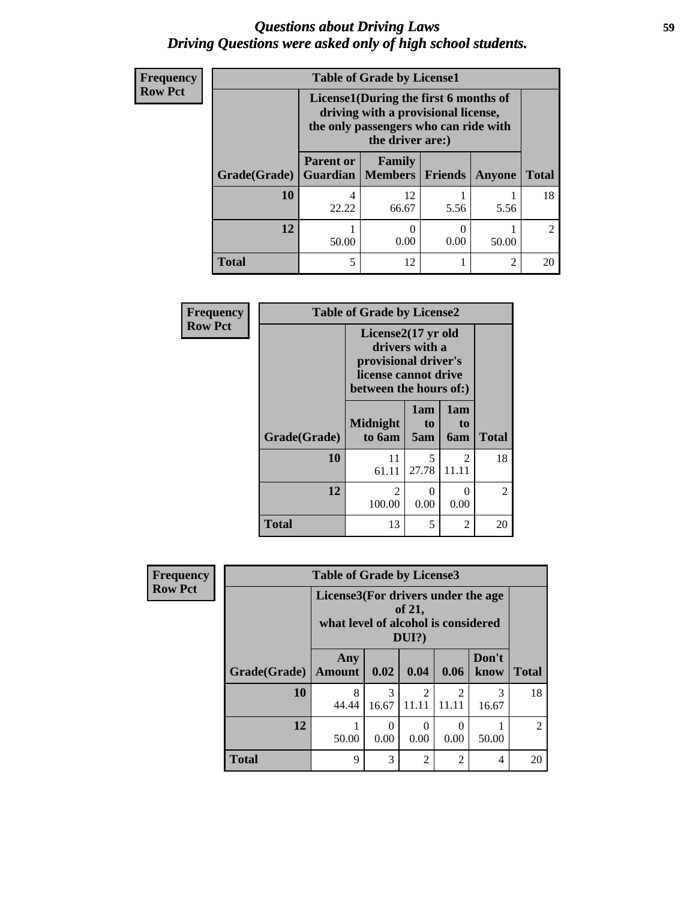# *Questions about Driving Laws*
## *Driving Questions were asked only of high school students.*

**Frequency**
**Row Pct**

| Table of Grade by License1 | | | | | |
|---|---|---|---|---|---|
| | License1(During the first 6 months of driving with a provisional license, the only passengers who can ride with the driver are:) | | | | |
| Grade(Grade) | Parent or Guardian | Family Members | Friends | Anyone | Total |
| 10 | 4<br>22.22 | 12<br>66.67 | 1<br>5.56 | 1<br>5.56 | 18 |
| 12 | 1<br>50.00 | 0<br>0.00 | 0<br>0.00 | 1<br>50.00 | 2 |
| Total | 5 | 12 | 1 | 2 | 20 |

**Frequency**
**Row Pct**

| Table of Grade by License2 | | | | |
|---|---|---|---|---|
| | License2(17 yr old drivers with a provisional driver's license cannot drive between the hours of:) | | | |
| Grade(Grade) | Midnight to 6am | 1am to 5am | 1am to 6am | Total |
| 10 | 11<br>61.11 | 5<br>27.78 | 2<br>11.11 | 18 |
| 12 | 2<br>100.00 | 0<br>0.00 | 0<br>0.00 | 2 |
| Total | 13 | 5 | 2 | 20 |

**Frequency**
**Row Pct**

| Table of Grade by License3 | | | | | | |
|---|---|---|---|---|---|---|
| | License3(For drivers under the age of 21, what level of alcohol is considered DUI?) | | | | | |
| Grade(Grade) | Any Amount | 0.02 | 0.04 | 0.06 | Don't know | Total |
| 10 | 8<br>44.44 | 3<br>16.67 | 2<br>11.11 | 2<br>11.11 | 3<br>16.67 | 18 |
| 12 | 1<br>50.00 | 0<br>0.00 | 0<br>0.00 | 0<br>0.00 | 1<br>50.00 | 2 |
| Total | 9 | 3 | 2 | 2 | 4 | 20 |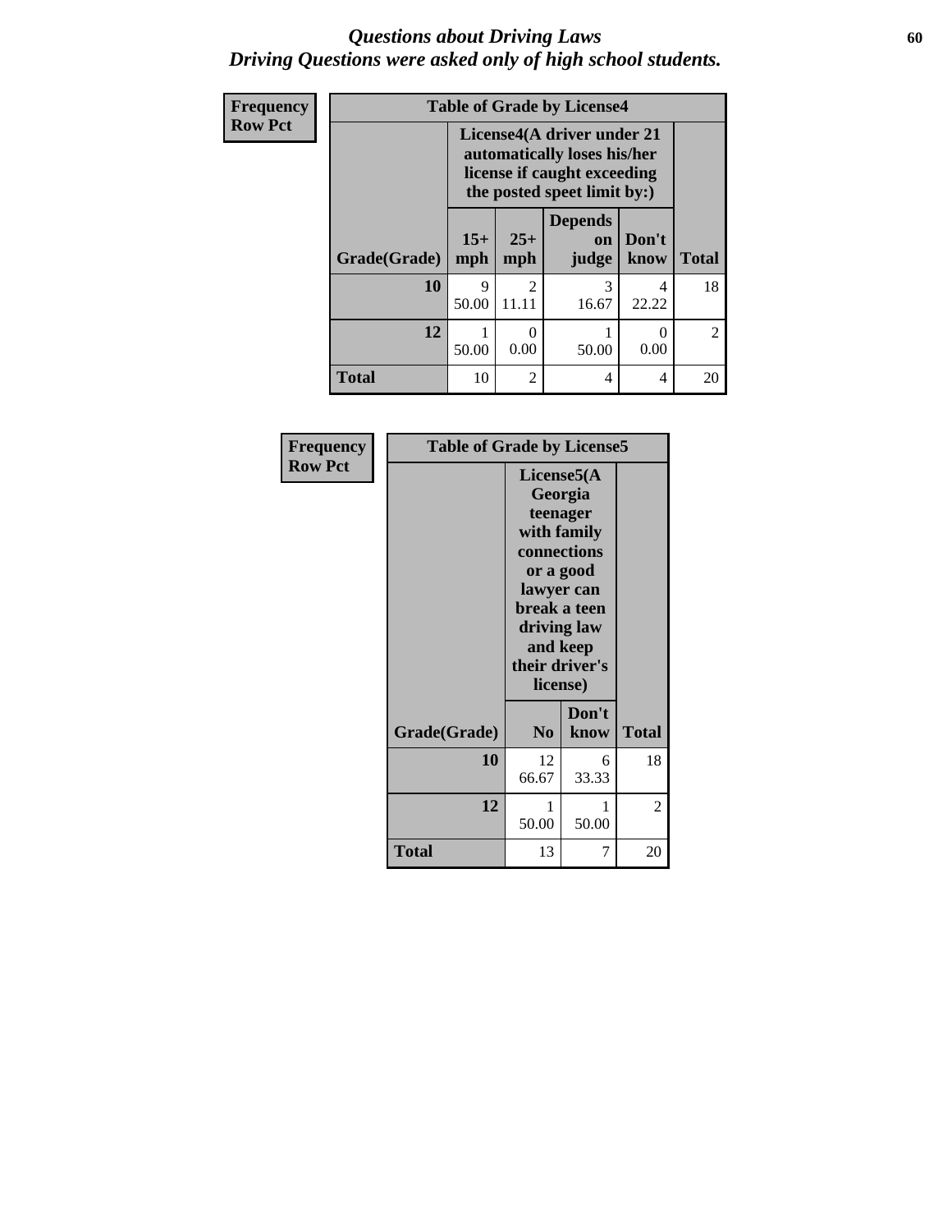# *Questions about Driving Laws*
## *Driving Questions were asked only of high school students.*

**Frequency**
**Row Pct**

| Table of Grade by License4 | | | | | |
|---|---|---|---|---|---|
| | License4(A driver under 21 automatically loses his/her license if caught exceeding the posted speet limit by:) | | | | |
| Grade(Grade) | 15+ mph | 25+ mph | Depends on judge | Don't know | Total |
| **10** | 9<br>50.00 | 2<br>11.11 | 3<br>16.67 | 4<br>22.22 | 18 |
| **12** | 1<br>50.00 | 0<br>0.00 | 1<br>50.00 | 0<br>0.00 | 2 |
| **Total** | 10 | 2 | 4 | 4 | 20 |

**Frequency**
**Row Pct**

| Table of Grade by License5 | | | |
|---|---|---|---|
| | License5(A Georgia teenager with family connections or a good lawyer can break a teen driving law and keep their driver's license) | | |
| Grade(Grade) | No | Don't know | Total |
| **10** | 12<br>66.67 | 6<br>33.33 | 18 |
| **12** | 1<br>50.00 | 1<br>50.00 | 2 |
| **Total** | 13 | 7 | 20 |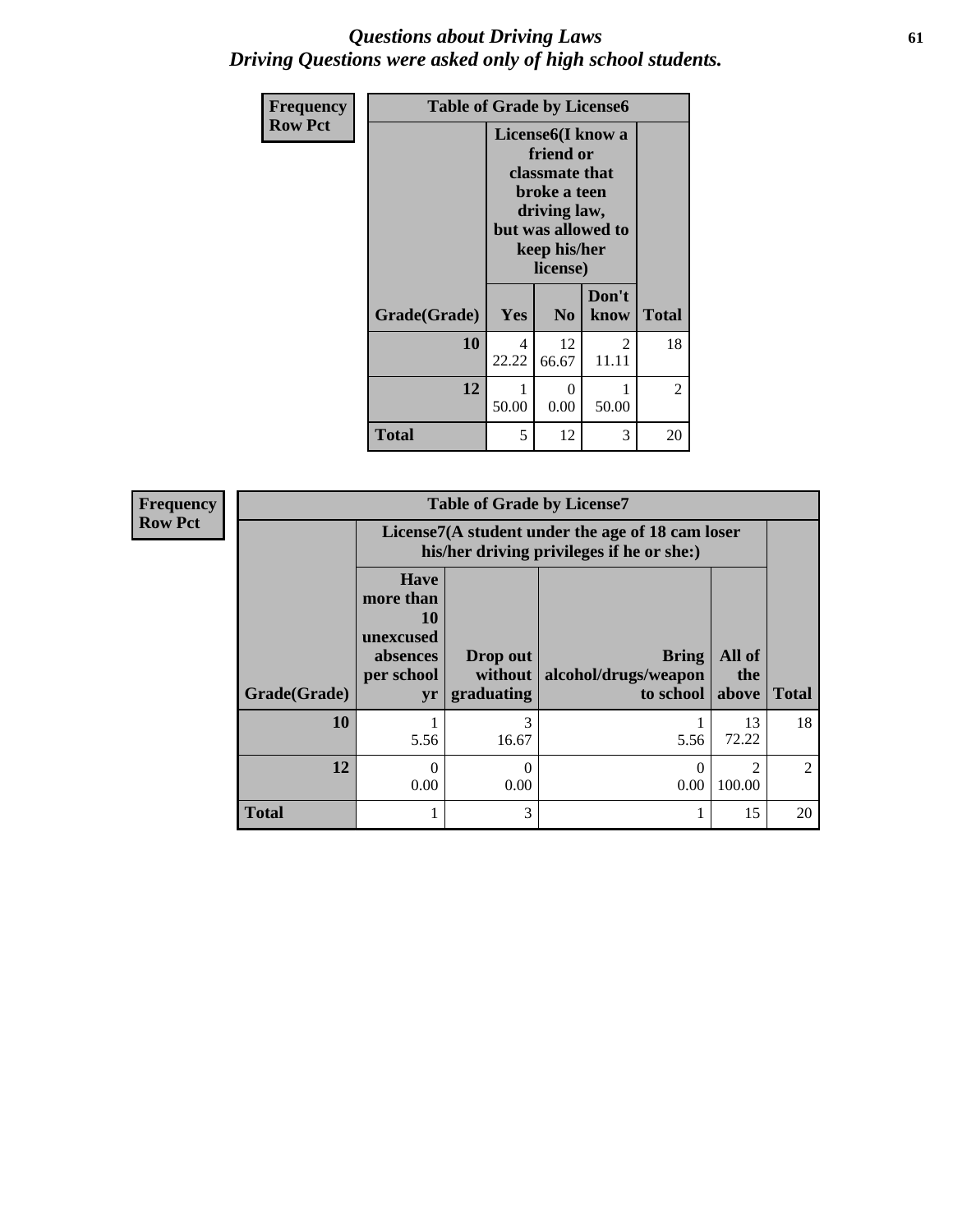# *Questions about Driving Laws*
## *Driving Questions were asked only of high school students.*

**Frequency**
**Row Pct**

| Table of Grade by License6 | | | | |
|---|---|---|---|---|
| | License6(I know a friend or classmate that broke a teen driving law, but was allowed to keep his/her license) | | | |
| Grade(Grade) | Yes | No | Don't know | Total |
| 10 | 4<br>22.22 | 12<br>66.67 | 2<br>11.11 | 18 |
| 12 | 1<br>50.00 | 0<br>0.00 | 1<br>50.00 | 2 |
| Total | 5 | 12 | 3 | 20 |

**Frequency**
**Row Pct**

| Table of Grade by License7 | | | | | |
|---|---|---|---|---|---|
| | License7(A student under the age of 18 cam loser his/her driving privileges if he or she:) | | | | |
| Grade(Grade) | Have more than 10 unexcused absences per school yr | Drop out without graduating | Bring alcohol/drugs/weapon to school | All of the above | Total |
| 10 | 1<br>5.56 | 3<br>16.67 | 1<br>5.56 | 13<br>72.22 | 18 |
| 12 | 0<br>0.00 | 0<br>0.00 | 0<br>0.00 | 2<br>100.00 | 2 |
| Total | 1 | 3 | 1 | 15 | 20 |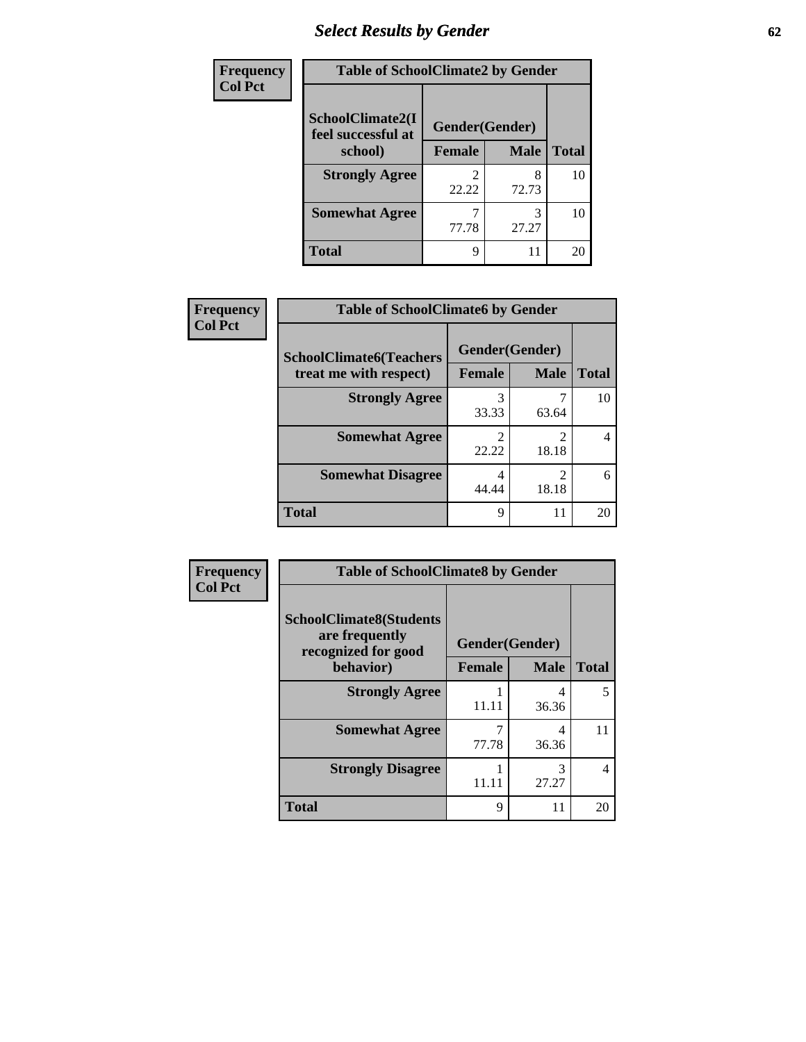# Select Results by Gender

**Frequency**
**Col Pct**

| Table of SchoolClimate2 by Gender | | | |
|---|---|---|---|
| SchoolClimate2(I feel successful at school) | Gender(Gender) | | |
| | Female | Male | Total |
| **Strongly Agree** | 2<br>22.22 | 8<br>72.73 | 10 |
| **Somewhat Agree** | 7<br>77.78 | 3<br>27.27 | 10 |
| **Total** | 9 | 11 | 20 |

**Frequency**
**Col Pct**

| Table of SchoolClimate6 by Gender | | | |
|---|---|---|---|
| SchoolClimate6(Teachers treat me with respect) | Gender(Gender) | | |
| | Female | Male | Total |
| **Strongly Agree** | 3<br>33.33 | 7<br>63.64 | 10 |
| **Somewhat Agree** | 2<br>22.22 | 2<br>18.18 | 4 |
| **Somewhat Disagree** | 4<br>44.44 | 2<br>18.18 | 6 |
| **Total** | 9 | 11 | 20 |

**Frequency**
**Col Pct**

| Table of SchoolClimate8 by Gender | | | |
|---|---|---|---|
| SchoolClimate8(Students are frequently recognized for good behavior) | Gender(Gender) | | |
| | Female | Male | Total |
| **Strongly Agree** | 1<br>11.11 | 4<br>36.36 | 5 |
| **Somewhat Agree** | 7<br>77.78 | 4<br>36.36 | 11 |
| **Strongly Disagree** | 1<br>11.11 | 3<br>27.27 | 4 |
| **Total** | 9 | 11 | 20 |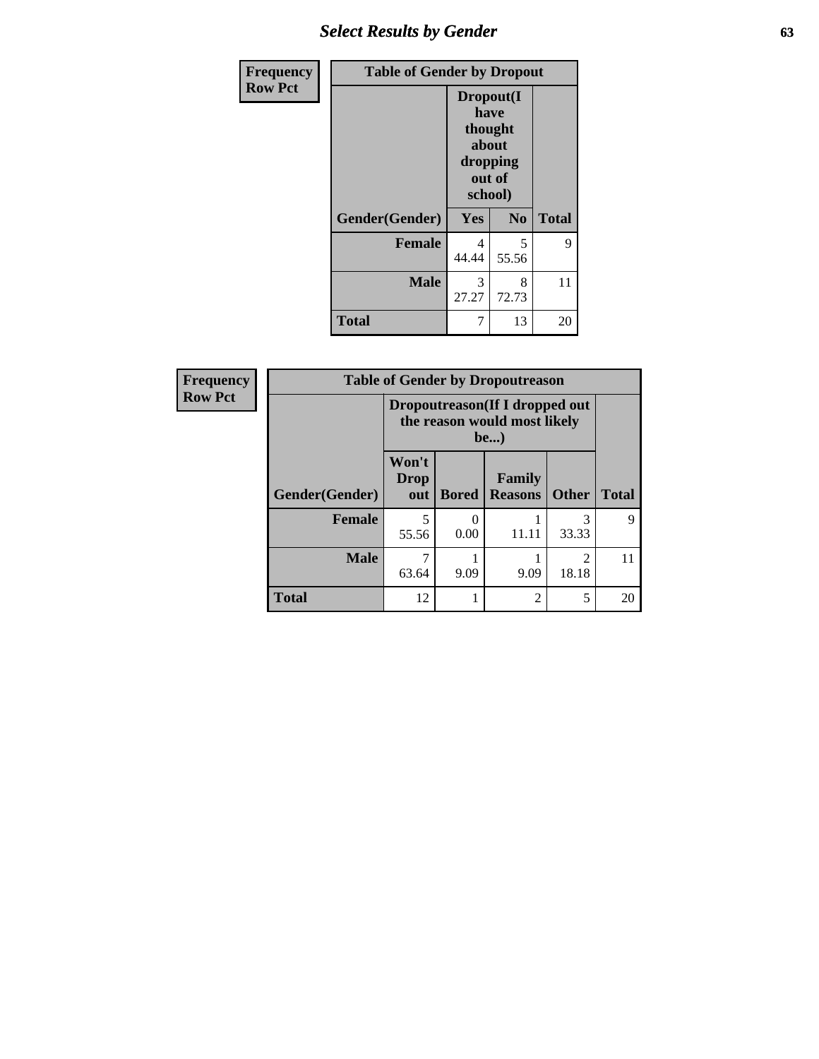| Frequency Row Pct | Table of Gender by Dropout | | |
|---|---|---|---|
| | Dropout(I have thought about dropping out of school) | | |
| Gender(Gender) | Yes | No | Total |
| Female | 4<br>44.44 | 5<br>55.56 | 9 |
| Male | 3<br>27.27 | 8<br>72.73 | 11 |
| Total | 7 | 13 | 20 |

| Frequency Row Pct | Table of Gender by Dropoutreason | | | | |
|---|---|---|---|---|---|
| | Dropoutreason(If I dropped out the reason would most likely be...) | | | | |
| Gender(Gender) | Won't Drop out | Bored | Family Reasons | Other | Total |
| Female | 5<br>55.56 | 0<br>0.00 | 1<br>11.11 | 3<br>33.33 | 9 |
| Male | 7<br>63.64 | 1<br>9.09 | 1<br>9.09 | 2<br>18.18 | 11 |
| Total | 12 | 1 | 2 | 5 | 20 |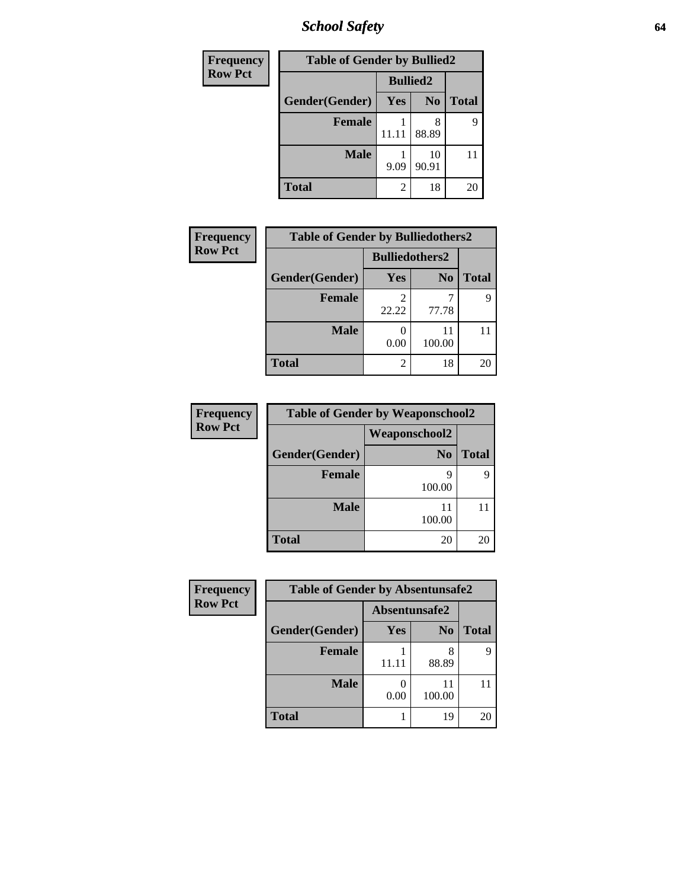# School Safety

| Frequency<br>Row Pct | | | |
|---|---|---|---|
| **Table of Gender by Bullied2** | | | |
| | **Bullied2** | | |
| **Gender(Gender)** | **Yes** | **No** | **Total** |
| **Female** | 1<br>11.11 | 8<br>88.89 | 9 |
| **Male** | 1<br>9.09 | 10<br>90.91 | 11 |
| **Total** | 2 | 18 | 20 |

| Frequency<br>Row Pct | | | |
|---|---|---|---|
| **Table of Gender by Bulliedothers2** | | | |
| | **Bulliedothers2** | | |
| **Gender(Gender)** | **Yes** | **No** | **Total** |
| **Female** | 2<br>22.22 | 7<br>77.78 | 9 |
| **Male** | 0<br>0.00 | 11<br>100.00 | 11 |
| **Total** | 2 | 18 | 20 |

| Frequency<br>Row Pct | | |
|---|---|---|
| **Table of Gender by Weaponschool2** | | |
| | **Weaponschool2** | |
| **Gender(Gender)** | **No** | **Total** |
| **Female** | 9<br>100.00 | 9 |
| **Male** | 11<br>100.00 | 11 |
| **Total** | 20 | 20 |

| Frequency<br>Row Pct | | | |
|---|---|---|---|
| **Table of Gender by Absentunsafe2** | | | |
| | **Absentunsafe2** | | |
| **Gender(Gender)** | **Yes** | **No** | **Total** |
| **Female** | 1<br>11.11 | 8<br>88.89 | 9 |
| **Male** | 0<br>0.00 | 11<br>100.00 | 11 |
| **Total** | 1 | 19 | 20 |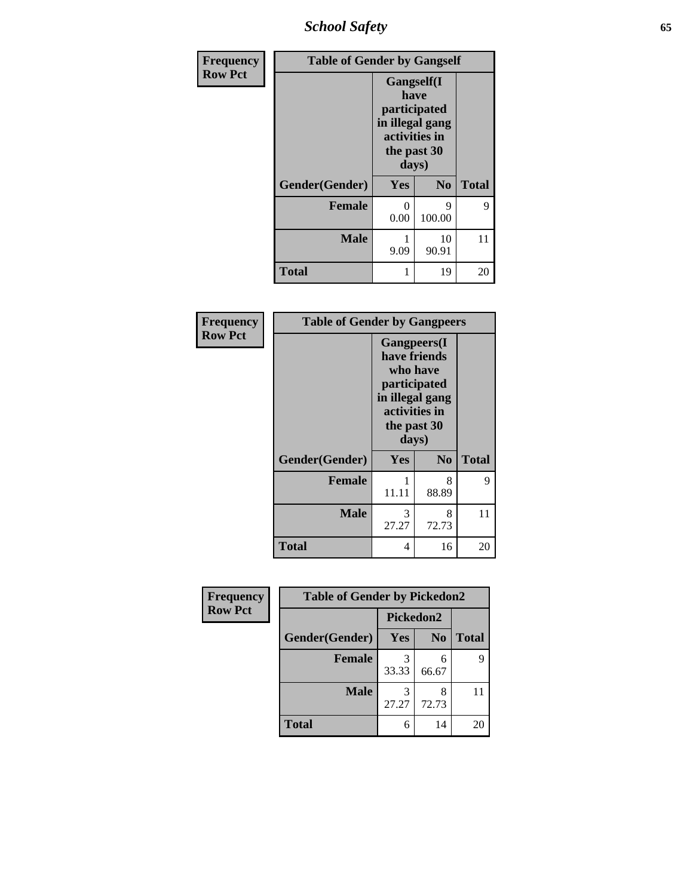| Frequency<br>Row Pct | Table of Gender by Gangself | | |
|---|---|---|---|
| | Gangself(I have participated in illegal gang activities in the past 30 days) | | |
| Gender(Gender) | Yes | No | Total |
| Female | 0<br>0.00 | 9<br>100.00 | 9 |
| Male | 1<br>9.09 | 10<br>90.91 | 11 |
| Total | 1 | 19 | 20 |

| Frequency<br>Row Pct | Table of Gender by Gangpeers | | |
|---|---|---|---|
| | Gangpeers(I have friends who have participated in illegal gang activities in the past 30 days) | | |
| Gender(Gender) | Yes | No | Total |
| Female | 1<br>11.11 | 8<br>88.89 | 9 |
| Male | 3<br>27.27 | 8<br>72.73 | 11 |
| Total | 4 | 16 | 20 |

| Frequency<br>Row Pct | Table of Gender by Pickedon2 | | |
|---|---|---|---|
| | Pickedon2 | | |
| Gender(Gender) | Yes | No | Total |
| Female | 3<br>33.33 | 6<br>66.67 | 9 |
| Male | 3<br>27.27 | 8<br>72.73 | 11 |
| Total | 6 | 14 | 20 |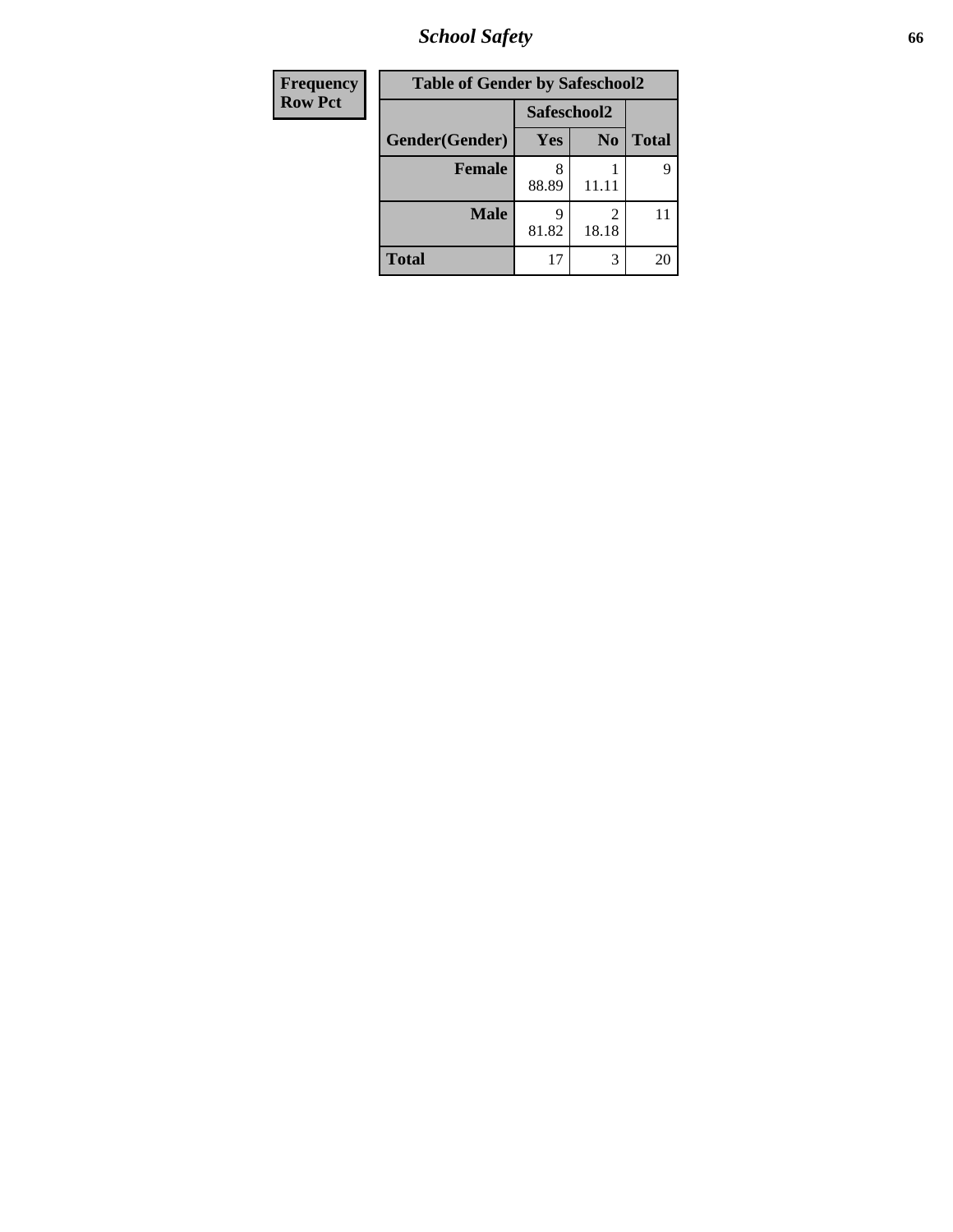## School Safety

| Frequency<br>Row Pct |
|---|

**Table of Gender by Safeschool2**

| Gender(Gender) | Safeschool2: Yes | Safeschool2: No | Total |
|---|---|---|---|
| **Female** | 8<br>88.89 | 1<br>11.11 | 9 |
| **Male** | 9<br>81.82 | 2<br>18.18 | 11 |
| **Total** | 17 | 3 | 20 |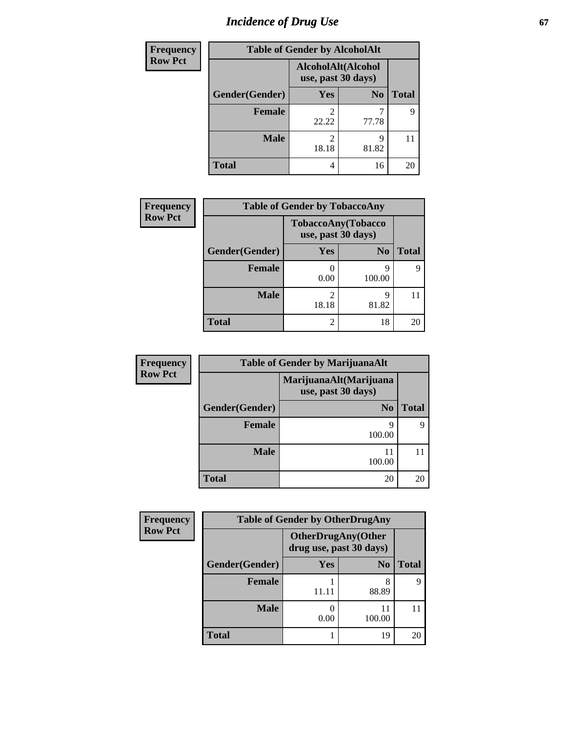# Incidence of Drug Use

| Frequency<br>Row Pct | | | |
|---|---|---|---|
| **Table of Gender by AlcoholAlt** | | | |
| | **AlcoholAlt(Alcohol use, past 30 days)** | | |
| **Gender(Gender)** | **Yes** | **No** | **Total** |
| **Female** | 2<br>22.22 | 7<br>77.78 | 9 |
| **Male** | 2<br>18.18 | 9<br>81.82 | 11 |
| **Total** | 4 | 16 | 20 |

| Frequency<br>Row Pct | | | |
|---|---|---|---|
| **Table of Gender by TobaccoAny** | | | |
| | **TobaccoAny(Tobacco use, past 30 days)** | | |
| **Gender(Gender)** | **Yes** | **No** | **Total** |
| **Female** | 0<br>0.00 | 9<br>100.00 | 9 |
| **Male** | 2<br>18.18 | 9<br>81.82 | 11 |
| **Total** | 2 | 18 | 20 |

| Frequency<br>Row Pct | | |
|---|---|---|
| **Table of Gender by MarijuanaAlt** | | |
| | **MarijuanaAlt(Marijuana use, past 30 days)** | |
| **Gender(Gender)** | **No** | **Total** |
| **Female** | 9<br>100.00 | 9 |
| **Male** | 11<br>100.00 | 11 |
| **Total** | 20 | 20 |

| Frequency<br>Row Pct | | | |
|---|---|---|---|
| **Table of Gender by OtherDrugAny** | | | |
| | **OtherDrugAny(Other drug use, past 30 days)** | | |
| **Gender(Gender)** | **Yes** | **No** | **Total** |
| **Female** | 1<br>11.11 | 8<br>88.89 | 9 |
| **Male** | 0<br>0.00 | 11<br>100.00 | 11 |
| **Total** | 1 | 19 | 20 |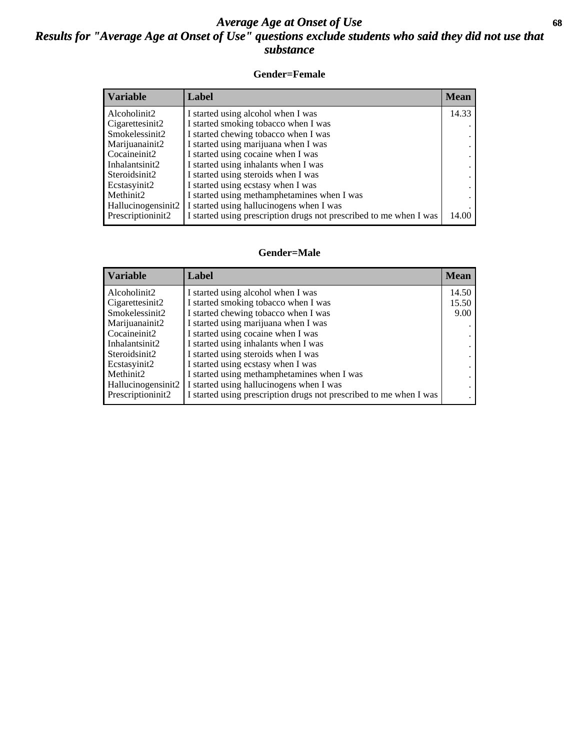# *Average Age at Onset of Use*

## *Results for "Average Age at Onset of Use" questions exclude students who said they did not use that substance*

### Gender=Female

| Variable | Label | Mean |
|---|---|---|
| Alcoholinit2 | I started using alcohol when I was | 14.33 |
| Cigarettesinit2 | I started smoking tobacco when I was | . |
| Smokelessinit2 | I started chewing tobacco when I was | . |
| Marijuanainit2 | I started using marijuana when I was | . |
| Cocaineinit2 | I started using cocaine when I was | . |
| Inhalantsinit2 | I started using inhalants when I was | . |
| Steroidsinit2 | I started using steroids when I was | . |
| Ecstasyinit2 | I started using ecstasy when I was | . |
| Methinit2 | I started using methamphetamines when I was | . |
| Hallucinogensinit2 | I started using hallucinogens when I was | . |
| Prescriptioninit2 | I started using prescription drugs not prescribed to me when I was | 14.00 |

### Gender=Male

| Variable | Label | Mean |
|---|---|---|
| Alcoholinit2 | I started using alcohol when I was | 14.50 |
| Cigarettesinit2 | I started smoking tobacco when I was | 15.50 |
| Smokelessinit2 | I started chewing tobacco when I was | 9.00 |
| Marijuanainit2 | I started using marijuana when I was | . |
| Cocaineinit2 | I started using cocaine when I was | . |
| Inhalantsinit2 | I started using inhalants when I was | . |
| Steroidsinit2 | I started using steroids when I was | . |
| Ecstasyinit2 | I started using ecstasy when I was | . |
| Methinit2 | I started using methamphetamines when I was | . |
| Hallucinogensinit2 | I started using hallucinogens when I was | . |
| Prescriptioninit2 | I started using prescription drugs not prescribed to me when I was | . |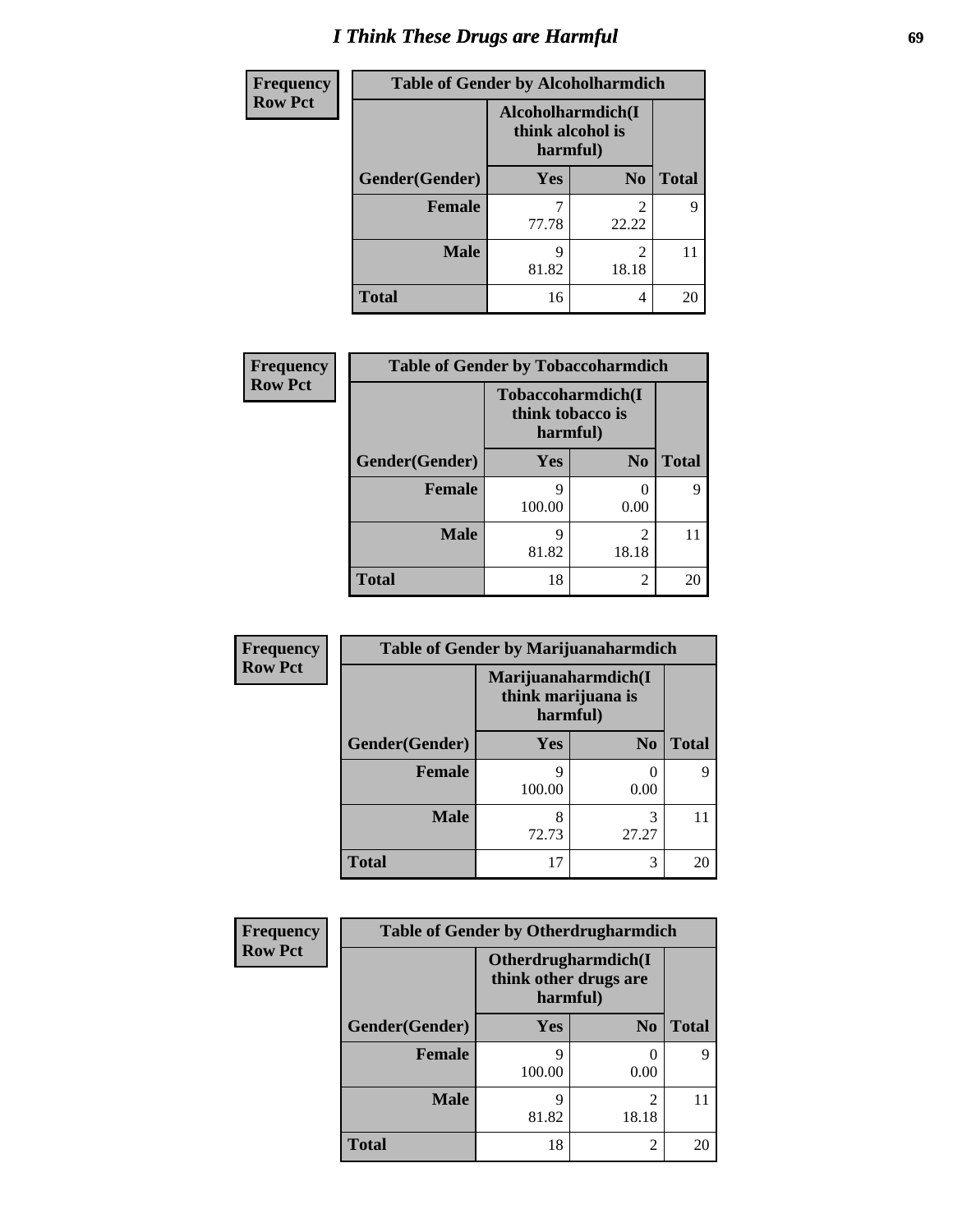# I Think These Drugs are Harmful

| Frequency Row Pct | Table of Gender by Alcoholharmdich | | |
|---|---|---|---|
| | Alcoholharmdich(I think alcohol is harmful) | | |
| Gender(Gender) | Yes | No | Total |
| Female | 7<br>77.78 | 2<br>22.22 | 9 |
| Male | 9<br>81.82 | 2<br>18.18 | 11 |
| Total | 16 | 4 | 20 |

| Frequency Row Pct | Table of Gender by Tobaccoharmdich | | |
|---|---|---|---|
| | Tobaccoharmdich(I think tobacco is harmful) | | |
| Gender(Gender) | Yes | No | Total |
| Female | 9<br>100.00 | 0<br>0.00 | 9 |
| Male | 9<br>81.82 | 2<br>18.18 | 11 |
| Total | 18 | 2 | 20 |

| Frequency Row Pct | Table of Gender by Marijuanaharmdich | | |
|---|---|---|---|
| | Marijuanaharmdich(I think marijuana is harmful) | | |
| Gender(Gender) | Yes | No | Total |
| Female | 9<br>100.00 | 0<br>0.00 | 9 |
| Male | 8<br>72.73 | 3<br>27.27 | 11 |
| Total | 17 | 3 | 20 |

| Frequency Row Pct | Table of Gender by Otherdrugharmdich | | |
|---|---|---|---|
| | Otherdrugharmdich(I think other drugs are harmful) | | |
| Gender(Gender) | Yes | No | Total |
| Female | 9<br>100.00 | 0<br>0.00 | 9 |
| Male | 9<br>81.82 | 2<br>18.18 | 11 |
| Total | 18 | 2 | 20 |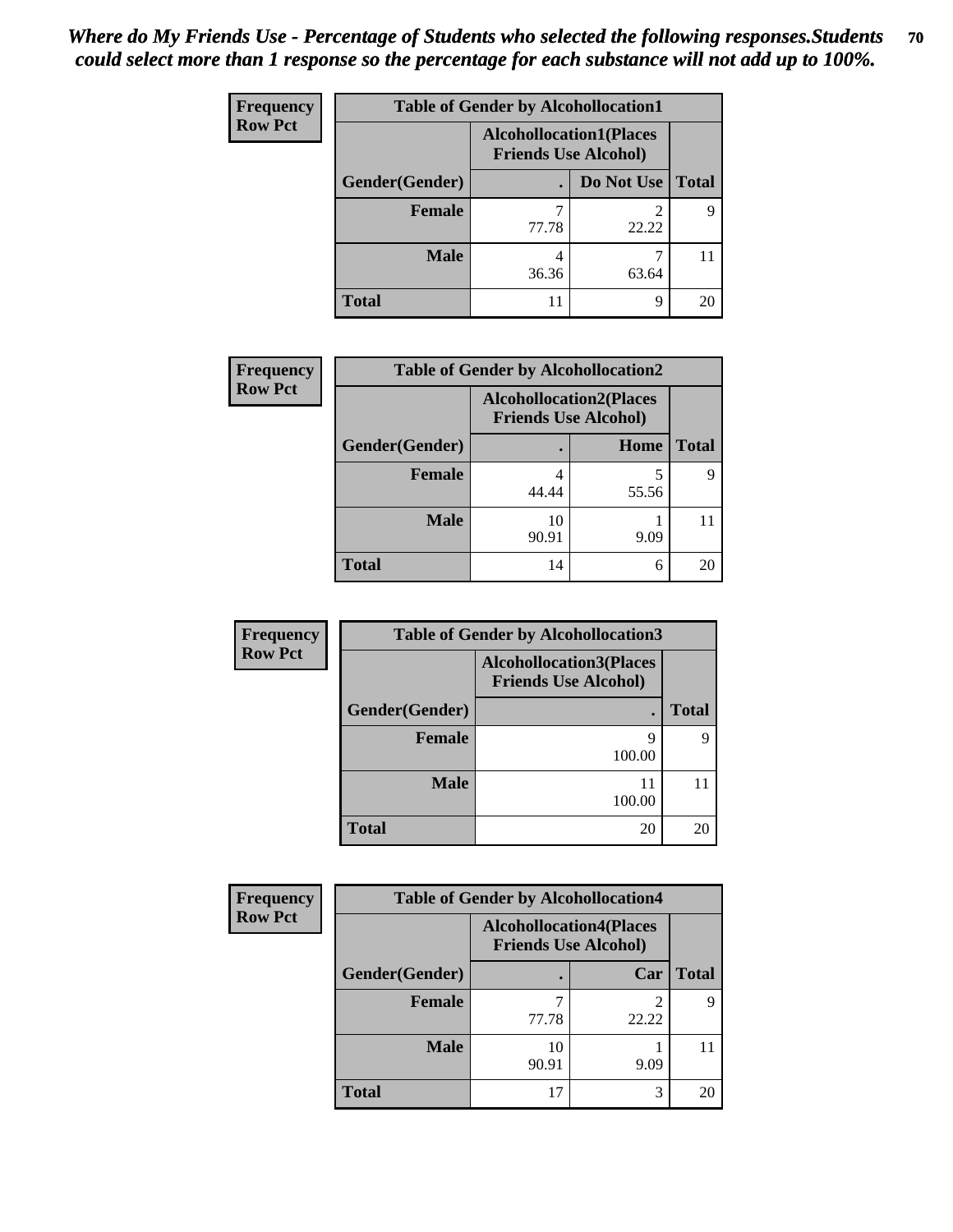*Where do My Friends Use - Percentage of Students who selected the following responses.Students could select more than 1 response so the percentage for each substance will not add up to 100%.*

**Frequency**
**Row Pct**

| Table of Gender by Alcohollocation1 | | | |
|---|---|---|---|
| | Alcohollocation1(Places Friends Use Alcohol) | | |
| Gender(Gender) | . | Do Not Use | Total |
| **Female** | 7<br>77.78 | 2<br>22.22 | 9 |
| **Male** | 4<br>36.36 | 7<br>63.64 | 11 |
| **Total** | 11 | 9 | 20 |

**Frequency**
**Row Pct**

| Table of Gender by Alcohollocation2 | | | |
|---|---|---|---|
| | Alcohollocation2(Places Friends Use Alcohol) | | |
| Gender(Gender) | . | Home | Total |
| **Female** | 4<br>44.44 | 5<br>55.56 | 9 |
| **Male** | 10<br>90.91 | 1<br>9.09 | 11 |
| **Total** | 14 | 6 | 20 |

**Frequency**
**Row Pct**

| Table of Gender by Alcohollocation3 | | |
|---|---|---|
| | Alcohollocation3(Places Friends Use Alcohol) | |
| Gender(Gender) | . | Total |
| **Female** | 9<br>100.00 | 9 |
| **Male** | 11<br>100.00 | 11 |
| **Total** | 20 | 20 |

**Frequency**
**Row Pct**

| Table of Gender by Alcohollocation4 | | | |
|---|---|---|---|
| | Alcohollocation4(Places Friends Use Alcohol) | | |
| Gender(Gender) | . | Car | Total |
| **Female** | 7<br>77.78 | 2<br>22.22 | 9 |
| **Male** | 10<br>90.91 | 1<br>9.09 | 11 |
| **Total** | 17 | 3 | 20 |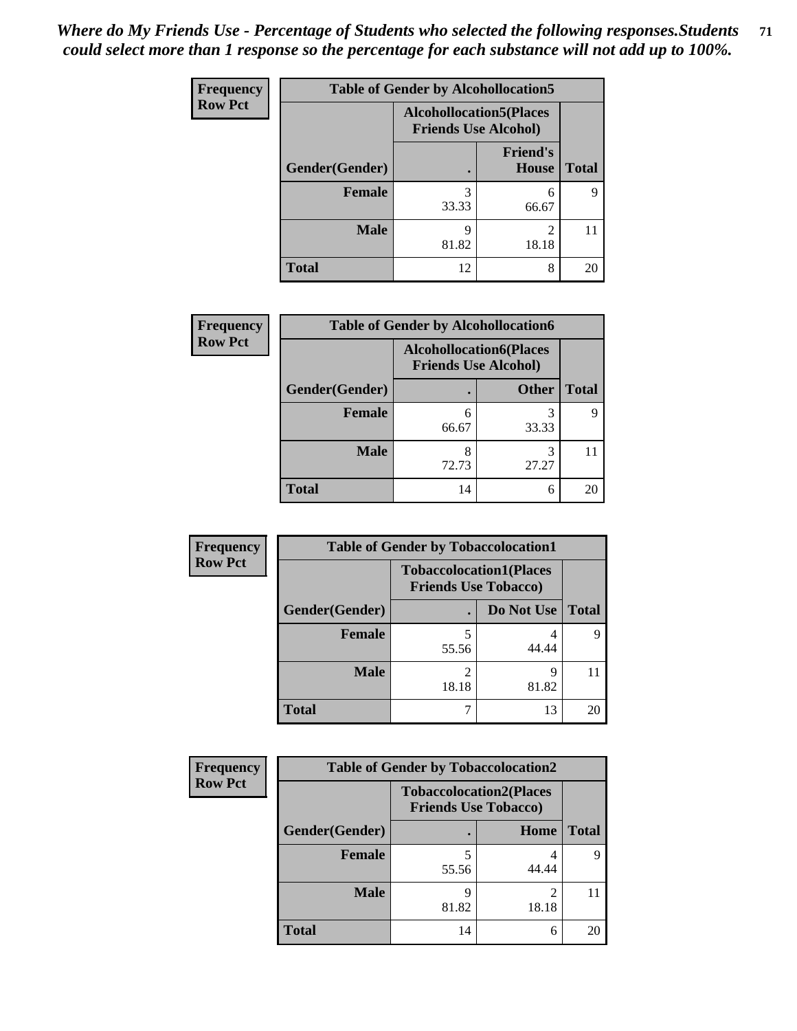*Where do My Friends Use - Percentage of Students who selected the following responses.Students could select more than 1 response so the percentage for each substance will not add up to 100%.*

**Frequency / Row Pct**

| Table of Gender by Alcohollocation5 | | | |
|---|---|---|---|
| | Alcohollocation5(Places Friends Use Alcohol) | | |
| Gender(Gender) | . | Friend's House | Total |
| **Female** | 3<br>33.33 | 6<br>66.67 | 9 |
| **Male** | 9<br>81.82 | 2<br>18.18 | 11 |
| **Total** | 12 | 8 | 20 |

**Frequency / Row Pct**

| Table of Gender by Alcohollocation6 | | | |
|---|---|---|---|
| | Alcohollocation6(Places Friends Use Alcohol) | | |
| Gender(Gender) | . | Other | Total |
| **Female** | 6<br>66.67 | 3<br>33.33 | 9 |
| **Male** | 8<br>72.73 | 3<br>27.27 | 11 |
| **Total** | 14 | 6 | 20 |

**Frequency / Row Pct**

| Table of Gender by Tobaccolocation1 | | | |
|---|---|---|---|
| | Tobaccolocation1(Places Friends Use Tobacco) | | |
| Gender(Gender) | . | Do Not Use | Total |
| **Female** | 5<br>55.56 | 4<br>44.44 | 9 |
| **Male** | 2<br>18.18 | 9<br>81.82 | 11 |
| **Total** | 7 | 13 | 20 |

**Frequency / Row Pct**

| Table of Gender by Tobaccolocation2 | | | |
|---|---|---|---|
| | Tobaccolocation2(Places Friends Use Tobacco) | | |
| Gender(Gender) | . | Home | Total |
| **Female** | 5<br>55.56 | 4<br>44.44 | 9 |
| **Male** | 9<br>81.82 | 2<br>18.18 | 11 |
| **Total** | 14 | 6 | 20 |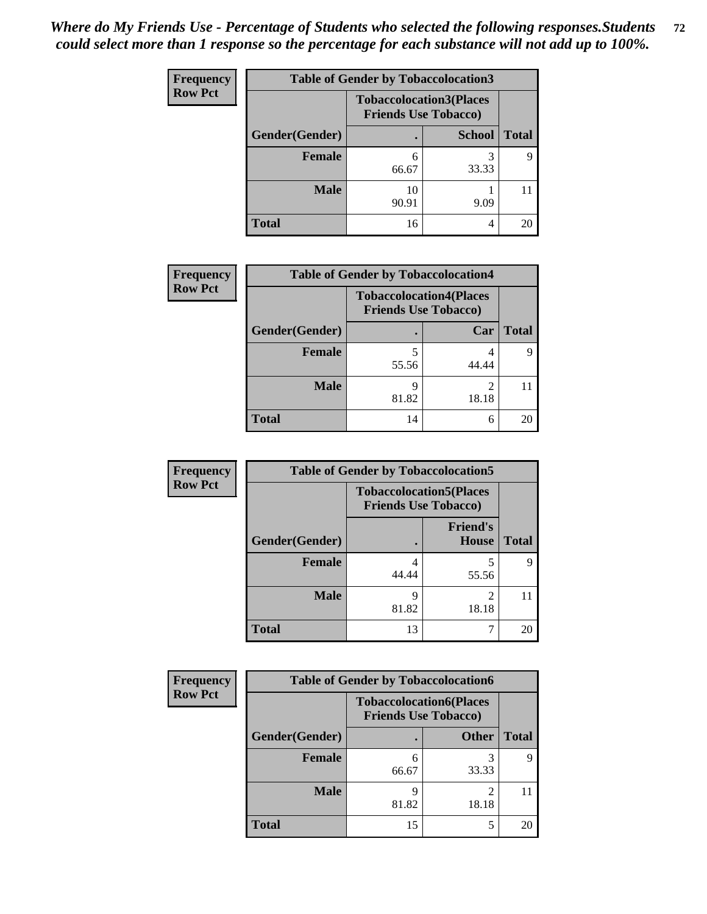*Where do My Friends Use - Percentage of Students who selected the following responses.Students could select more than 1 response so the percentage for each substance will not add up to 100%.*

**Frequency**
**Row Pct**

| Table of Gender by Tobaccolocation3 | | | |
|---|---|---|---|
| | Tobaccolocation3(Places Friends Use Tobacco) | | |
| Gender(Gender) | . | School | Total |
| **Female** | 6<br>66.67 | 3<br>33.33 | 9 |
| **Male** | 10<br>90.91 | 1<br>9.09 | 11 |
| **Total** | 16 | 4 | 20 |

**Frequency**
**Row Pct**

| Table of Gender by Tobaccolocation4 | | | |
|---|---|---|---|
| | Tobaccolocation4(Places Friends Use Tobacco) | | |
| Gender(Gender) | . | Car | Total |
| **Female** | 5<br>55.56 | 4<br>44.44 | 9 |
| **Male** | 9<br>81.82 | 2<br>18.18 | 11 |
| **Total** | 14 | 6 | 20 |

**Frequency**
**Row Pct**

| Table of Gender by Tobaccolocation5 | | | |
|---|---|---|---|
| | Tobaccolocation5(Places Friends Use Tobacco) | | |
| Gender(Gender) | . | Friend's House | Total |
| **Female** | 4<br>44.44 | 5<br>55.56 | 9 |
| **Male** | 9<br>81.82 | 2<br>18.18 | 11 |
| **Total** | 13 | 7 | 20 |

**Frequency**
**Row Pct**

| Table of Gender by Tobaccolocation6 | | | |
|---|---|---|---|
| | Tobaccolocation6(Places Friends Use Tobacco) | | |
| Gender(Gender) | . | Other | Total |
| **Female** | 6<br>66.67 | 3<br>33.33 | 9 |
| **Male** | 9<br>81.82 | 2<br>18.18 | 11 |
| **Total** | 15 | 5 | 20 |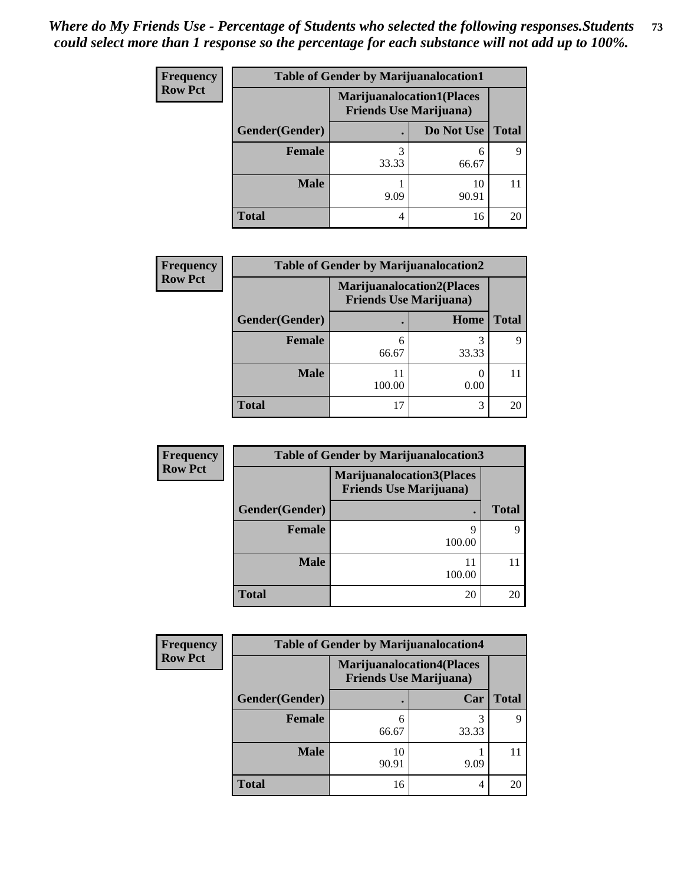*Where do My Friends Use - Percentage of Students who selected the following responses.Students could select more than 1 response so the percentage for each substance will not add up to 100%.*

**Frequency**
**Row Pct**

| Table of Gender by Marijuanalocation1 | | | |
|---|---|---|---|
| | Marijuanalocation1(Places Friends Use Marijuana) | | |
| Gender(Gender) | . | Do Not Use | Total |
| Female | 3<br>33.33 | 6<br>66.67 | 9 |
| Male | 1<br>9.09 | 10<br>90.91 | 11 |
| Total | 4 | 16 | 20 |

**Frequency**
**Row Pct**

| Table of Gender by Marijuanalocation2 | | | |
|---|---|---|---|
| | Marijuanalocation2(Places Friends Use Marijuana) | | |
| Gender(Gender) | . | Home | Total |
| Female | 6<br>66.67 | 3<br>33.33 | 9 |
| Male | 11<br>100.00 | 0<br>0.00 | 11 |
| Total | 17 | 3 | 20 |

**Frequency**
**Row Pct**

| Table of Gender by Marijuanalocation3 | | |
|---|---|---|
| | Marijuanalocation3(Places Friends Use Marijuana) | |
| Gender(Gender) | . | Total |
| Female | 9<br>100.00 | 9 |
| Male | 11<br>100.00 | 11 |
| Total | 20 | 20 |

**Frequency**
**Row Pct**

| Table of Gender by Marijuanalocation4 | | | |
|---|---|---|---|
| | Marijuanalocation4(Places Friends Use Marijuana) | | |
| Gender(Gender) | . | Car | Total |
| Female | 6<br>66.67 | 3<br>33.33 | 9 |
| Male | 10<br>90.91 | 1<br>9.09 | 11 |
| Total | 16 | 4 | 20 |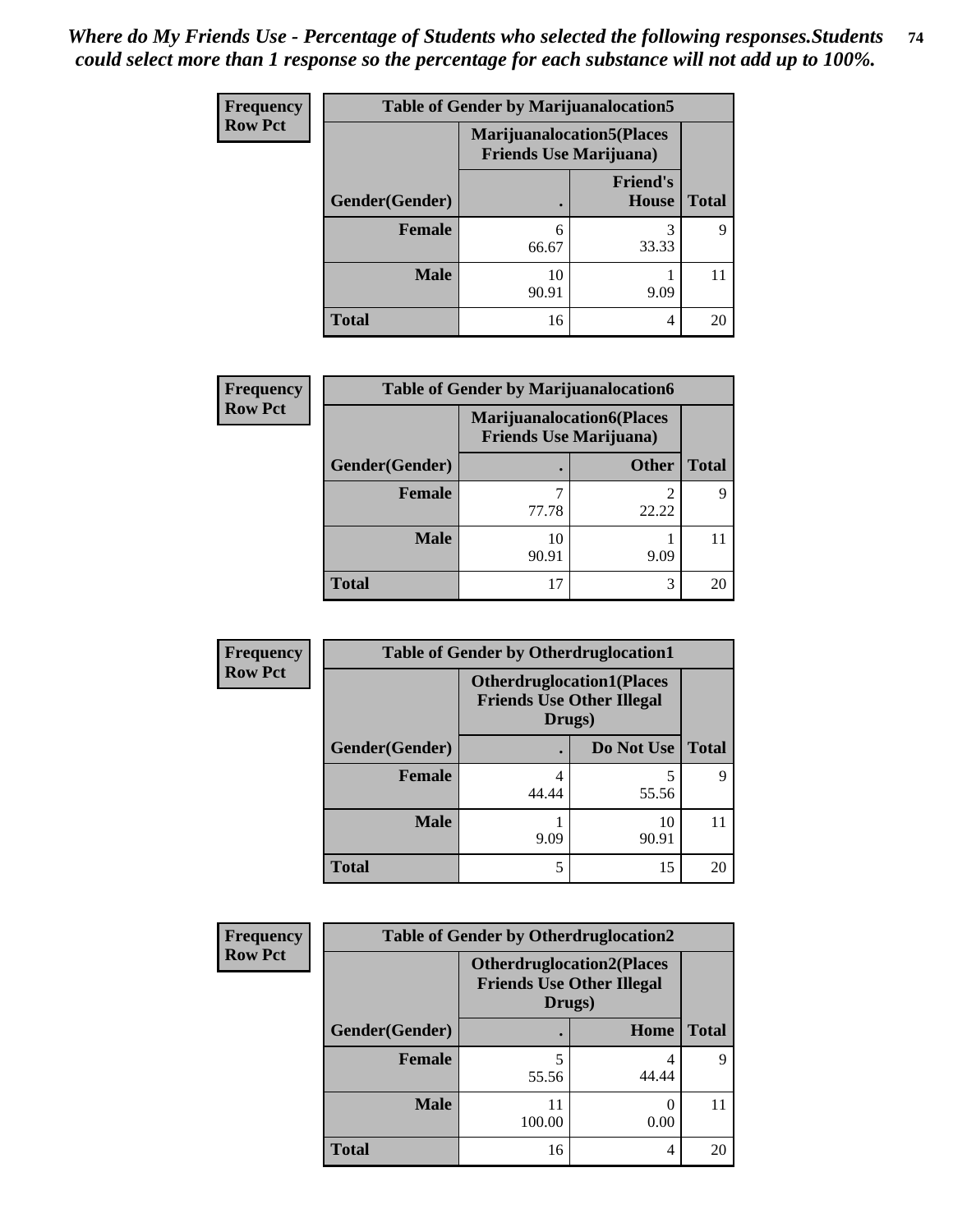*Where do My Friends Use - Percentage of Students who selected the following responses.Students could select more than 1 response so the percentage for each substance will not add up to 100%.*

**Frequency**
**Row Pct**

| Table of Gender by Marijuanalocation5 | | | |
|---|---|---|---|
| | Marijuanalocation5(Places Friends Use Marijuana) | | |
| Gender(Gender) | . | Friend's House | Total |
| **Female** | 6<br>66.67 | 3<br>33.33 | 9 |
| **Male** | 10<br>90.91 | 1<br>9.09 | 11 |
| **Total** | 16 | 4 | 20 |

**Frequency**
**Row Pct**

| Table of Gender by Marijuanalocation6 | | | |
|---|---|---|---|
| | Marijuanalocation6(Places Friends Use Marijuana) | | |
| Gender(Gender) | . | Other | Total |
| **Female** | 7<br>77.78 | 2<br>22.22 | 9 |
| **Male** | 10<br>90.91 | 1<br>9.09 | 11 |
| **Total** | 17 | 3 | 20 |

**Frequency**
**Row Pct**

| Table of Gender by Otherdruglocation1 | | | |
|---|---|---|---|
| | Otherdruglocation1(Places Friends Use Other Illegal Drugs) | | |
| Gender(Gender) | . | Do Not Use | Total |
| **Female** | 4<br>44.44 | 5<br>55.56 | 9 |
| **Male** | 1<br>9.09 | 10<br>90.91 | 11 |
| **Total** | 5 | 15 | 20 |

**Frequency**
**Row Pct**

| Table of Gender by Otherdruglocation2 | | | |
|---|---|---|---|
| | Otherdruglocation2(Places Friends Use Other Illegal Drugs) | | |
| Gender(Gender) | . | Home | Total |
| **Female** | 5<br>55.56 | 4<br>44.44 | 9 |
| **Male** | 11<br>100.00 | 0<br>0.00 | 11 |
| **Total** | 16 | 4 | 20 |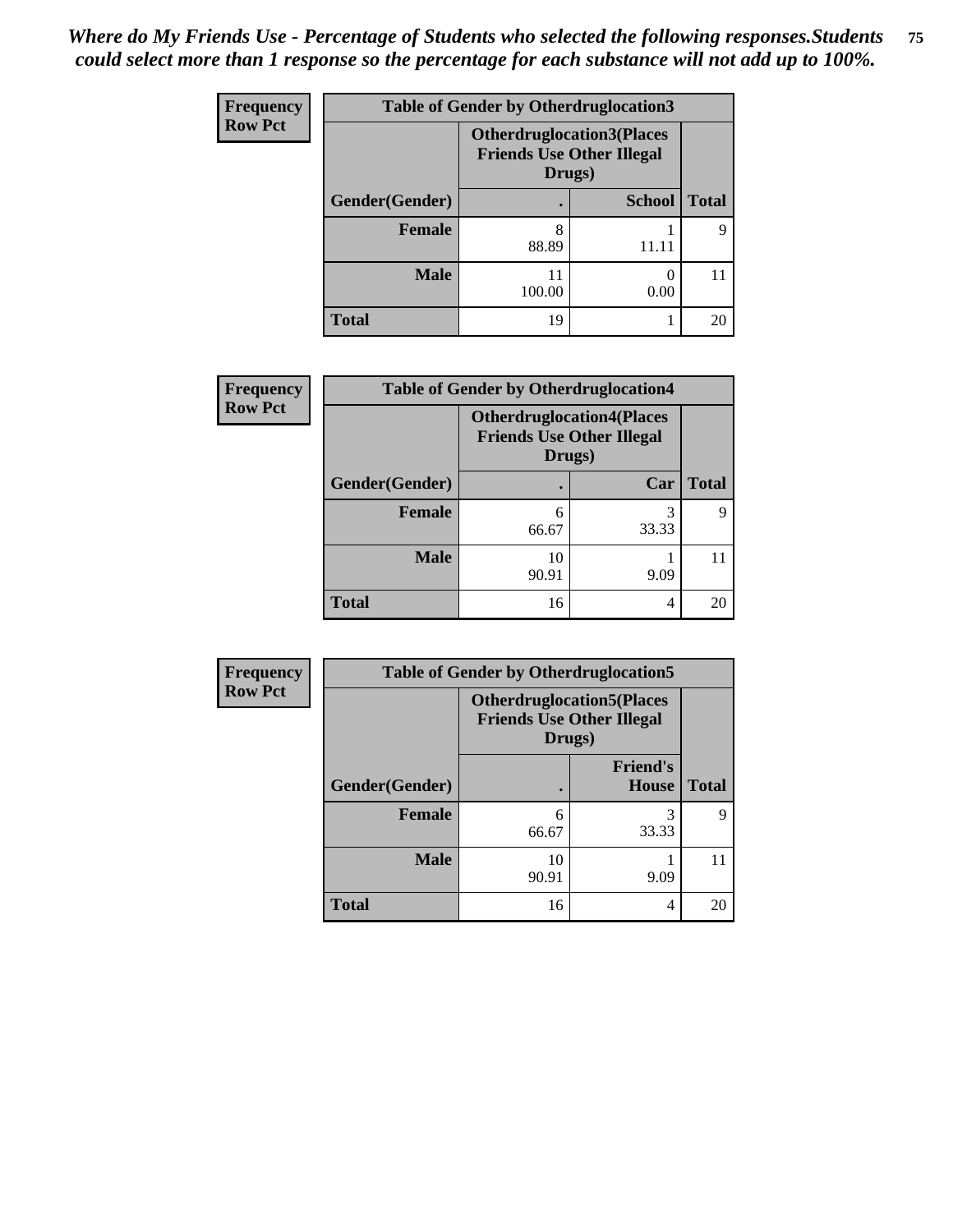*Where do My Friends Use - Percentage of Students who selected the following responses.Students could select more than 1 response so the percentage for each substance will not add up to 100%.*

**Frequency**
**Row Pct**

| Table of Gender by Otherdruglocation3 | | | |
|---|---|---|---|
| | Otherdruglocation3(Places Friends Use Other Illegal Drugs) | | |
| Gender(Gender) | . | School | Total |
| Female | 8<br>88.89 | 1<br>11.11 | 9 |
| Male | 11<br>100.00 | 0<br>0.00 | 11 |
| Total | 19 | 1 | 20 |

**Frequency**
**Row Pct**

| Table of Gender by Otherdruglocation4 | | | |
|---|---|---|---|
| | Otherdruglocation4(Places Friends Use Other Illegal Drugs) | | |
| Gender(Gender) | . | Car | Total |
| Female | 6<br>66.67 | 3<br>33.33 | 9 |
| Male | 10<br>90.91 | 1<br>9.09 | 11 |
| Total | 16 | 4 | 20 |

**Frequency**
**Row Pct**

| Table of Gender by Otherdruglocation5 | | | |
|---|---|---|---|
| | Otherdruglocation5(Places Friends Use Other Illegal Drugs) | | |
| Gender(Gender) | . | Friend's House | Total |
| Female | 6<br>66.67 | 3<br>33.33 | 9 |
| Male | 10<br>90.91 | 1<br>9.09 | 11 |
| Total | 16 | 4 | 20 |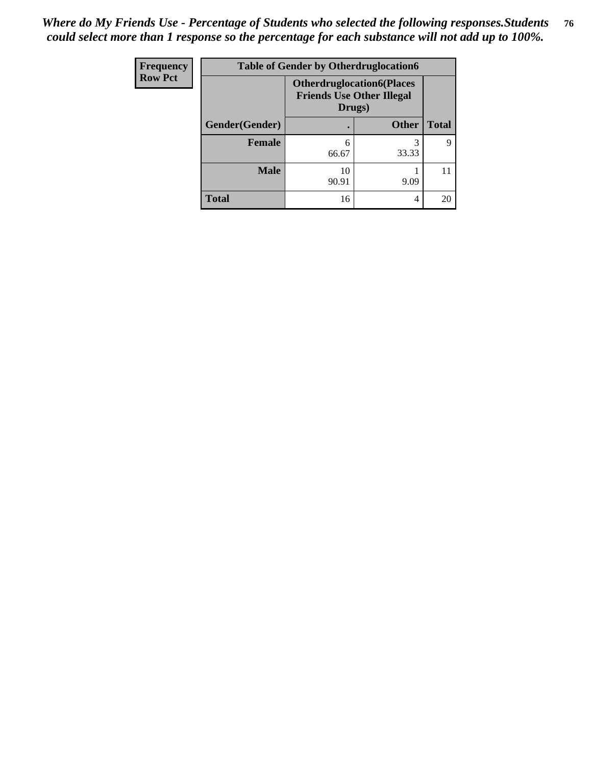*Where do My Friends Use - Percentage of Students who selected the following responses.Students could select more than 1 response so the percentage for each substance will not add up to 100%.*

| Frequency<br>Row Pct | Table of Gender by Otherdruglocation6 | | |
|---|---|---|---|
| | Otherdruglocation6(Places Friends Use Other Illegal Drugs) | | |
| Gender(Gender) | . | Other | Total |
| Female | 6<br>66.67 | 3<br>33.33 | 9 |
| Male | 10<br>90.91 | 1<br>9.09 | 11 |
| Total | 16 | 4 | 20 |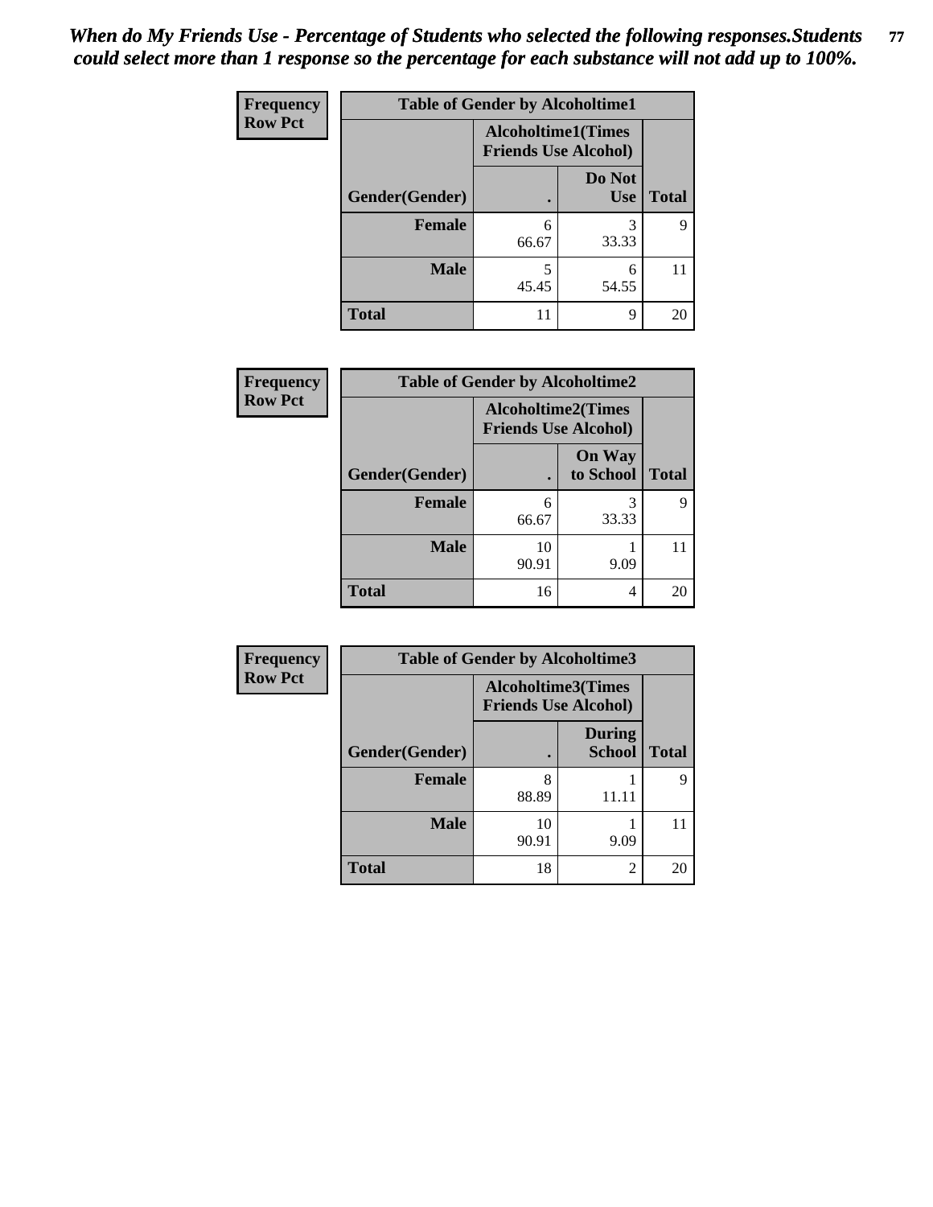*When do My Friends Use - Percentage of Students who selected the following responses.Students could select more than 1 response so the percentage for each substance will not add up to 100%.*

**Frequency**
**Row Pct**

| Table of Gender by Alcoholtime1 | | | |
|---|---|---|---|
| | Alcoholtime1(Times Friends Use Alcohol) | | |
| Gender(Gender) | . | Do Not Use | Total |
| **Female** | 6<br>66.67 | 3<br>33.33 | 9 |
| **Male** | 5<br>45.45 | 6<br>54.55 | 11 |
| **Total** | 11 | 9 | 20 |

**Frequency**
**Row Pct**

| Table of Gender by Alcoholtime2 | | | |
|---|---|---|---|
| | Alcoholtime2(Times Friends Use Alcohol) | | |
| Gender(Gender) | . | On Way to School | Total |
| **Female** | 6<br>66.67 | 3<br>33.33 | 9 |
| **Male** | 10<br>90.91 | 1<br>9.09 | 11 |
| **Total** | 16 | 4 | 20 |

**Frequency**
**Row Pct**

| Table of Gender by Alcoholtime3 | | | |
|---|---|---|---|
| | Alcoholtime3(Times Friends Use Alcohol) | | |
| Gender(Gender) | . | During School | Total |
| **Female** | 8<br>88.89 | 1<br>11.11 | 9 |
| **Male** | 10<br>90.91 | 1<br>9.09 | 11 |
| **Total** | 18 | 2 | 20 |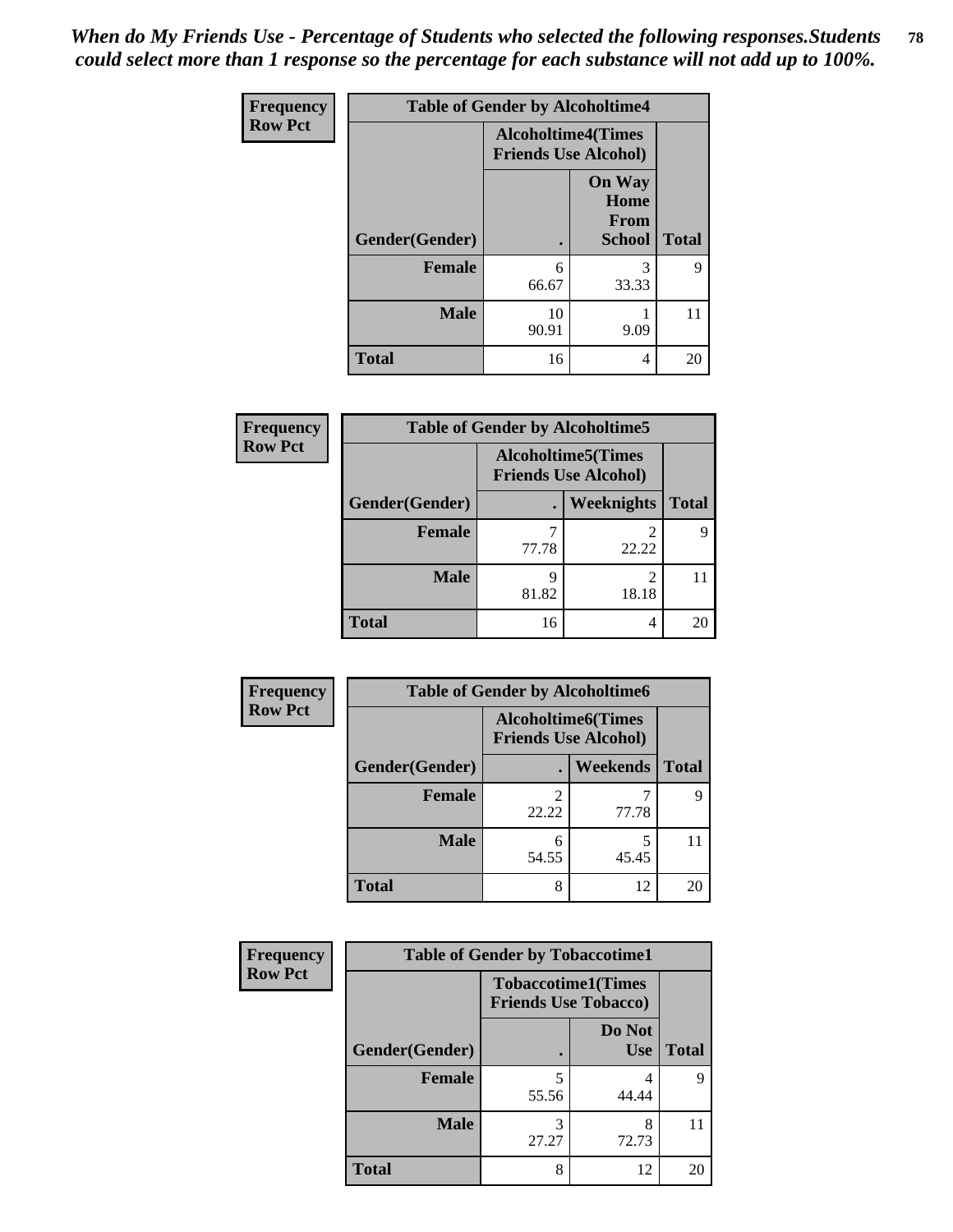*When do My Friends Use - Percentage of Students who selected the following responses.Students could select more than 1 response so the percentage for each substance will not add up to 100%.*

**Frequency**
**Row Pct**

| Table of Gender by Alcoholtime4 | | | |
|---|---|---|---|
| | Alcoholtime4(Times Friends Use Alcohol) | | |
| Gender(Gender) | . | On Way Home From School | Total |
| **Female** | 6<br>66.67 | 3<br>33.33 | 9 |
| **Male** | 10<br>90.91 | 1<br>9.09 | 11 |
| **Total** | 16 | 4 | 20 |

**Frequency**
**Row Pct**

| Table of Gender by Alcoholtime5 | | | |
|---|---|---|---|
| | Alcoholtime5(Times Friends Use Alcohol) | | |
| Gender(Gender) | . | Weeknights | Total |
| **Female** | 7<br>77.78 | 2<br>22.22 | 9 |
| **Male** | 9<br>81.82 | 2<br>18.18 | 11 |
| **Total** | 16 | 4 | 20 |

**Frequency**
**Row Pct**

| Table of Gender by Alcoholtime6 | | | |
|---|---|---|---|
| | Alcoholtime6(Times Friends Use Alcohol) | | |
| Gender(Gender) | . | Weekends | Total |
| **Female** | 2<br>22.22 | 7<br>77.78 | 9 |
| **Male** | 6<br>54.55 | 5<br>45.45 | 11 |
| **Total** | 8 | 12 | 20 |

**Frequency**
**Row Pct**

| Table of Gender by Tobaccotime1 | | | |
|---|---|---|---|
| | Tobaccotime1(Times Friends Use Tobacco) | | |
| Gender(Gender) | . | Do Not Use | Total |
| **Female** | 5<br>55.56 | 4<br>44.44 | 9 |
| **Male** | 3<br>27.27 | 8<br>72.73 | 11 |
| **Total** | 8 | 12 | 20 |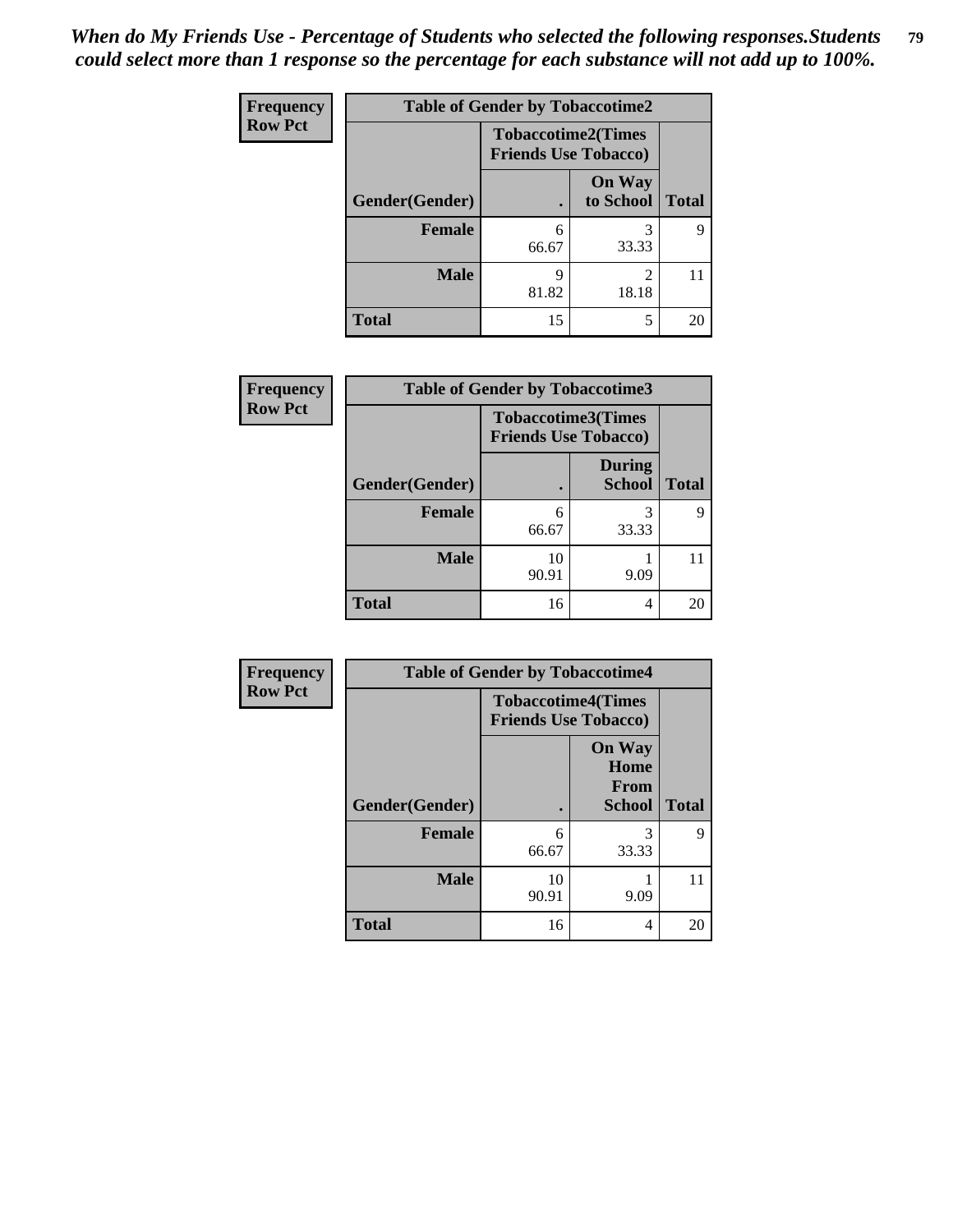*When do My Friends Use - Percentage of Students who selected the following responses.Students could select more than 1 response so the percentage for each substance will not add up to 100%.*

**Frequency**
**Row Pct**

| Table of Gender by Tobaccotime2 | | | |
|---|---|---|---|
| | Tobaccotime2(Times Friends Use Tobacco) | | |
| Gender(Gender) | . | On Way to School | Total |
| **Female** | 6<br>66.67 | 3<br>33.33 | 9 |
| **Male** | 9<br>81.82 | 2<br>18.18 | 11 |
| **Total** | 15 | 5 | 20 |

**Frequency**
**Row Pct**

| Table of Gender by Tobaccotime3 | | | |
|---|---|---|---|
| | Tobaccotime3(Times Friends Use Tobacco) | | |
| Gender(Gender) | . | During School | Total |
| **Female** | 6<br>66.67 | 3<br>33.33 | 9 |
| **Male** | 10<br>90.91 | 1<br>9.09 | 11 |
| **Total** | 16 | 4 | 20 |

**Frequency**
**Row Pct**

| Table of Gender by Tobaccotime4 | | | |
|---|---|---|---|
| | Tobaccotime4(Times Friends Use Tobacco) | | |
| Gender(Gender) | . | On Way Home From School | Total |
| **Female** | 6<br>66.67 | 3<br>33.33 | 9 |
| **Male** | 10<br>90.91 | 1<br>9.09 | 11 |
| **Total** | 16 | 4 | 20 |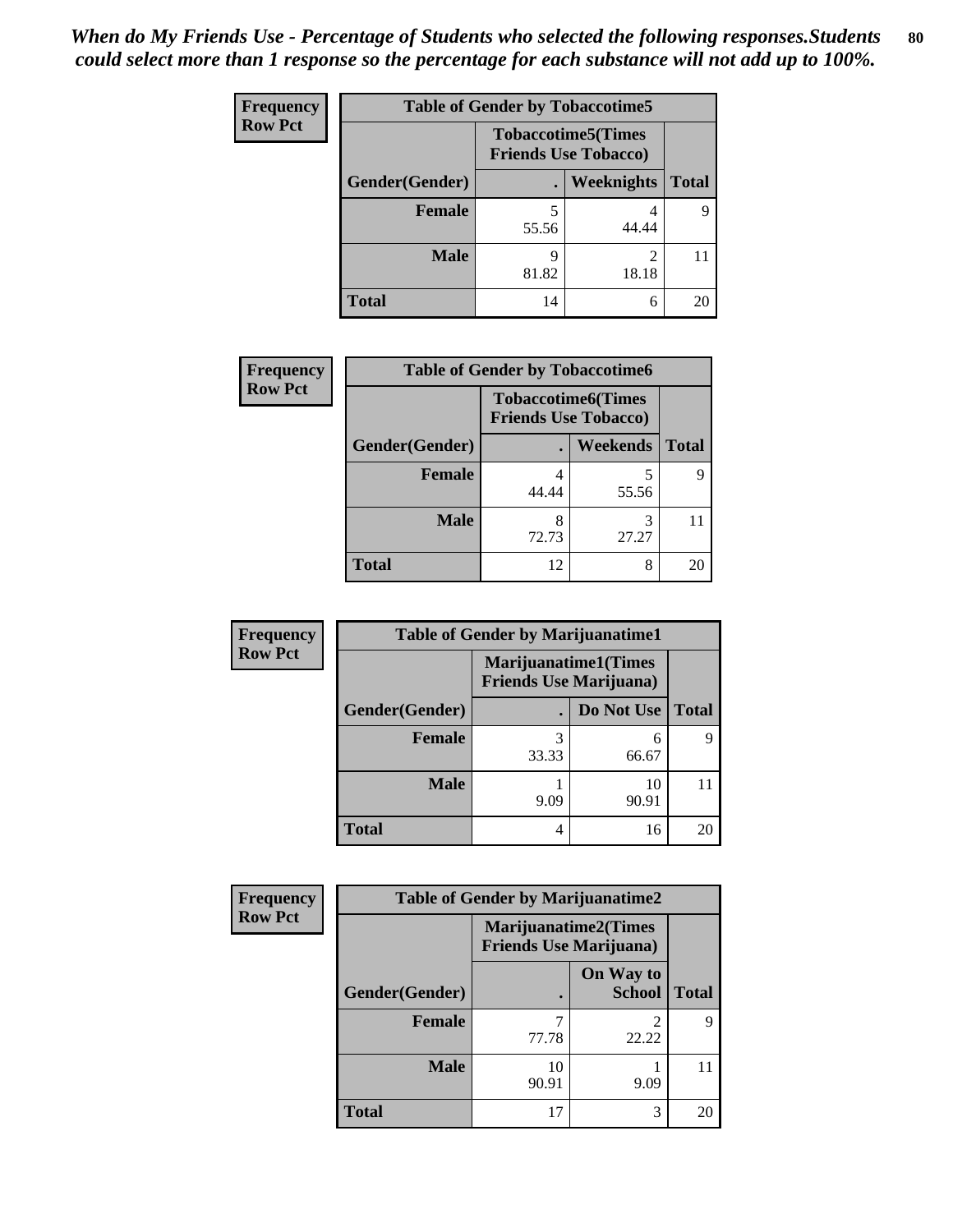*When do My Friends Use - Percentage of Students who selected the following responses.Students could select more than 1 response so the percentage for each substance will not add up to 100%.*

**Frequency**
**Row Pct**

| Table of Gender by Tobaccotime5 | | | |
|---|---|---|---|
| | Tobaccotime5(Times Friends Use Tobacco) | | |
| Gender(Gender) | . | Weeknights | Total |
| **Female** | 5<br>55.56 | 4<br>44.44 | 9 |
| **Male** | 9<br>81.82 | 2<br>18.18 | 11 |
| **Total** | 14 | 6 | 20 |

**Frequency**
**Row Pct**

| Table of Gender by Tobaccotime6 | | | |
|---|---|---|---|
| | Tobaccotime6(Times Friends Use Tobacco) | | |
| Gender(Gender) | . | Weekends | Total |
| **Female** | 4<br>44.44 | 5<br>55.56 | 9 |
| **Male** | 8<br>72.73 | 3<br>27.27 | 11 |
| **Total** | 12 | 8 | 20 |

**Frequency**
**Row Pct**

| Table of Gender by Marijuanatime1 | | | |
|---|---|---|---|
| | Marijuanatime1(Times Friends Use Marijuana) | | |
| Gender(Gender) | . | Do Not Use | Total |
| **Female** | 3<br>33.33 | 6<br>66.67 | 9 |
| **Male** | 1<br>9.09 | 10<br>90.91 | 11 |
| **Total** | 4 | 16 | 20 |

**Frequency**
**Row Pct**

| Table of Gender by Marijuanatime2 | | | |
|---|---|---|---|
| | Marijuanatime2(Times Friends Use Marijuana) | | |
| Gender(Gender) | . | On Way to School | Total |
| **Female** | 7<br>77.78 | 2<br>22.22 | 9 |
| **Male** | 10<br>90.91 | 1<br>9.09 | 11 |
| **Total** | 17 | 3 | 20 |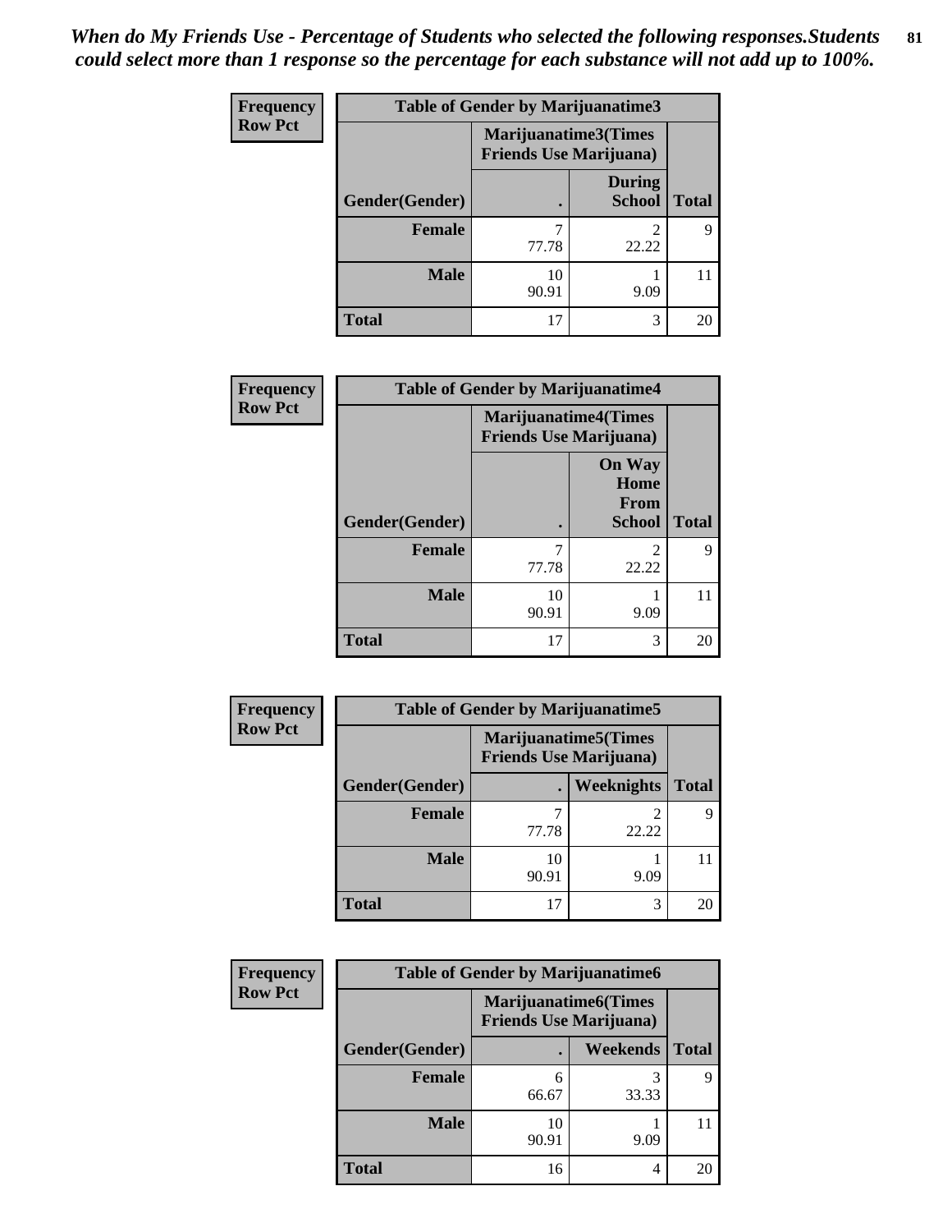*When do My Friends Use - Percentage of Students who selected the following responses.Students could select more than 1 response so the percentage for each substance will not add up to 100%.*

**Frequency**
**Row Pct**

| Table of Gender by Marijuanatime3 | | | |
|---|---|---|---|
| | Marijuanatime3(Times Friends Use Marijuana) | | |
| Gender(Gender) | . | During School | Total |
| Female | 7<br>77.78 | 2<br>22.22 | 9 |
| Male | 10<br>90.91 | 1<br>9.09 | 11 |
| Total | 17 | 3 | 20 |

**Frequency**
**Row Pct**

| Table of Gender by Marijuanatime4 | | | |
|---|---|---|---|
| | Marijuanatime4(Times Friends Use Marijuana) | | |
| Gender(Gender) | . | On Way Home From School | Total |
| Female | 7<br>77.78 | 2<br>22.22 | 9 |
| Male | 10<br>90.91 | 1<br>9.09 | 11 |
| Total | 17 | 3 | 20 |

**Frequency**
**Row Pct**

| Table of Gender by Marijuanatime5 | | | |
|---|---|---|---|
| | Marijuanatime5(Times Friends Use Marijuana) | | |
| Gender(Gender) | . | Weeknights | Total |
| Female | 7<br>77.78 | 2<br>22.22 | 9 |
| Male | 10<br>90.91 | 1<br>9.09 | 11 |
| Total | 17 | 3 | 20 |

**Frequency**
**Row Pct**

| Table of Gender by Marijuanatime6 | | | |
|---|---|---|---|
| | Marijuanatime6(Times Friends Use Marijuana) | | |
| Gender(Gender) | . | Weekends | Total |
| Female | 6<br>66.67 | 3<br>33.33 | 9 |
| Male | 10<br>90.91 | 1<br>9.09 | 11 |
| Total | 16 | 4 | 20 |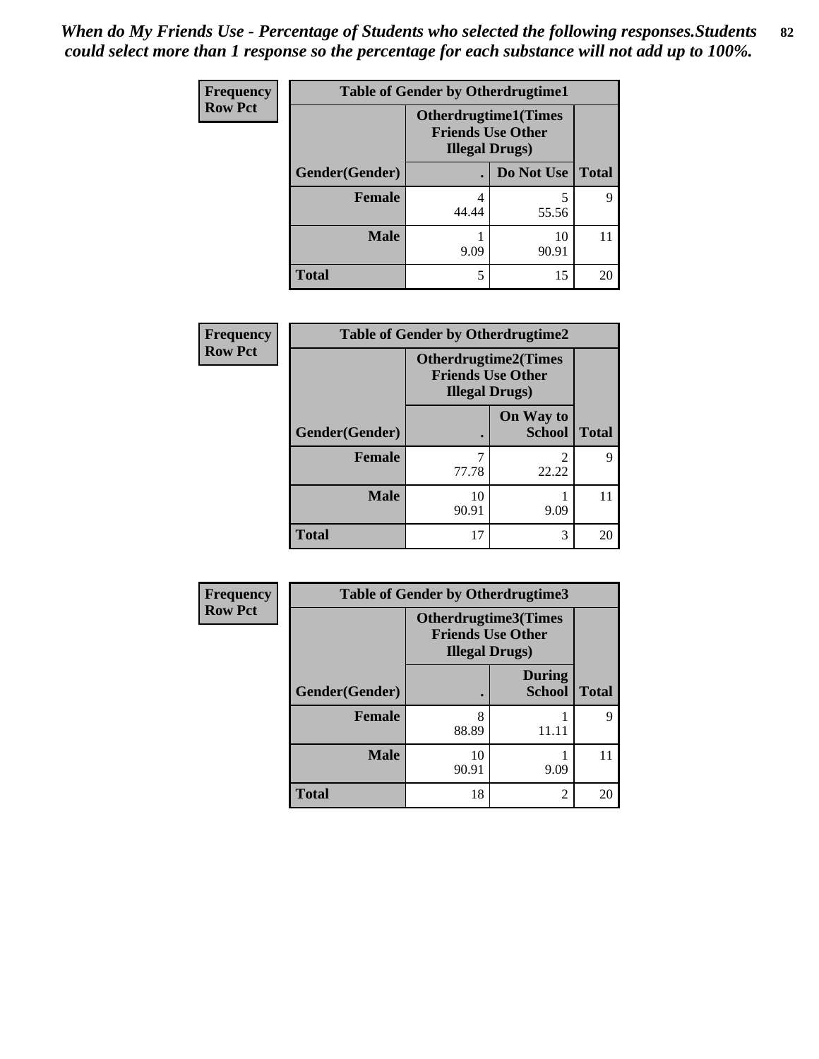*When do My Friends Use - Percentage of Students who selected the following responses.Students could select more than 1 response so the percentage for each substance will not add up to 100%.*

**Frequency**
**Row Pct**

| Table of Gender by Otherdrugtime1 | | | |
|---|---|---|---|
| | Otherdrugtime1(Times Friends Use Other Illegal Drugs) | | |
| Gender(Gender) | . | Do Not Use | Total |
| Female | 4<br>44.44 | 5<br>55.56 | 9 |
| Male | 1<br>9.09 | 10<br>90.91 | 11 |
| Total | 5 | 15 | 20 |

**Frequency**
**Row Pct**

| Table of Gender by Otherdrugtime2 | | | |
|---|---|---|---|
| | Otherdrugtime2(Times Friends Use Other Illegal Drugs) | | |
| Gender(Gender) | . | On Way to School | Total |
| Female | 7<br>77.78 | 2<br>22.22 | 9 |
| Male | 10<br>90.91 | 1<br>9.09 | 11 |
| Total | 17 | 3 | 20 |

**Frequency**
**Row Pct**

| Table of Gender by Otherdrugtime3 | | | |
|---|---|---|---|
| | Otherdrugtime3(Times Friends Use Other Illegal Drugs) | | |
| Gender(Gender) | . | During School | Total |
| Female | 8<br>88.89 | 1<br>11.11 | 9 |
| Male | 10<br>90.91 | 1<br>9.09 | 11 |
| Total | 18 | 2 | 20 |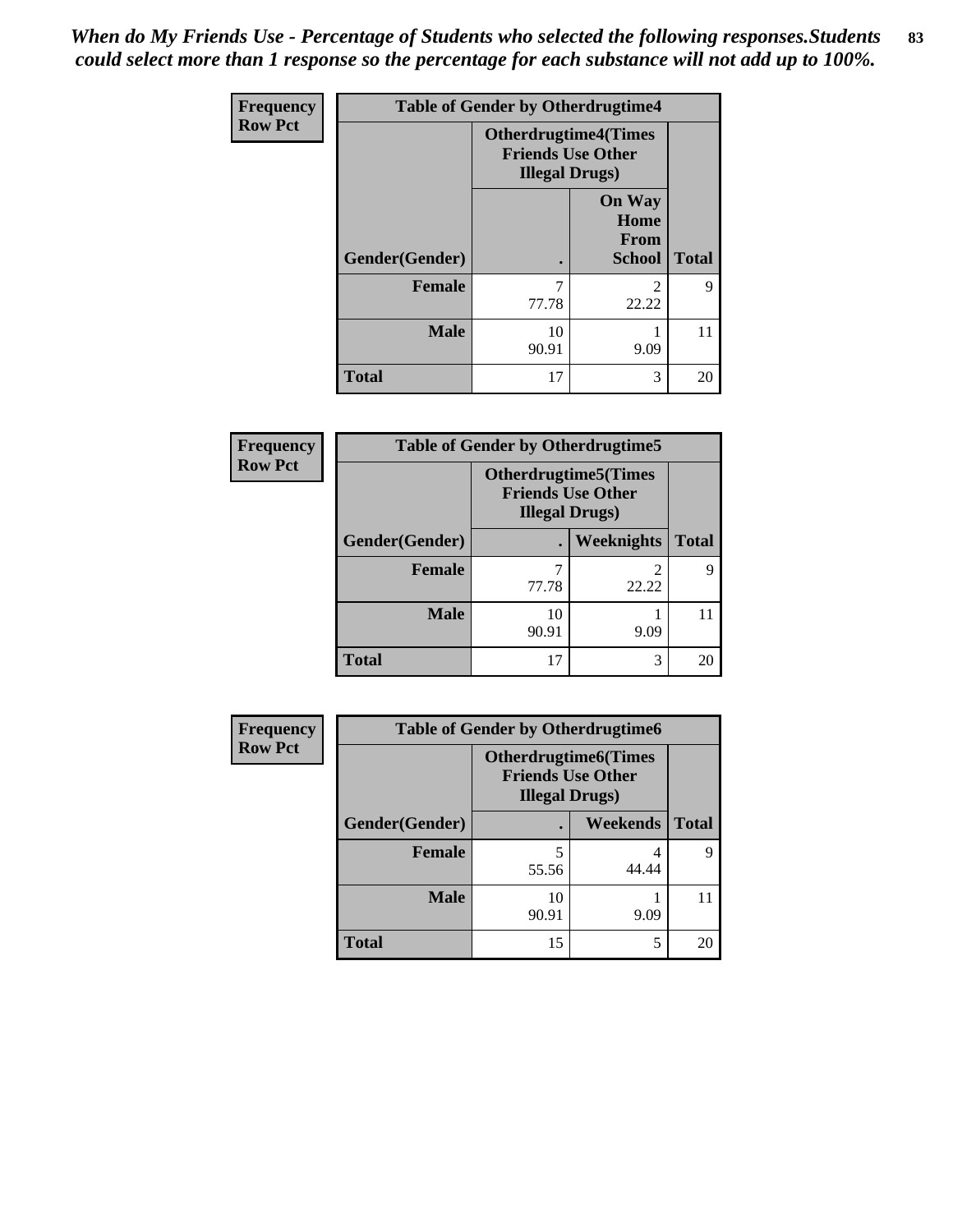*When do My Friends Use - Percentage of Students who selected the following responses.Students could select more than 1 response so the percentage for each substance will not add up to 100%.*

**Frequency**
**Row Pct**

| Table of Gender by Otherdrugtime4 | | | |
|---|---|---|---|
| | Otherdrugtime4(Times Friends Use Other Illegal Drugs) | | |
| Gender(Gender) | . | On Way Home From School | Total |
| **Female** | 7<br>77.78 | 2<br>22.22 | 9 |
| **Male** | 10<br>90.91 | 1<br>9.09 | 11 |
| **Total** | 17 | 3 | 20 |

**Frequency**
**Row Pct**

| Table of Gender by Otherdrugtime5 | | | |
|---|---|---|---|
| | Otherdrugtime5(Times Friends Use Other Illegal Drugs) | | |
| Gender(Gender) | . | Weeknights | Total |
| **Female** | 7<br>77.78 | 2<br>22.22 | 9 |
| **Male** | 10<br>90.91 | 1<br>9.09 | 11 |
| **Total** | 17 | 3 | 20 |

**Frequency**
**Row Pct**

| Table of Gender by Otherdrugtime6 | | | |
|---|---|---|---|
| | Otherdrugtime6(Times Friends Use Other Illegal Drugs) | | |
| Gender(Gender) | . | Weekends | Total |
| **Female** | 5<br>55.56 | 4<br>44.44 | 9 |
| **Male** | 10<br>90.91 | 1<br>9.09 | 11 |
| **Total** | 15 | 5 | 20 |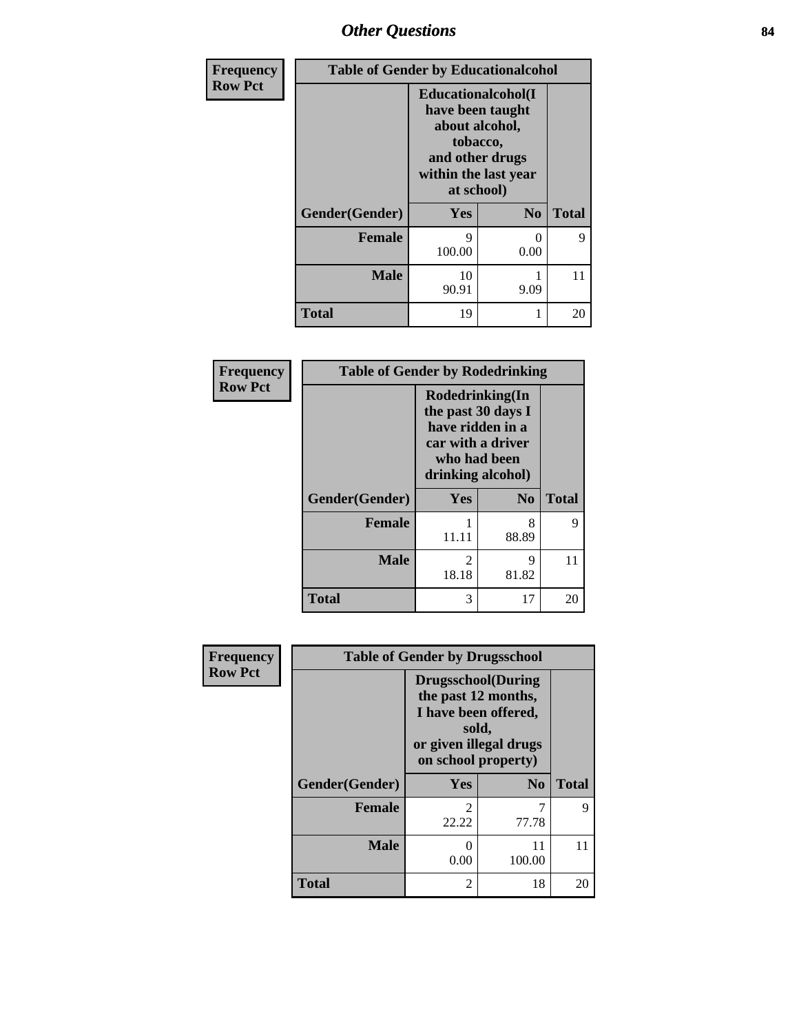| Frequency Row Pct | Table of Gender by Educationalcohol | | |
|---|---|---|---|
| | Educationalcohol(I have been taught about alcohol, tobacco, and other drugs within the last year at school) | | |
| Gender(Gender) | Yes | No | Total |
| Female | 9<br>100.00 | 0<br>0.00 | 9 |
| Male | 10<br>90.91 | 1<br>9.09 | 11 |
| Total | 19 | 1 | 20 |

| Frequency Row Pct | Table of Gender by Rodedrinking | | |
|---|---|---|---|
| | Rodedrinking(In the past 30 days I have ridden in a car with a driver who had been drinking alcohol) | | |
| Gender(Gender) | Yes | No | Total |
| Female | 1<br>11.11 | 8<br>88.89 | 9 |
| Male | 2<br>18.18 | 9<br>81.82 | 11 |
| Total | 3 | 17 | 20 |

| Frequency Row Pct | Table of Gender by Drugsschool | | |
|---|---|---|---|
| | Drugsschool(During the past 12 months, I have been offered, sold, or given illegal drugs on school property) | | |
| Gender(Gender) | Yes | No | Total |
| Female | 2<br>22.22 | 7<br>77.78 | 9 |
| Male | 0<br>0.00 | 11<br>100.00 | 11 |
| Total | 2 | 18 | 20 |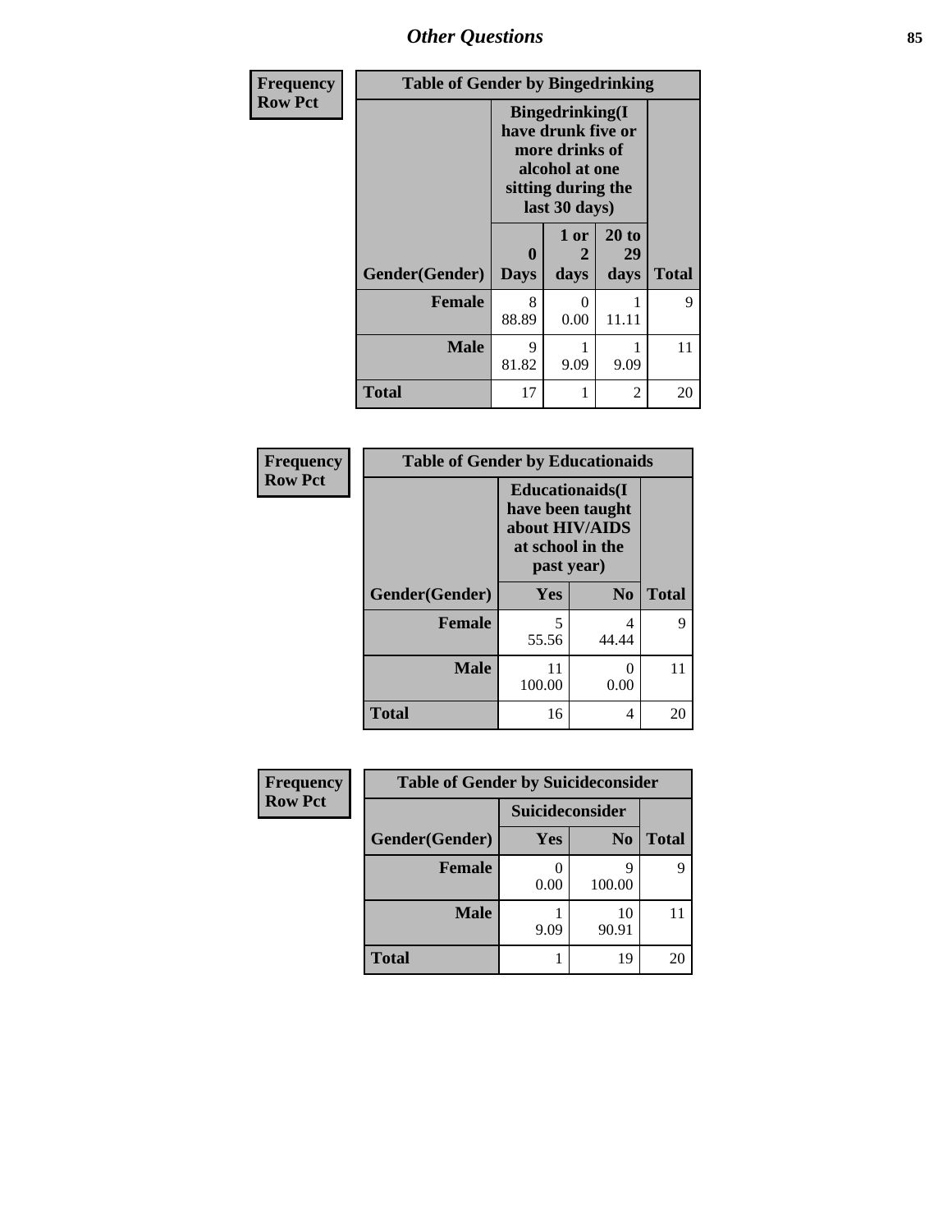## Other Questions

**Frequency**
**Row Pct**

**Table of Gender by Bingedrinking**

| Gender(Gender) | Bingedrinking(I have drunk five or more drinks of alcohol at one sitting during the last 30 days) | | | Total |
|---|---|---|---|---|
| | 0 Days | 1 or 2 days | 20 to 29 days | |
| **Female** | 8<br>88.89 | 0<br>0.00 | 1<br>11.11 | 9 |
| **Male** | 9<br>81.82 | 1<br>9.09 | 1<br>9.09 | 11 |
| **Total** | 17 | 1 | 2 | 20 |

**Frequency**
**Row Pct**

**Table of Gender by Educationaids**

| Gender(Gender) | Educationaids(I have been taught about HIV/AIDS at school in the past year) | | Total |
|---|---|---|---|
| | Yes | No | |
| **Female** | 5<br>55.56 | 4<br>44.44 | 9 |
| **Male** | 11<br>100.00 | 0<br>0.00 | 11 |
| **Total** | 16 | 4 | 20 |

**Frequency**
**Row Pct**

**Table of Gender by Suicideconsider**

| Gender(Gender) | Suicideconsider | | Total |
|---|---|---|---|
| | Yes | No | |
| **Female** | 0<br>0.00 | 9<br>100.00 | 9 |
| **Male** | 1<br>9.09 | 10<br>90.91 | 11 |
| **Total** | 1 | 19 | 20 |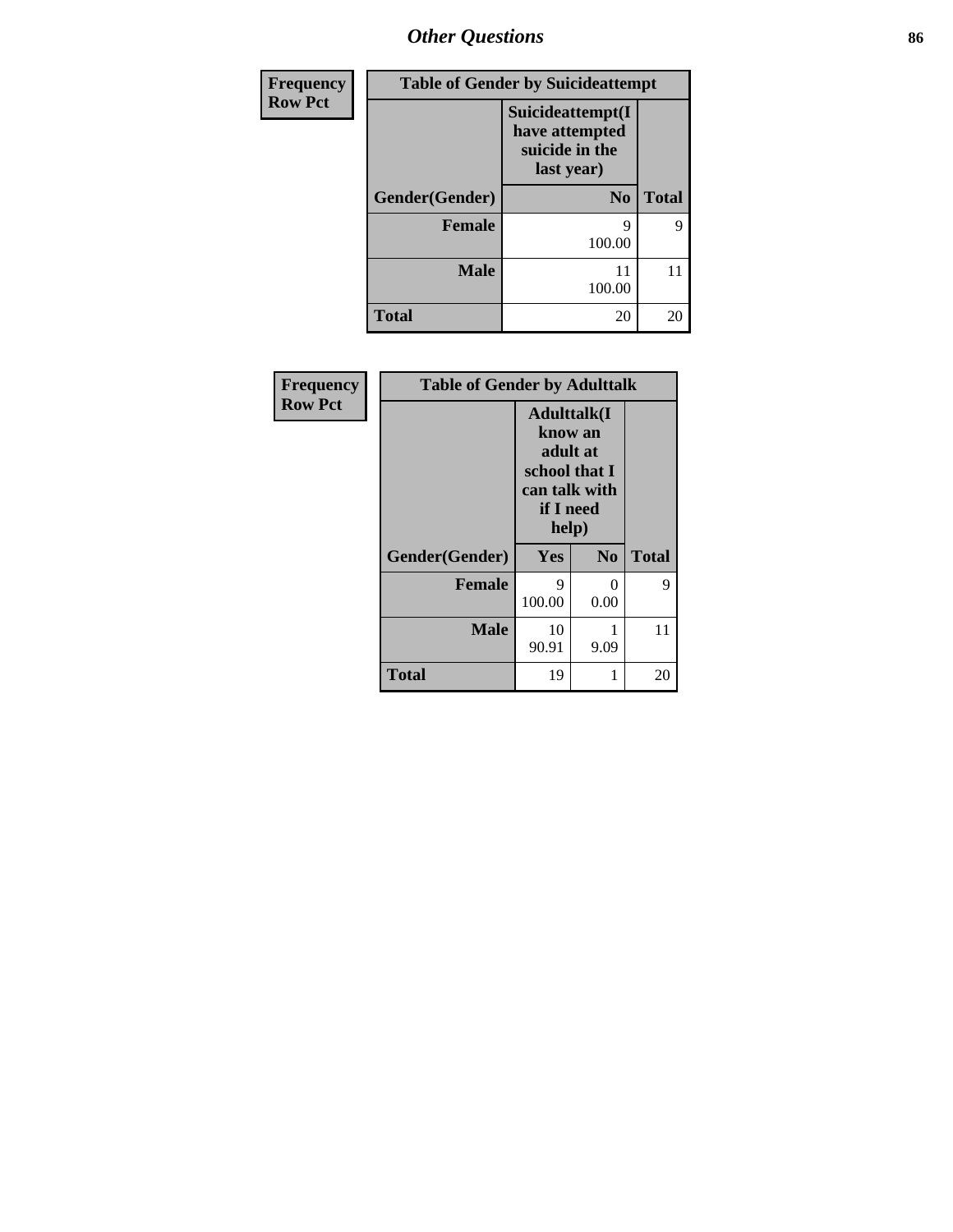# Other Questions

| Frequency<br>Row Pct |
|---|

**Table of Gender by Suicideattempt**

| | Suicideattempt(I have attempted suicide in the last year) | |
|---|---|---|
| Gender(Gender) | No | Total |
| Female | 9<br>100.00 | 9 |
| Male | 11<br>100.00 | 11 |
| Total | 20 | 20 |

| Frequency<br>Row Pct |
|---|

**Table of Gender by Adulttalk**

| | Adulttalk(I know an adult at school that I can talk with if I need help) | | |
|---|---|---|---|
| Gender(Gender) | Yes | No | Total |
| Female | 9<br>100.00 | 0<br>0.00 | 9 |
| Male | 10<br>90.91 | 1<br>9.09 | 11 |
| Total | 19 | 1 | 20 |